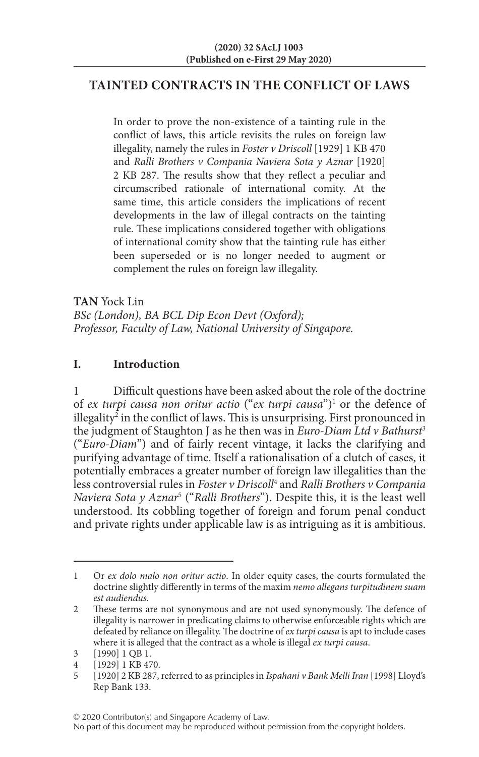# TAINTED CONTRACTS IN THE CONFLICT OF LAWS

In order to prove the non-existence of a tainting rule in the conflict of laws, this article revisits the rules on foreign law illegality, namely the rules in *Foster v Driscoll* [1929] 1 KB 470 and *Ralli Brothers v Compania Naviera Sota y Aznar* [1920] 2 KB 287. The results show that they reflect a peculiar and circumscribed rationale of international comity. At the same time, this article considers the implications of recent developments in the law of illegal contracts on the tainting rule. These implications considered together with obligations of international comity show that the tainting rule has either been superseded or is no longer needed to augment or complement the rules on foreign law illegality.

**TAN** Yock Lin
*BSc (London), BA BCL Dip Econ Devt (Oxford);*
*Professor, Faculty of Law, National University of Singapore.*

## I. Introduction

1 Difficult questions have been asked about the role of the doctrine of *ex turpi causa non oritur actio* ("*ex turpi causa*")[1] or the defence of illegality[2] in the conflict of laws. This is unsurprising. First pronounced in the judgment of Staughton J as he then was in *Euro-Diam Ltd v Bathurst*[3] ("*Euro-Diam*") and of fairly recent vintage, it lacks the clarifying and purifying advantage of time. Itself a rationalisation of a clutch of cases, it potentially embraces a greater number of foreign law illegalities than the less controversial rules in *Foster v Driscoll*[4] and *Ralli Brothers v Compania Naviera Sota y Aznar*[5] ("*Ralli Brothers*"). Despite this, it is the least well understood. Its cobbling together of foreign and forum penal conduct and private rights under applicable law is as intriguing as it is ambitious.

---

1 Or *ex dolo malo non oritur actio*. In older equity cases, the courts formulated the doctrine slightly differently in terms of the maxim *nemo allegans turpitudinem suam est audiendus*.

2 These terms are not synonymous and are not used synonymously. The defence of illegality is narrower in predicating claims to otherwise enforceable rights which are defeated by reliance on illegality. The doctrine of *ex turpi causa* is apt to include cases where it is alleged that the contract as a whole is illegal *ex turpi causa*.

3 [1990] 1 QB 1.

4 [1929] 1 KB 470.

5 [1920] 2 KB 287, referred to as principles in *Ispahani v Bank Melli Iran* [1998] Lloyd's Rep Bank 133.

© 2020 Contributor(s) and Singapore Academy of Law.
No part of this document may be reproduced without permission from the copyright holders.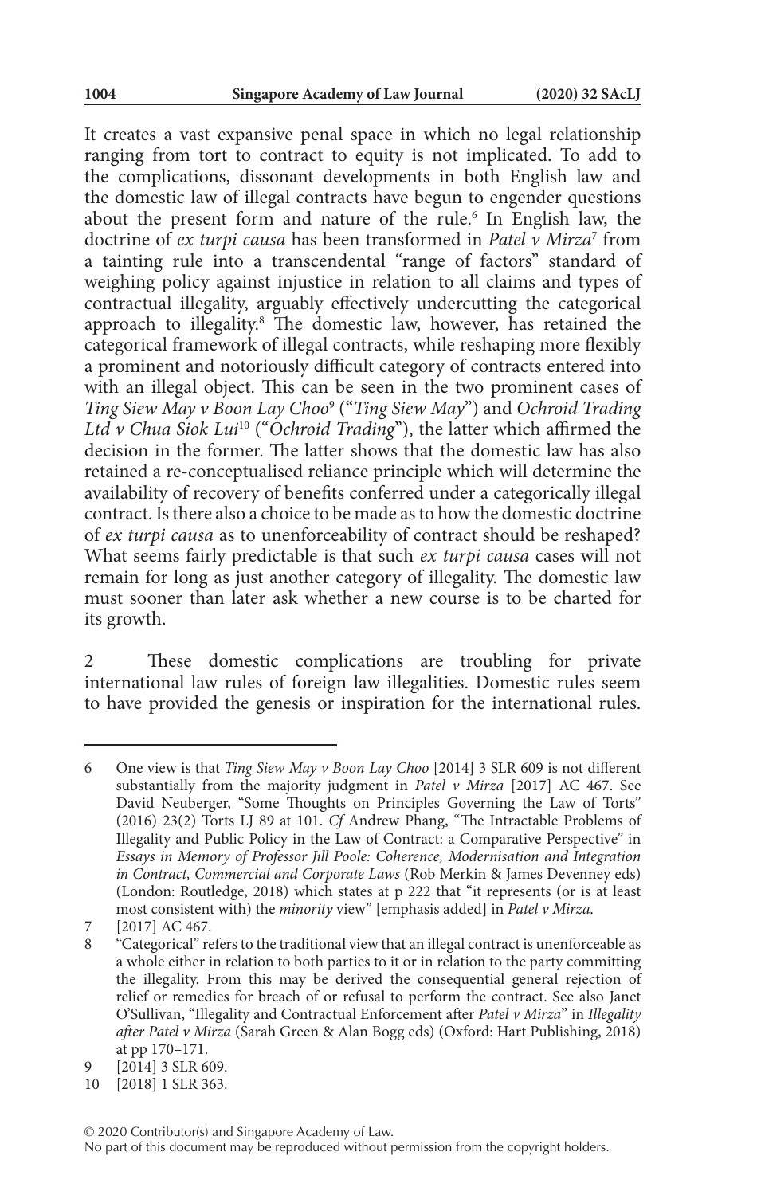It creates a vast expansive penal space in which no legal relationship ranging from tort to contract to equity is not implicated. To add to the complications, dissonant developments in both English law and the domestic law of illegal contracts have begun to engender questions about the present form and nature of the rule.[6] In English law, the doctrine of *ex turpi causa* has been transformed in *Patel v Mirza*[7] from a tainting rule into a transcendental "range of factors" standard of weighing policy against injustice in relation to all claims and types of contractual illegality, arguably effectively undercutting the categorical approach to illegality.[8] The domestic law, however, has retained the categorical framework of illegal contracts, while reshaping more flexibly a prominent and notoriously difficult category of contracts entered into with an illegal object. This can be seen in the two prominent cases of *Ting Siew May v Boon Lay Choo*[9] ("*Ting Siew May*") and *Ochroid Trading Ltd v Chua Siok Lui*[10] ("*Ochroid Trading*"), the latter which affirmed the decision in the former. The latter shows that the domestic law has also retained a re-conceptualised reliance principle which will determine the availability of recovery of benefits conferred under a categorically illegal contract. Is there also a choice to be made as to how the domestic doctrine of *ex turpi causa* as to unenforceability of contract should be reshaped? What seems fairly predictable is that such *ex turpi causa* cases will not remain for long as just another category of illegality. The domestic law must sooner than later ask whether a new course is to be charted for its growth.

2 These domestic complications are troubling for private international law rules of foreign law illegalities. Domestic rules seem to have provided the genesis or inspiration for the international rules.

---

6 One view is that *Ting Siew May v Boon Lay Choo* [2014] 3 SLR 609 is not different substantially from the majority judgment in *Patel v Mirza* [2017] AC 467. See David Neuberger, "Some Thoughts on Principles Governing the Law of Torts" (2016) 23(2) Torts LJ 89 at 101. *Cf* Andrew Phang, "The Intractable Problems of Illegality and Public Policy in the Law of Contract: a Comparative Perspective" in *Essays in Memory of Professor Jill Poole: Coherence, Modernisation and Integration in Contract, Commercial and Corporate Laws* (Rob Merkin & James Devenney eds) (London: Routledge, 2018) which states at p 222 that "it represents (or is at least most consistent with) the *minority* view" [emphasis added] in *Patel v Mirza*.

7 [2017] AC 467.

8 "Categorical" refers to the traditional view that an illegal contract is unenforceable as a whole either in relation to both parties to it or in relation to the party committing the illegality. From this may be derived the consequential general rejection of relief or remedies for breach of or refusal to perform the contract. See also Janet O'Sullivan, "Illegality and Contractual Enforcement after *Patel v Mirza*" in *Illegality after Patel v Mirza* (Sarah Green & Alan Bogg eds) (Oxford: Hart Publishing, 2018) at pp 170–171.

9 [2014] 3 SLR 609.

10 [2018] 1 SLR 363.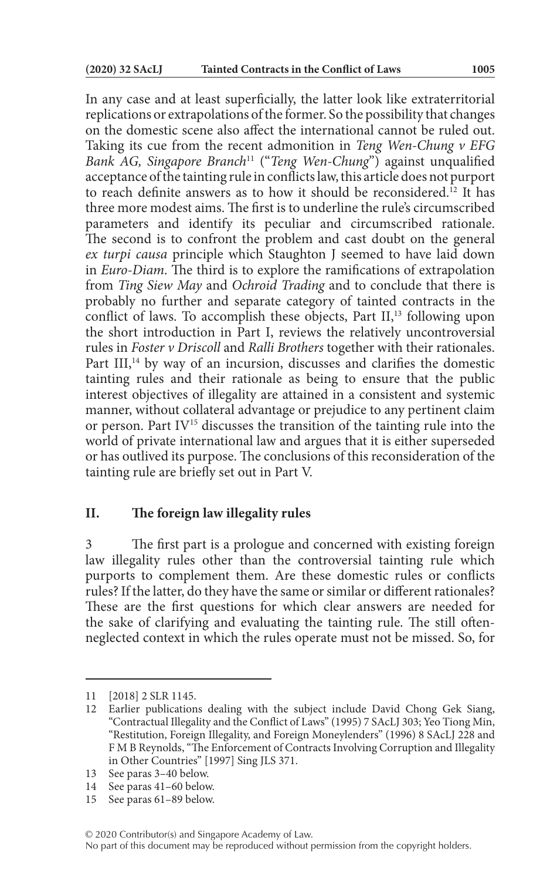In any case and at least superficially, the latter look like extraterritorial replications or extrapolations of the former. So the possibility that changes on the domestic scene also affect the international cannot be ruled out. Taking its cue from the recent admonition in *Teng Wen-Chung v EFG Bank AG, Singapore Branch*[11] ("*Teng Wen-Chung*") against unqualified acceptance of the tainting rule in conflicts law, this article does not purport to reach definite answers as to how it should be reconsidered.[12] It has three more modest aims. The first is to underline the rule's circumscribed parameters and identify its peculiar and circumscribed rationale. The second is to confront the problem and cast doubt on the general *ex turpi causa* principle which Staughton J seemed to have laid down in *Euro-Diam*. The third is to explore the ramifications of extrapolation from *Ting Siew May* and *Ochroid Trading* and to conclude that there is probably no further and separate category of tainted contracts in the conflict of laws. To accomplish these objects, Part II,[13] following upon the short introduction in Part I, reviews the relatively uncontroversial rules in *Foster v Driscoll* and *Ralli Brothers* together with their rationales. Part III,[14] by way of an incursion, discusses and clarifies the domestic tainting rules and their rationale as being to ensure that the public interest objectives of illegality are attained in a consistent and systemic manner, without collateral advantage or prejudice to any pertinent claim or person. Part IV[15] discusses the transition of the tainting rule into the world of private international law and argues that it is either superseded or has outlived its purpose. The conclusions of this reconsideration of the tainting rule are briefly set out in Part V.

## II. The foreign law illegality rules

3 The first part is a prologue and concerned with existing foreign law illegality rules other than the controversial tainting rule which purports to complement them. Are these domestic rules or conflicts rules? If the latter, do they have the same or similar or different rationales? These are the first questions for which clear answers are needed for the sake of clarifying and evaluating the tainting rule. The still often-neglected context in which the rules operate must not be missed. So, for

---

11 [2018] 2 SLR 1145.

12 Earlier publications dealing with the subject include David Chong Gek Siang, "Contractual Illegality and the Conflict of Laws" (1995) 7 SAcLJ 303; Yeo Tiong Min, "Restitution, Foreign Illegality, and Foreign Moneylenders" (1996) 8 SAcLJ 228 and F M B Reynolds, "The Enforcement of Contracts Involving Corruption and Illegality in Other Countries" [1997] Sing JLS 371.

13 See paras 3–40 below.

14 See paras 41–60 below.

15 See paras 61–89 below.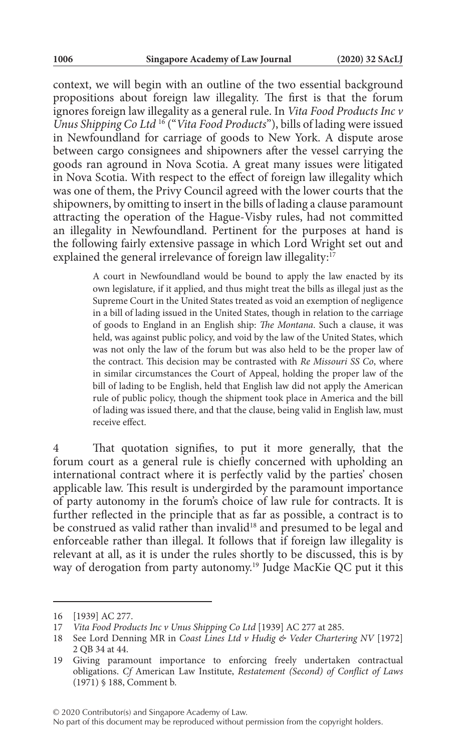context, we will begin with an outline of the two essential background propositions about foreign law illegality. The first is that the forum ignores foreign law illegality as a general rule. In *Vita Food Products Inc v Unus Shipping Co Ltd*[16] ("*Vita Food Products*"), bills of lading were issued in Newfoundland for carriage of goods to New York. A dispute arose between cargo consignees and shipowners after the vessel carrying the goods ran aground in Nova Scotia. A great many issues were litigated in Nova Scotia. With respect to the effect of foreign law illegality which was one of them, the Privy Council agreed with the lower courts that the shipowners, by omitting to insert in the bills of lading a clause paramount attracting the operation of the Hague-Visby rules, had not committed an illegality in Newfoundland. Pertinent for the purposes at hand is the following fairly extensive passage in which Lord Wright set out and explained the general irrelevance of foreign law illegality:[17]

> A court in Newfoundland would be bound to apply the law enacted by its own legislature, if it applied, and thus might treat the bills as illegal just as the Supreme Court in the United States treated as void an exemption of negligence in a bill of lading issued in the United States, though in relation to the carriage of goods to England in an English ship: *The Montana*. Such a clause, it was held, was against public policy, and void by the law of the United States, which was not only the law of the forum but was also held to be the proper law of the contract. This decision may be contrasted with *Re Missouri SS Co*, where in similar circumstances the Court of Appeal, holding the proper law of the bill of lading to be English, held that English law did not apply the American rule of public policy, though the shipment took place in America and the bill of lading was issued there, and that the clause, being valid in English law, must receive effect.

4 That quotation signifies, to put it more generally, that the forum court as a general rule is chiefly concerned with upholding an international contract where it is perfectly valid by the parties' chosen applicable law. This result is undergirded by the paramount importance of party autonomy in the forum's choice of law rule for contracts. It is further reflected in the principle that as far as possible, a contract is to be construed as valid rather than invalid[18] and presumed to be legal and enforceable rather than illegal. It follows that if foreign law illegality is relevant at all, as it is under the rules shortly to be discussed, this is by way of derogation from party autonomy.[19] Judge MacKie QC put it this

---

16 [1939] AC 277.

17 *Vita Food Products Inc v Unus Shipping Co Ltd* [1939] AC 277 at 285.

18 See Lord Denning MR in *Coast Lines Ltd v Hudig & Veder Chartering NV* [1972] 2 QB 34 at 44.

19 Giving paramount importance to enforcing freely undertaken contractual obligations. *Cf* American Law Institute, *Restatement (Second) of Conflict of Laws* (1971) § 188, Comment b.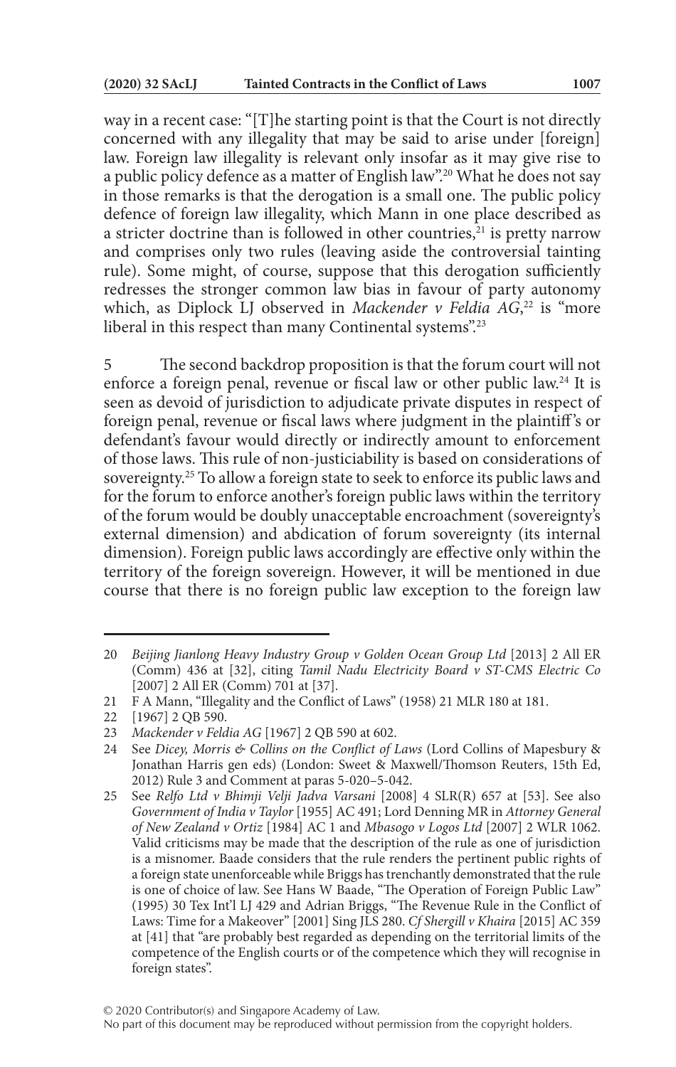way in a recent case: "[T]he starting point is that the Court is not directly concerned with any illegality that may be said to arise under [foreign] law. Foreign law illegality is relevant only insofar as it may give rise to a public policy defence as a matter of English law".[20] What he does not say in those remarks is that the derogation is a small one. The public policy defence of foreign law illegality, which Mann in one place described as a stricter doctrine than is followed in other countries,[21] is pretty narrow and comprises only two rules (leaving aside the controversial tainting rule). Some might, of course, suppose that this derogation sufficiently redresses the stronger common law bias in favour of party autonomy which, as Diplock LJ observed in *Mackender v Feldia AG*,[22] is "more liberal in this respect than many Continental systems".[23]

5 The second backdrop proposition is that the forum court will not enforce a foreign penal, revenue or fiscal law or other public law.[24] It is seen as devoid of jurisdiction to adjudicate private disputes in respect of foreign penal, revenue or fiscal laws where judgment in the plaintiff's or defendant's favour would directly or indirectly amount to enforcement of those laws. This rule of non-justiciability is based on considerations of sovereignty.[25] To allow a foreign state to seek to enforce its public laws and for the forum to enforce another's foreign public laws within the territory of the forum would be doubly unacceptable encroachment (sovereignty's external dimension) and abdication of forum sovereignty (its internal dimension). Foreign public laws accordingly are effective only within the territory of the foreign sovereign. However, it will be mentioned in due course that there is no foreign public law exception to the foreign law

---

20 *Beijing Jianlong Heavy Industry Group v Golden Ocean Group Ltd* [2013] 2 All ER (Comm) 436 at [32], citing *Tamil Nadu Electricity Board v ST-CMS Electric Co* [2007] 2 All ER (Comm) 701 at [37].

21 F A Mann, "Illegality and the Conflict of Laws" (1958) 21 MLR 180 at 181.

22 [1967] 2 QB 590.

23 *Mackender v Feldia AG* [1967] 2 QB 590 at 602.

24 See *Dicey, Morris & Collins on the Conflict of Laws* (Lord Collins of Mapesbury & Jonathan Harris gen eds) (London: Sweet & Maxwell/Thomson Reuters, 15th Ed, 2012) Rule 3 and Comment at paras 5-020–5-042.

25 See *Relfo Ltd v Bhimji Velji Jadva Varsani* [2008] 4 SLR(R) 657 at [53]. See also *Government of India v Taylor* [1955] AC 491; Lord Denning MR in *Attorney General of New Zealand v Ortiz* [1984] AC 1 and *Mbasogo v Logos Ltd* [2007] 2 WLR 1062. Valid criticisms may be made that the description of the rule as one of jurisdiction is a misnomer. Baade considers that the rule renders the pertinent public rights of a foreign state unenforceable while Briggs has trenchantly demonstrated that the rule is one of choice of law. See Hans W Baade, "The Operation of Foreign Public Law" (1995) 30 Tex Int'l LJ 429 and Adrian Briggs, "The Revenue Rule in the Conflict of Laws: Time for a Makeover" [2001] Sing JLS 280. *Cf Shergill v Khaira* [2015] AC 359 at [41] that "are probably best regarded as depending on the territorial limits of the competence of the English courts or of the competence which they will recognise in foreign states".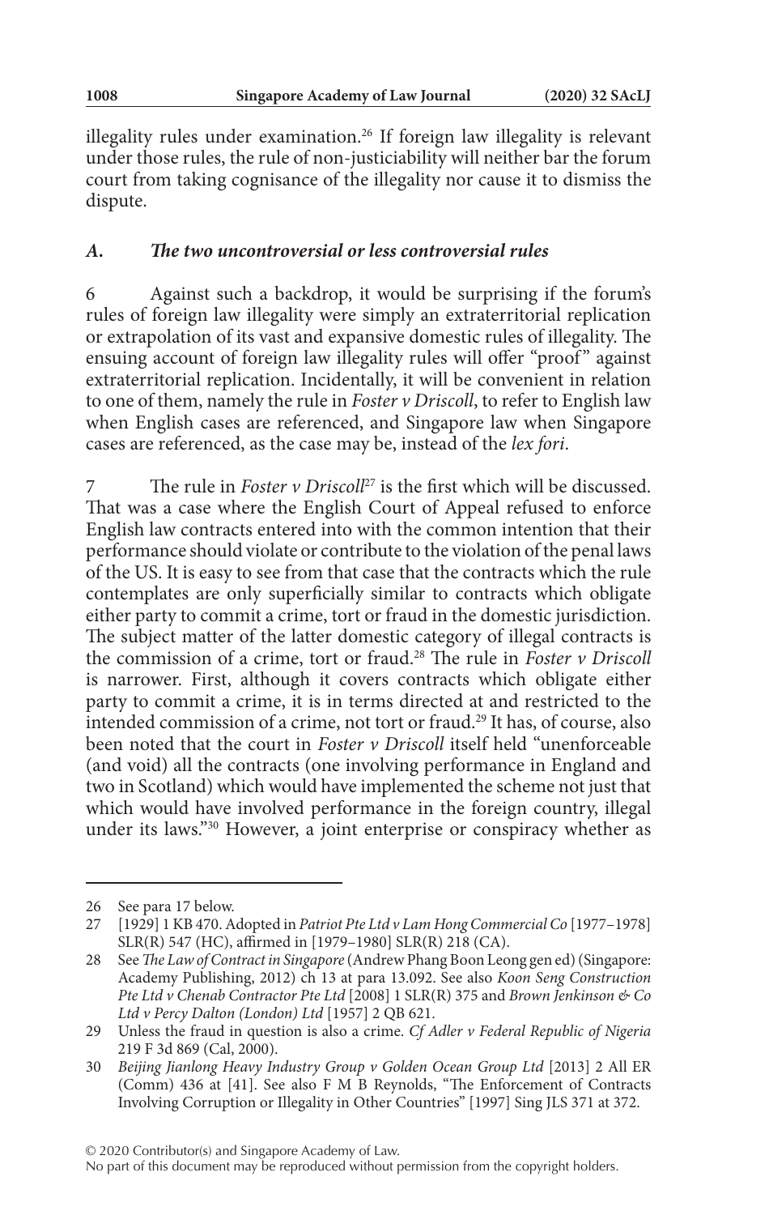illegality rules under examination.[26] If foreign law illegality is relevant under those rules, the rule of non-justiciability will neither bar the forum court from taking cognisance of the illegality nor cause it to dismiss the dispute.

### *A. The two uncontroversial or less controversial rules*

6 Against such a backdrop, it would be surprising if the forum's rules of foreign law illegality were simply an extraterritorial replication or extrapolation of its vast and expansive domestic rules of illegality. The ensuing account of foreign law illegality rules will offer "proof" against extraterritorial replication. Incidentally, it will be convenient in relation to one of them, namely the rule in *Foster v Driscoll*, to refer to English law when English cases are referenced, and Singapore law when Singapore cases are referenced, as the case may be, instead of the *lex fori*.

7 The rule in *Foster v Driscoll*[27] is the first which will be discussed. That was a case where the English Court of Appeal refused to enforce English law contracts entered into with the common intention that their performance should violate or contribute to the violation of the penal laws of the US. It is easy to see from that case that the contracts which the rule contemplates are only superficially similar to contracts which obligate either party to commit a crime, tort or fraud in the domestic jurisdiction. The subject matter of the latter domestic category of illegal contracts is the commission of a crime, tort or fraud.[28] The rule in *Foster v Driscoll* is narrower. First, although it covers contracts which obligate either party to commit a crime, it is in terms directed at and restricted to the intended commission of a crime, not tort or fraud.[29] It has, of course, also been noted that the court in *Foster v Driscoll* itself held "unenforceable (and void) all the contracts (one involving performance in England and two in Scotland) which would have implemented the scheme not just that which would have involved performance in the foreign country, illegal under its laws."[30] However, a joint enterprise or conspiracy whether as

---

26 See para 17 below.

27 [1929] 1 KB 470. Adopted in *Patriot Pte Ltd v Lam Hong Commercial Co* [1977–1978] SLR(R) 547 (HC), affirmed in [1979–1980] SLR(R) 218 (CA).

28 See *The Law of Contract in Singapore* (Andrew Phang Boon Leong gen ed) (Singapore: Academy Publishing, 2012) ch 13 at para 13.092. See also *Koon Seng Construction Pte Ltd v Chenab Contractor Pte Ltd* [2008] 1 SLR(R) 375 and *Brown Jenkinson & Co Ltd v Percy Dalton (London) Ltd* [1957] 2 QB 621.

29 Unless the fraud in question is also a crime. *Cf Adler v Federal Republic of Nigeria* 219 F 3d 869 (Cal, 2000).

30 *Beijing Jianlong Heavy Industry Group v Golden Ocean Group Ltd* [2013] 2 All ER (Comm) 436 at [41]. See also F M B Reynolds, "The Enforcement of Contracts Involving Corruption or Illegality in Other Countries" [1997] Sing JLS 371 at 372.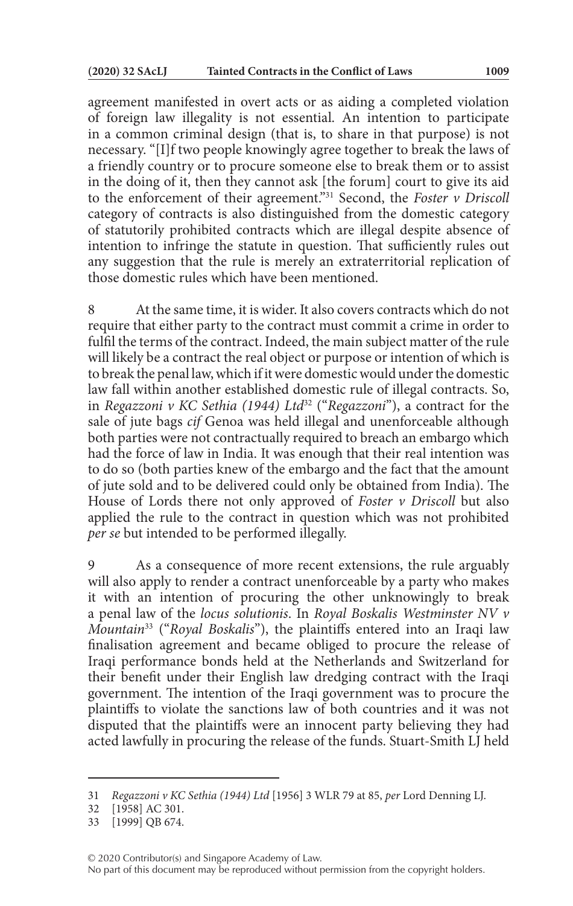agreement manifested in overt acts or as aiding a completed violation of foreign law illegality is not essential. An intention to participate in a common criminal design (that is, to share in that purpose) is not necessary. "[I]f two people knowingly agree together to break the laws of a friendly country or to procure someone else to break them or to assist in the doing of it, then they cannot ask [the forum] court to give its aid to the enforcement of their agreement."[31] Second, the *Foster v Driscoll* category of contracts is also distinguished from the domestic category of statutorily prohibited contracts which are illegal despite absence of intention to infringe the statute in question. That sufficiently rules out any suggestion that the rule is merely an extraterritorial replication of those domestic rules which have been mentioned.

8 At the same time, it is wider. It also covers contracts which do not require that either party to the contract must commit a crime in order to fulfil the terms of the contract. Indeed, the main subject matter of the rule will likely be a contract the real object or purpose or intention of which is to break the penal law, which if it were domestic would under the domestic law fall within another established domestic rule of illegal contracts. So, in *Regazzoni v KC Sethia (1944) Ltd*[32] ("*Regazzoni*"), a contract for the sale of jute bags *cif* Genoa was held illegal and unenforceable although both parties were not contractually required to breach an embargo which had the force of law in India. It was enough that their real intention was to do so (both parties knew of the embargo and the fact that the amount of jute sold and to be delivered could only be obtained from India). The House of Lords there not only approved of *Foster v Driscoll* but also applied the rule to the contract in question which was not prohibited *per se* but intended to be performed illegally.

9 As a consequence of more recent extensions, the rule arguably will also apply to render a contract unenforceable by a party who makes it with an intention of procuring the other unknowingly to break a penal law of the *locus solutionis*. In *Royal Boskalis Westminster NV v Mountain*[33] ("*Royal Boskalis*"), the plaintiffs entered into an Iraqi law finalisation agreement and became obliged to procure the release of Iraqi performance bonds held at the Netherlands and Switzerland for their benefit under their English law dredging contract with the Iraqi government. The intention of the Iraqi government was to procure the plaintiffs to violate the sanctions law of both countries and it was not disputed that the plaintiffs were an innocent party believing they had acted lawfully in procuring the release of the funds. Stuart-Smith LJ held

---

31 *Regazzoni v KC Sethia (1944) Ltd* [1956] 3 WLR 79 at 85, *per* Lord Denning LJ.

32 [1958] AC 301.

33 [1999] QB 674.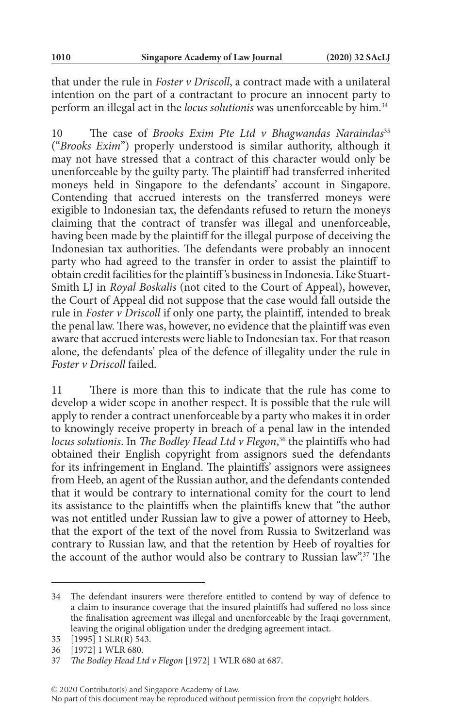that under the rule in *Foster v Driscoll*, a contract made with a unilateral intention on the part of a contractant to procure an innocent party to perform an illegal act in the *locus solutionis* was unenforceable by him.[34]

10 The case of *Brooks Exim Pte Ltd v Bhagwandas Naraindas*[35] ("*Brooks Exim*") properly understood is similar authority, although it may not have stressed that a contract of this character would only be unenforceable by the guilty party. The plaintiff had transferred inherited moneys held in Singapore to the defendants' account in Singapore. Contending that accrued interests on the transferred moneys were exigible to Indonesian tax, the defendants refused to return the moneys claiming that the contract of transfer was illegal and unenforceable, having been made by the plaintiff for the illegal purpose of deceiving the Indonesian tax authorities. The defendants were probably an innocent party who had agreed to the transfer in order to assist the plaintiff to obtain credit facilities for the plaintiff's business in Indonesia. Like Stuart-Smith LJ in *Royal Boskalis* (not cited to the Court of Appeal), however, the Court of Appeal did not suppose that the case would fall outside the rule in *Foster v Driscoll* if only one party, the plaintiff, intended to break the penal law. There was, however, no evidence that the plaintiff was even aware that accrued interests were liable to Indonesian tax. For that reason alone, the defendants' plea of the defence of illegality under the rule in *Foster v Driscoll* failed.

11 There is more than this to indicate that the rule has come to develop a wider scope in another respect. It is possible that the rule will apply to render a contract unenforceable by a party who makes it in order to knowingly receive property in breach of a penal law in the intended *locus solutionis*. In *The Bodley Head Ltd v Flegon*,[36] the plaintiffs who had obtained their English copyright from assignors sued the defendants for its infringement in England. The plaintiffs' assignors were assignees from Heeb, an agent of the Russian author, and the defendants contended that it would be contrary to international comity for the court to lend its assistance to the plaintiffs when the plaintiffs knew that "the author was not entitled under Russian law to give a power of attorney to Heeb, that the export of the text of the novel from Russia to Switzerland was contrary to Russian law, and that the retention by Heeb of royalties for the account of the author would also be contrary to Russian law".[37] The

---

34 The defendant insurers were therefore entitled to contend by way of defence to a claim to insurance coverage that the insured plaintiffs had suffered no loss since the finalisation agreement was illegal and unenforceable by the Iraqi government, leaving the original obligation under the dredging agreement intact.

35 [1995] 1 SLR(R) 543.

36 [1972] 1 WLR 680.

37 *The Bodley Head Ltd v Flegon* [1972] 1 WLR 680 at 687.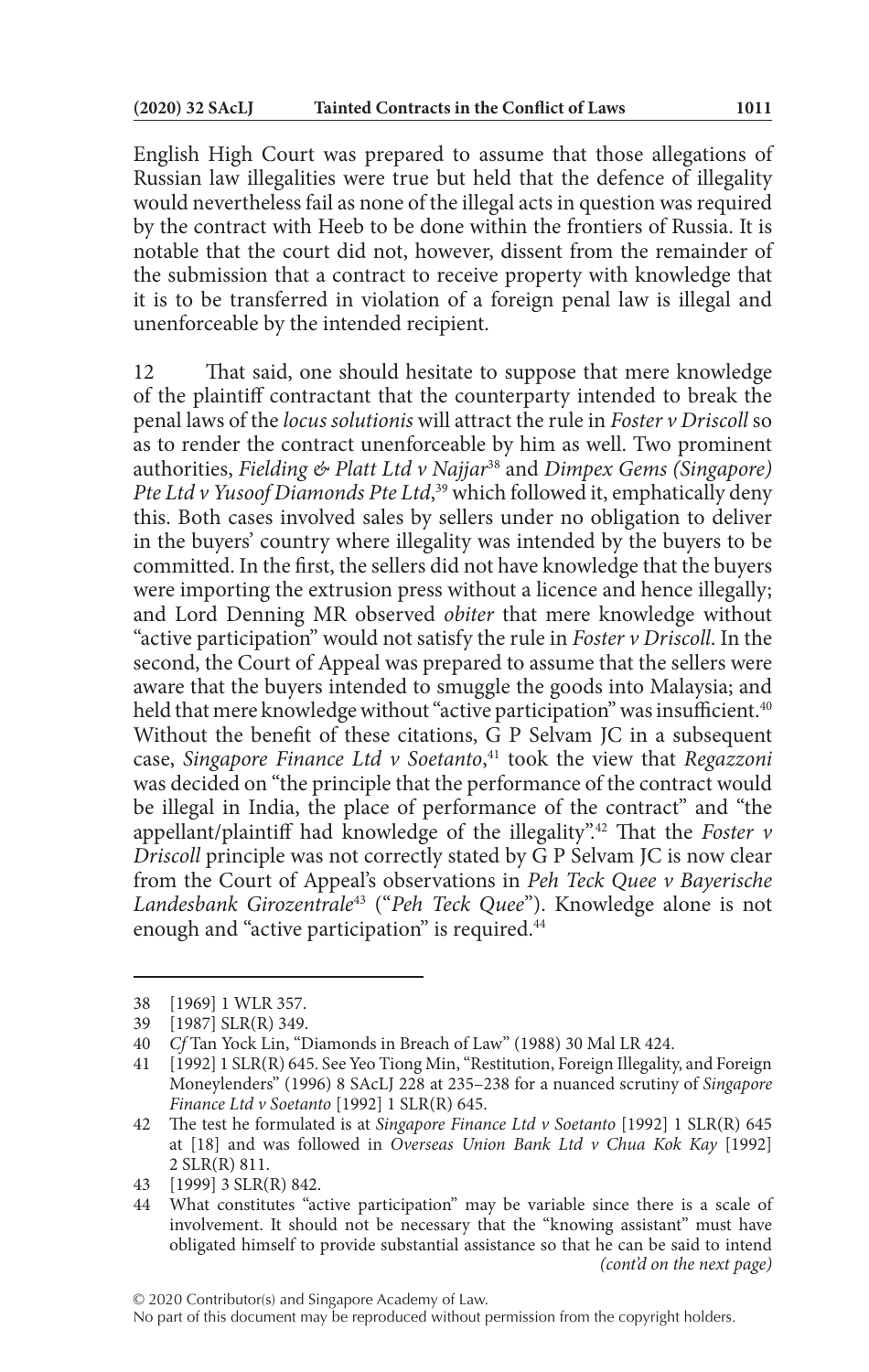English High Court was prepared to assume that those allegations of Russian law illegalities were true but held that the defence of illegality would nevertheless fail as none of the illegal acts in question was required by the contract with Heeb to be done within the frontiers of Russia. It is notable that the court did not, however, dissent from the remainder of the submission that a contract to receive property with knowledge that it is to be transferred in violation of a foreign penal law is illegal and unenforceable by the intended recipient.

12 That said, one should hesitate to suppose that mere knowledge of the plaintiff contractant that the counterparty intended to break the penal laws of the *locus solutionis* will attract the rule in *Foster v Driscoll* so as to render the contract unenforceable by him as well. Two prominent authorities, *Fielding & Platt Ltd v Najjar*[38] and *Dimpex Gems (Singapore) Pte Ltd v Yusoof Diamonds Pte Ltd*,[39] which followed it, emphatically deny this. Both cases involved sales by sellers under no obligation to deliver in the buyers' country where illegality was intended by the buyers to be committed. In the first, the sellers did not have knowledge that the buyers were importing the extrusion press without a licence and hence illegally; and Lord Denning MR observed *obiter* that mere knowledge without "active participation" would not satisfy the rule in *Foster v Driscoll*. In the second, the Court of Appeal was prepared to assume that the sellers were aware that the buyers intended to smuggle the goods into Malaysia; and held that mere knowledge without "active participation" was insufficient.[40] Without the benefit of these citations, G P Selvam JC in a subsequent case, *Singapore Finance Ltd v Soetanto*,[41] took the view that *Regazzoni* was decided on "the principle that the performance of the contract would be illegal in India, the place of performance of the contract" and "the appellant/plaintiff had knowledge of the illegality".[42] That the *Foster v Driscoll* principle was not correctly stated by G P Selvam JC is now clear from the Court of Appeal's observations in *Peh Teck Quee v Bayerische Landesbank Girozentrale*[43] ("*Peh Teck Quee*"). Knowledge alone is not enough and "active participation" is required.[44]

---

38 [1969] 1 WLR 357.

39 [1987] SLR(R) 349.

40 *Cf* Tan Yock Lin, "Diamonds in Breach of Law" (1988) 30 Mal LR 424.

41 [1992] 1 SLR(R) 645. See Yeo Tiong Min, "Restitution, Foreign Illegality, and Foreign Moneylenders" (1996) 8 SAcLJ 228 at 235–238 for a nuanced scrutiny of *Singapore Finance Ltd v Soetanto* [1992] 1 SLR(R) 645.

42 The test he formulated is at *Singapore Finance Ltd v Soetanto* [1992] 1 SLR(R) 645 at [18] and was followed in *Overseas Union Bank Ltd v Chua Kok Kay* [1992] 2 SLR(R) 811.

43 [1999] 3 SLR(R) 842.

44 What constitutes "active participation" may be variable since there is a scale of involvement. It should not be necessary that the "knowing assistant" must have obligated himself to provide substantial assistance so that he can be said to intend *(cont'd on the next page)*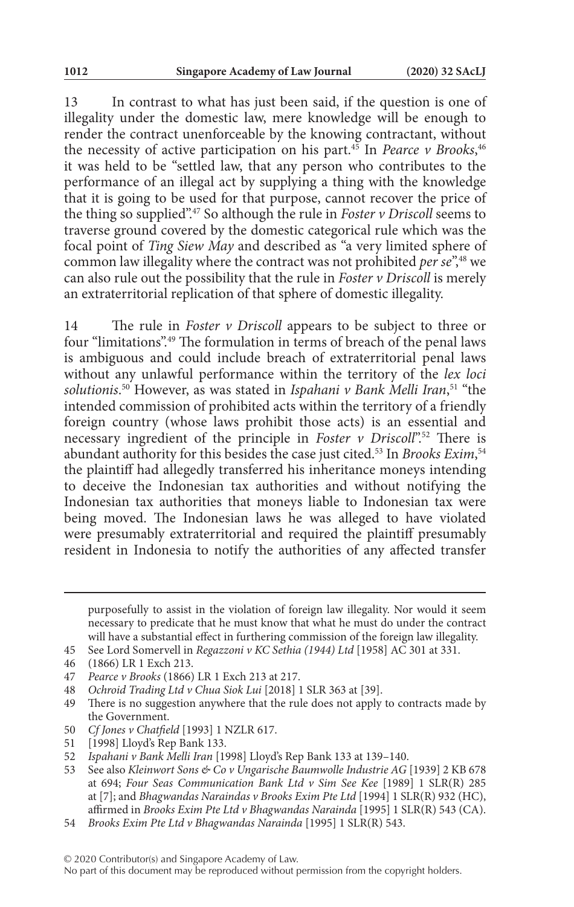13 In contrast to what has just been said, if the question is one of illegality under the domestic law, mere knowledge will be enough to render the contract unenforceable by the knowing contractant, without the necessity of active participation on his part.[45] In *Pearce v Brooks*,[46] it was held to be "settled law, that any person who contributes to the performance of an illegal act by supplying a thing with the knowledge that it is going to be used for that purpose, cannot recover the price of the thing so supplied".[47] So although the rule in *Foster v Driscoll* seems to traverse ground covered by the domestic categorical rule which was the focal point of *Ting Siew May* and described as "a very limited sphere of common law illegality where the contract was not prohibited *per se*",[48] we can also rule out the possibility that the rule in *Foster v Driscoll* is merely an extraterritorial replication of that sphere of domestic illegality.

14 The rule in *Foster v Driscoll* appears to be subject to three or four "limitations".[49] The formulation in terms of breach of the penal laws is ambiguous and could include breach of extraterritorial penal laws without any unlawful performance within the territory of the *lex loci solutionis*.[50] However, as was stated in *Ispahani v Bank Melli Iran*,[51] "the intended commission of prohibited acts within the territory of a friendly foreign country (whose laws prohibit those acts) is an essential and necessary ingredient of the principle in *Foster v Driscoll*".[52] There is abundant authority for this besides the case just cited.[53] In *Brooks Exim*,[54] the plaintiff had allegedly transferred his inheritance moneys intending to deceive the Indonesian tax authorities and without notifying the Indonesian tax authorities that moneys liable to Indonesian tax were being moved. The Indonesian laws he was alleged to have violated were presumably extraterritorial and required the plaintiff presumably resident in Indonesia to notify the authorities of any affected transfer

---

purposefully to assist in the violation of foreign law illegality. Nor would it seem necessary to predicate that he must know that what he must do under the contract will have a substantial effect in furthering commission of the foreign law illegality.

45 See Lord Somervell in *Regazzoni v KC Sethia (1944) Ltd* [1958] AC 301 at 331.

46 (1866) LR 1 Exch 213.

47 *Pearce v Brooks* (1866) LR 1 Exch 213 at 217.

48 *Ochroid Trading Ltd v Chua Siok Lui* [2018] 1 SLR 363 at [39].

49 There is no suggestion anywhere that the rule does not apply to contracts made by the Government.

50 *Cf Jones v Chatfield* [1993] 1 NZLR 617.

51 [1998] Lloyd's Rep Bank 133.

52 *Ispahani v Bank Melli Iran* [1998] Lloyd's Rep Bank 133 at 139–140.

53 See also *Kleinwort Sons & Co v Ungarische Baumwolle Industrie AG* [1939] 2 KB 678 at 694; *Four Seas Communication Bank Ltd v Sim See Kee* [1989] 1 SLR(R) 285 at [7]; and *Bhagwandas Naraindas v Brooks Exim Pte Ltd* [1994] 1 SLR(R) 932 (HC), affirmed in *Brooks Exim Pte Ltd v Bhagwandas Narainda* [1995] 1 SLR(R) 543 (CA).

54 *Brooks Exim Pte Ltd v Bhagwandas Narainda* [1995] 1 SLR(R) 543.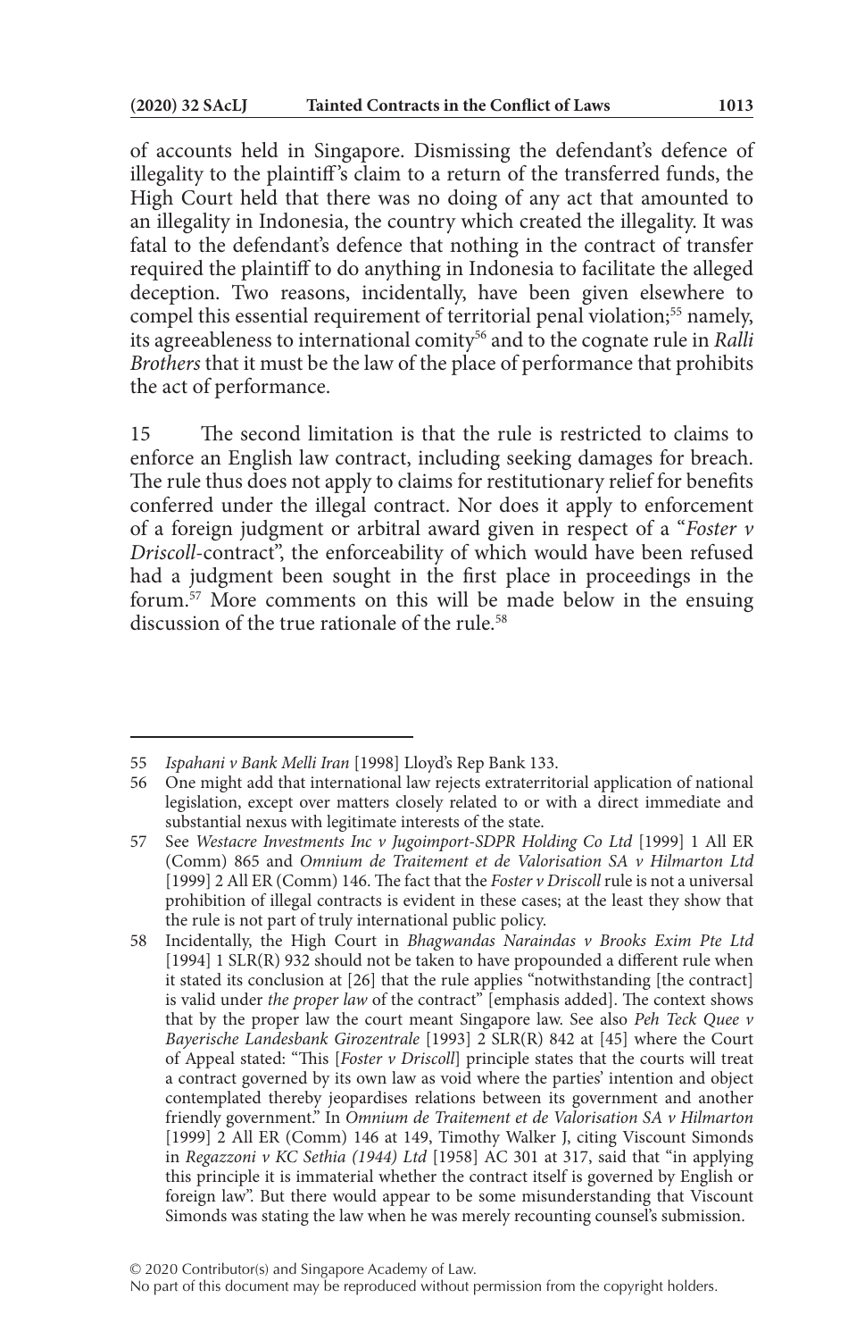of accounts held in Singapore. Dismissing the defendant's defence of illegality to the plaintiff's claim to a return of the transferred funds, the High Court held that there was no doing of any act that amounted to an illegality in Indonesia, the country which created the illegality. It was fatal to the defendant's defence that nothing in the contract of transfer required the plaintiff to do anything in Indonesia to facilitate the alleged deception. Two reasons, incidentally, have been given elsewhere to compel this essential requirement of territorial penal violation;[55] namely, its agreeableness to international comity[56] and to the cognate rule in *Ralli Brothers* that it must be the law of the place of performance that prohibits the act of performance.

15 The second limitation is that the rule is restricted to claims to enforce an English law contract, including seeking damages for breach. The rule thus does not apply to claims for restitutionary relief for benefits conferred under the illegal contract. Nor does it apply to enforcement of a foreign judgment or arbitral award given in respect of a "*Foster v Driscoll*-contract", the enforceability of which would have been refused had a judgment been sought in the first place in proceedings in the forum.[57] More comments on this will be made below in the ensuing discussion of the true rationale of the rule.[58]

---

55 *Ispahani v Bank Melli Iran* [1998] Lloyd's Rep Bank 133.

56 One might add that international law rejects extraterritorial application of national legislation, except over matters closely related to or with a direct immediate and substantial nexus with legitimate interests of the state.

57 See *Westacre Investments Inc v Jugoimport-SDPR Holding Co Ltd* [1999] 1 All ER (Comm) 865 and *Omnium de Traitement et de Valorisation SA v Hilmarton Ltd* [1999] 2 All ER (Comm) 146. The fact that the *Foster v Driscoll* rule is not a universal prohibition of illegal contracts is evident in these cases; at the least they show that the rule is not part of truly international public policy.

58 Incidentally, the High Court in *Bhagwandas Naraindas v Brooks Exim Pte Ltd* [1994] 1 SLR(R) 932 should not be taken to have propounded a different rule when it stated its conclusion at [26] that the rule applies "notwithstanding [the contract] is valid under *the proper law* of the contract" [emphasis added]. The context shows that by the proper law the court meant Singapore law. See also *Peh Teck Quee v Bayerische Landesbank Girozentrale* [1993] 2 SLR(R) 842 at [45] where the Court of Appeal stated: "This [*Foster v Driscoll*] principle states that the courts will treat a contract governed by its own law as void where the parties' intention and object contemplated thereby jeopardises relations between its government and another friendly government." In *Omnium de Traitement et de Valorisation SA v Hilmarton* [1999] 2 All ER (Comm) 146 at 149, Timothy Walker J, citing Viscount Simonds in *Regazzoni v KC Sethia (1944) Ltd* [1958] AC 301 at 317, said that "in applying this principle it is immaterial whether the contract itself is governed by English or foreign law". But there would appear to be some misunderstanding that Viscount Simonds was stating the law when he was merely recounting counsel's submission.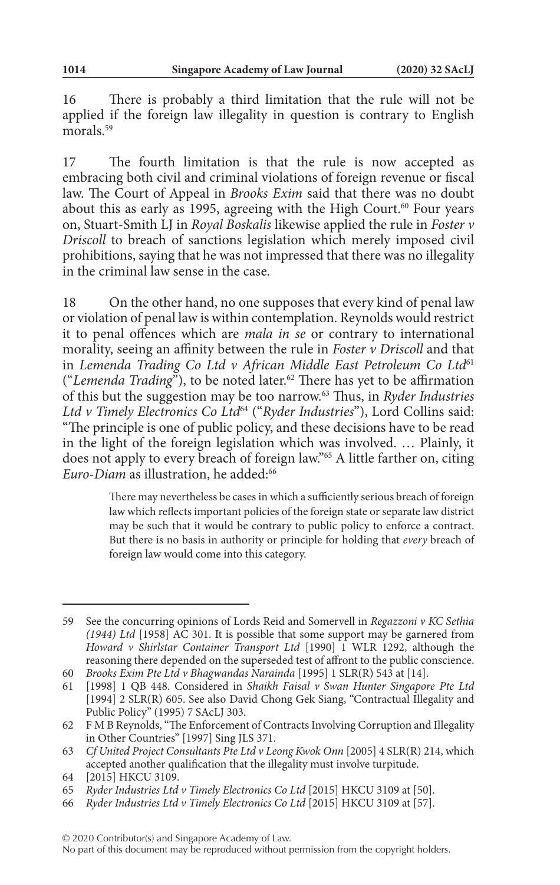16 There is probably a third limitation that the rule will not be applied if the foreign law illegality in question is contrary to English morals.[59]

17 The fourth limitation is that the rule is now accepted as embracing both civil and criminal violations of foreign revenue or fiscal law. The Court of Appeal in *Brooks Exim* said that there was no doubt about this as early as 1995, agreeing with the High Court.[60] Four years on, Stuart-Smith LJ in *Royal Boskalis* likewise applied the rule in *Foster v Driscoll* to breach of sanctions legislation which merely imposed civil prohibitions, saying that he was not impressed that there was no illegality in the criminal law sense in the case.

18 On the other hand, no one supposes that every kind of penal law or violation of penal law is within contemplation. Reynolds would restrict it to penal offences which are *mala in se* or contrary to international morality, seeing an affinity between the rule in *Foster v Driscoll* and that in *Lemenda Trading Co Ltd v African Middle East Petroleum Co Ltd*[61] ("*Lemenda Trading*"), to be noted later.[62] There has yet to be affirmation of this but the suggestion may be too narrow.[63] Thus, in *Ryder Industries Ltd v Timely Electronics Co Ltd*[64] ("*Ryder Industries*"), Lord Collins said: "The principle is one of public policy, and these decisions have to be read in the light of the foreign legislation which was involved. … Plainly, it does not apply to every breach of foreign law."[65] A little farther on, citing *Euro-Diam* as illustration, he added:[66]

> There may nevertheless be cases in which a sufficiently serious breach of foreign law which reflects important policies of the foreign state or separate law district may be such that it would be contrary to public policy to enforce a contract. But there is no basis in authority or principle for holding that *every* breach of foreign law would come into this category.

---

59 See the concurring opinions of Lords Reid and Somervell in *Regazzoni v KC Sethia (1944) Ltd* [1958] AC 301. It is possible that some support may be garnered from *Howard v Shirlstar Container Transport Ltd* [1990] 1 WLR 1292, although the reasoning there depended on the superseded test of affront to the public conscience.

60 *Brooks Exim Pte Ltd v Bhagwandas Naraindа* [1995] 1 SLR(R) 543 at [14].

61 [1998] 1 QB 448. Considered in *Shaikh Faisal v Swan Hunter Singapore Pte Ltd* [1994] 2 SLR(R) 605. See also David Chong Gek Siang, "Contractual Illegality and Public Policy" (1995) 7 SAcLJ 303.

62 F M B Reynolds, "The Enforcement of Contracts Involving Corruption and Illegality in Other Countries" [1997] Sing JLS 371.

63 *Cf United Project Consultants Pte Ltd v Leong Kwok Onn* [2005] 4 SLR(R) 214, which accepted another qualification that the illegality must involve turpitude.

64 [2015] HKCU 3109.

65 *Ryder Industries Ltd v Timely Electronics Co Ltd* [2015] HKCU 3109 at [50].

66 *Ryder Industries Ltd v Timely Electronics Co Ltd* [2015] HKCU 3109 at [57].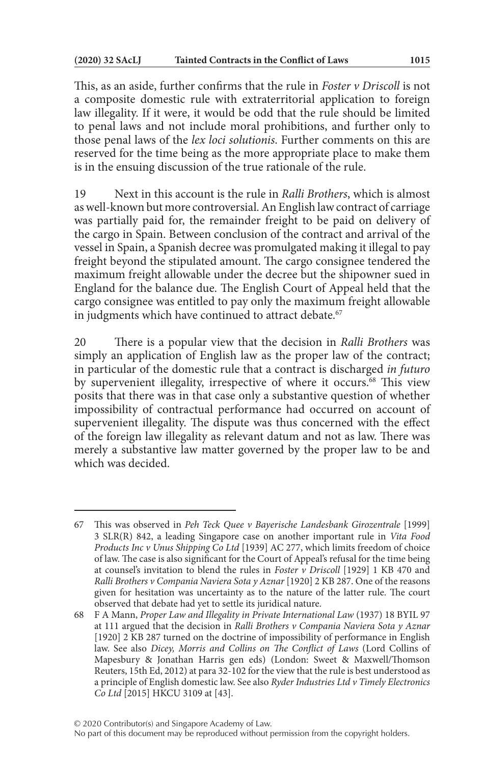This, as an aside, further confirms that the rule in *Foster v Driscoll* is not a composite domestic rule with extraterritorial application to foreign law illegality. If it were, it would be odd that the rule should be limited to penal laws and not include moral prohibitions, and further only to those penal laws of the *lex loci solutionis*. Further comments on this are reserved for the time being as the more appropriate place to make them is in the ensuing discussion of the true rationale of the rule.

19 Next in this account is the rule in *Ralli Brothers*, which is almost as well-known but more controversial. An English law contract of carriage was partially paid for, the remainder freight to be paid on delivery of the cargo in Spain. Between conclusion of the contract and arrival of the vessel in Spain, a Spanish decree was promulgated making it illegal to pay freight beyond the stipulated amount. The cargo consignee tendered the maximum freight allowable under the decree but the shipowner sued in England for the balance due. The English Court of Appeal held that the cargo consignee was entitled to pay only the maximum freight allowable in judgments which have continued to attract debate.[67]

20 There is a popular view that the decision in *Ralli Brothers* was simply an application of English law as the proper law of the contract; in particular of the domestic rule that a contract is discharged *in futuro* by supervenient illegality, irrespective of where it occurs.[68] This view posits that there was in that case only a substantive question of whether impossibility of contractual performance had occurred on account of supervenient illegality. The dispute was thus concerned with the effect of the foreign law illegality as relevant datum and not as law. There was merely a substantive law matter governed by the proper law to be and which was decided.

---

67 This was observed in *Peh Teck Quee v Bayerische Landesbank Girozentrale* [1999] 3 SLR(R) 842, a leading Singapore case on another important rule in *Vita Food Products Inc v Unus Shipping Co Ltd* [1939] AC 277, which limits freedom of choice of law. The case is also significant for the Court of Appeal's refusal for the time being at counsel's invitation to blend the rules in *Foster v Driscoll* [1929] 1 KB 470 and *Ralli Brothers v Compania Naviera Sota y Aznar* [1920] 2 KB 287. One of the reasons given for hesitation was uncertainty as to the nature of the latter rule. The court observed that debate had yet to settle its juridical nature.

68 F A Mann, *Proper Law and Illegality in Private International Law* (1937) 18 BYIL 97 at 111 argued that the decision in *Ralli Brothers v Compania Naviera Sota y Aznar* [1920] 2 KB 287 turned on the doctrine of impossibility of performance in English law. See also *Dicey, Morris and Collins on The Conflict of Laws* (Lord Collins of Mapesbury & Jonathan Harris gen eds) (London: Sweet & Maxwell/Thomson Reuters, 15th Ed, 2012) at para 32-102 for the view that the rule is best understood as a principle of English domestic law. See also *Ryder Industries Ltd v Timely Electronics Co Ltd* [2015] HKCU 3109 at [43].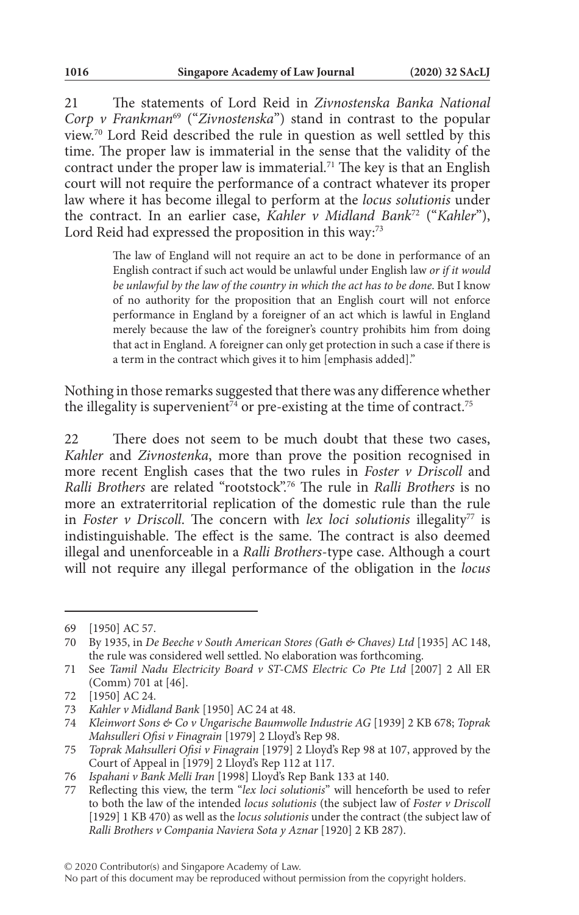21 The statements of Lord Reid in *Zivnostenska Banka National Corp v Frankman*[69] ("*Zivnostenska*") stand in contrast to the popular view.[70] Lord Reid described the rule in question as well settled by this time. The proper law is immaterial in the sense that the validity of the contract under the proper law is immaterial.[71] The key is that an English court will not require the performance of a contract whatever its proper law where it has become illegal to perform at the *locus solutionis* under the contract. In an earlier case, *Kahler v Midland Bank*[72] ("*Kahler*"), Lord Reid had expressed the proposition in this way:[73]

> The law of England will not require an act to be done in performance of an English contract if such act would be unlawful under English law *or if it would be unlawful by the law of the country in which the act has to be done*. But I know of no authority for the proposition that an English court will not enforce performance in England by a foreigner of an act which is lawful in England merely because the law of the foreigner's country prohibits him from doing that act in England. A foreigner can only get protection in such a case if there is a term in the contract which gives it to him [emphasis added]."

Nothing in those remarks suggested that there was any difference whether the illegality is supervenient[74] or pre-existing at the time of contract.[75]

22 There does not seem to be much doubt that these two cases, *Kahler* and *Zivnostenka*, more than prove the position recognised in more recent English cases that the two rules in *Foster v Driscoll* and *Ralli Brothers* are related "rootstock".[76] The rule in *Ralli Brothers* is no more an extraterritorial replication of the domestic rule than the rule in *Foster v Driscoll*. The concern with *lex loci solutionis* illegality[77] is indistinguishable. The effect is the same. The contract is also deemed illegal and unenforceable in a *Ralli Brothers*-type case. Although a court will not require any illegal performance of the obligation in the *locus*

---

69 [1950] AC 57.

70 By 1935, in *De Beeche v South American Stores (Gath & Chaves) Ltd* [1935] AC 148, the rule was considered well settled. No elaboration was forthcoming.

71 See *Tamil Nadu Electricity Board v ST-CMS Electric Co Pte Ltd* [2007] 2 All ER (Comm) 701 at [46].

72 [1950] AC 24.

73 *Kahler v Midland Bank* [1950] AC 24 at 48.

74 *Kleinwort Sons & Co v Ungarische Baumwolle Industrie AG* [1939] 2 KB 678; *Toprak Mahsulleri Ofisi v Finagrain* [1979] 2 Lloyd's Rep 98.

75 *Toprak Mahsulleri Ofisi v Finagrain* [1979] 2 Lloyd's Rep 98 at 107, approved by the Court of Appeal in [1979] 2 Lloyd's Rep 112 at 117.

76 *Ispahani v Bank Melli Iran* [1998] Lloyd's Rep Bank 133 at 140.

77 Reflecting this view, the term "*lex loci solutionis*" will henceforth be used to refer to both the law of the intended *locus solutionis* (the subject law of *Foster v Driscoll* [1929] 1 KB 470) as well as the *locus solutionis* under the contract (the subject law of *Ralli Brothers v Compania Naviera Sota y Aznar* [1920] 2 KB 287).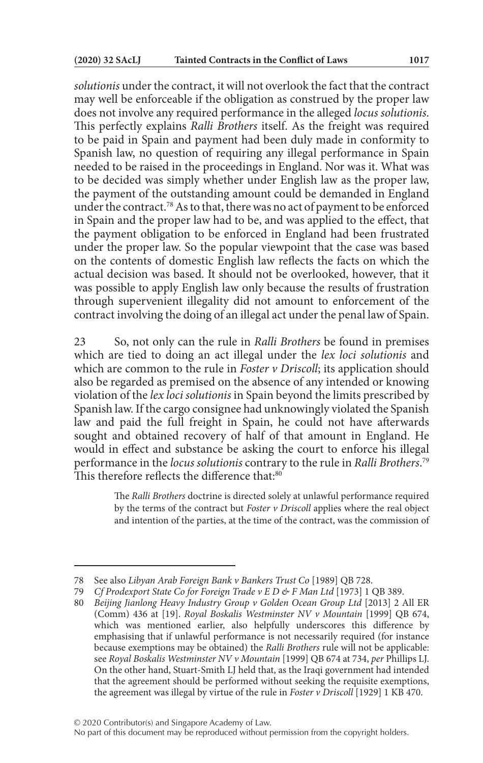*solutionis* under the contract, it will not overlook the fact that the contract may well be enforceable if the obligation as construed by the proper law does not involve any required performance in the alleged *locus solutionis*. This perfectly explains *Ralli Brothers* itself. As the freight was required to be paid in Spain and payment had been duly made in conformity to Spanish law, no question of requiring any illegal performance in Spain needed to be raised in the proceedings in England. Nor was it. What was to be decided was simply whether under English law as the proper law, the payment of the outstanding amount could be demanded in England under the contract.[78] As to that, there was no act of payment to be enforced in Spain and the proper law had to be, and was applied to the effect, that the payment obligation to be enforced in England had been frustrated under the proper law. So the popular viewpoint that the case was based on the contents of domestic English law reflects the facts on which the actual decision was based. It should not be overlooked, however, that it was possible to apply English law only because the results of frustration through supervenient illegality did not amount to enforcement of the contract involving the doing of an illegal act under the penal law of Spain.

23 So, not only can the rule in *Ralli Brothers* be found in premises which are tied to doing an act illegal under the *lex loci solutionis* and which are common to the rule in *Foster v Driscoll*; its application should also be regarded as premised on the absence of any intended or knowing violation of the *lex loci solutionis* in Spain beyond the limits prescribed by Spanish law. If the cargo consignee had unknowingly violated the Spanish law and paid the full freight in Spain, he could not have afterwards sought and obtained recovery of half of that amount in England. He would in effect and substance be asking the court to enforce his illegal performance in the *locus solutionis* contrary to the rule in *Ralli Brothers*.[79] This therefore reflects the difference that:[80]

> The *Ralli Brothers* doctrine is directed solely at unlawful performance required by the terms of the contract but *Foster v Driscoll* applies where the real object and intention of the parties, at the time of the contract, was the commission of

---

78 See also *Libyan Arab Foreign Bank v Bankers Trust Co* [1989] QB 728.

79 *Cf Prodexport State Co for Foreign Trade v E D & F Man Ltd* [1973] 1 QB 389.

80 *Beijing Jianlong Heavy Industry Group v Golden Ocean Group Ltd* [2013] 2 All ER (Comm) 436 at [19]. *Royal Boskalis Westminster NV v Mountain* [1999] QB 674, which was mentioned earlier, also helpfully underscores this difference by emphasising that if unlawful performance is not necessarily required (for instance because exemptions may be obtained) the *Ralli Brothers* rule will not be applicable: see *Royal Boskalis Westminster NV v Mountain* [1999] QB 674 at 734, *per* Phillips LJ. On the other hand, Stuart-Smith LJ held that, as the Iraqi government had intended that the agreement should be performed without seeking the requisite exemptions, the agreement was illegal by virtue of the rule in *Foster v Driscoll* [1929] 1 KB 470.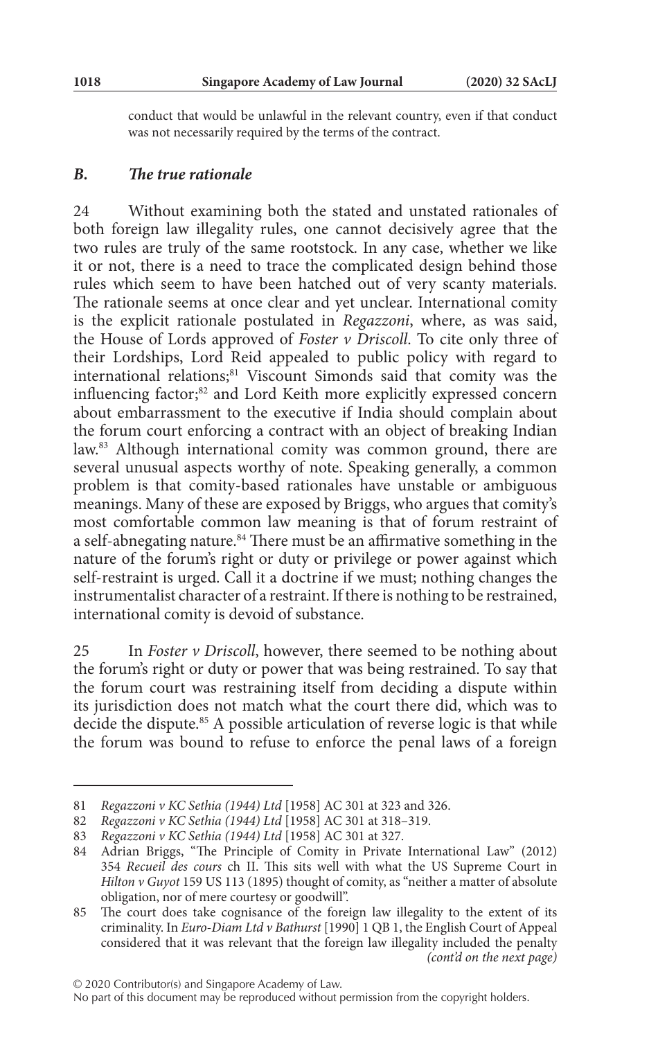conduct that would be unlawful in the relevant country, even if that conduct was not necessarily required by the terms of the contract.

### *B. The true rationale*

24 Without examining both the stated and unstated rationales of both foreign law illegality rules, one cannot decisively agree that the two rules are truly of the same rootstock. In any case, whether we like it or not, there is a need to trace the complicated design behind those rules which seem to have been hatched out of very scanty materials. The rationale seems at once clear and yet unclear. International comity is the explicit rationale postulated in *Regazzoni*, where, as was said, the House of Lords approved of *Foster v Driscoll*. To cite only three of their Lordships, Lord Reid appealed to public policy with regard to international relations;[81] Viscount Simonds said that comity was the influencing factor;[82] and Lord Keith more explicitly expressed concern about embarrassment to the executive if India should complain about the forum court enforcing a contract with an object of breaking Indian law.[83] Although international comity was common ground, there are several unusual aspects worthy of note. Speaking generally, a common problem is that comity-based rationales have unstable or ambiguous meanings. Many of these are exposed by Briggs, who argues that comity's most comfortable common law meaning is that of forum restraint of a self-abnegating nature.[84] There must be an affirmative something in the nature of the forum's right or duty or privilege or power against which self-restraint is urged. Call it a doctrine if we must; nothing changes the instrumentalist character of a restraint. If there is nothing to be restrained, international comity is devoid of substance.

25 In *Foster v Driscoll*, however, there seemed to be nothing about the forum's right or duty or power that was being restrained. To say that the forum court was restraining itself from deciding a dispute within its jurisdiction does not match what the court there did, which was to decide the dispute.[85] A possible articulation of reverse logic is that while the forum was bound to refuse to enforce the penal laws of a foreign

---

81 *Regazzoni v KC Sethia (1944) Ltd* [1958] AC 301 at 323 and 326.

82 *Regazzoni v KC Sethia (1944) Ltd* [1958] AC 301 at 318–319.

83 *Regazzoni v KC Sethia (1944) Ltd* [1958] AC 301 at 327.

84 Adrian Briggs, "The Principle of Comity in Private International Law" (2012) 354 *Recueil des cours* ch II. This sits well with what the US Supreme Court in *Hilton v Guyot* 159 US 113 (1895) thought of comity, as "neither a matter of absolute obligation, nor of mere courtesy or goodwill".

85 The court does take cognisance of the foreign law illegality to the extent of its criminality. In *Euro-Diam Ltd v Bathurst* [1990] 1 QB 1, the English Court of Appeal considered that it was relevant that the foreign law illegality included the penalty *(cont'd on the next page)*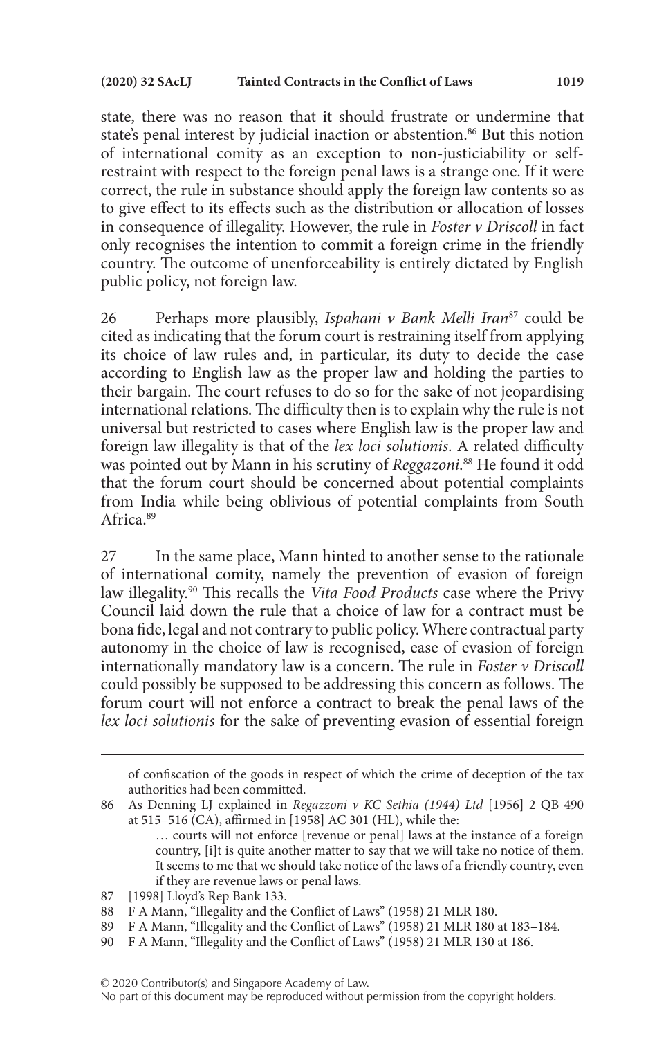state, there was no reason that it should frustrate or undermine that state's penal interest by judicial inaction or abstention.[86] But this notion of international comity as an exception to non-justiciability or self-restraint with respect to the foreign penal laws is a strange one. If it were correct, the rule in substance should apply the foreign law contents so as to give effect to its effects such as the distribution or allocation of losses in consequence of illegality. However, the rule in *Foster v Driscoll* in fact only recognises the intention to commit a foreign crime in the friendly country. The outcome of unenforceability is entirely dictated by English public policy, not foreign law.

26 Perhaps more plausibly, *Ispahani v Bank Melli Iran*[87] could be cited as indicating that the forum court is restraining itself from applying its choice of law rules and, in particular, its duty to decide the case according to English law as the proper law and holding the parties to their bargain. The court refuses to do so for the sake of not jeopardising international relations. The difficulty then is to explain why the rule is not universal but restricted to cases where English law is the proper law and foreign law illegality is that of the *lex loci solutionis*. A related difficulty was pointed out by Mann in his scrutiny of *Reggazoni*.[88] He found it odd that the forum court should be concerned about potential complaints from India while being oblivious of potential complaints from South Africa.[89]

27 In the same place, Mann hinted to another sense to the rationale of international comity, namely the prevention of evasion of foreign law illegality.[90] This recalls the *Vita Food Products* case where the Privy Council laid down the rule that a choice of law for a contract must be bona fide, legal and not contrary to public policy. Where contractual party autonomy in the choice of law is recognised, ease of evasion of foreign internationally mandatory law is a concern. The rule in *Foster v Driscoll* could possibly be supposed to be addressing this concern as follows. The forum court will not enforce a contract to break the penal laws of the *lex loci solutionis* for the sake of preventing evasion of essential foreign

---

of confiscation of the goods in respect of which the crime of deception of the tax authorities had been committed.

86 As Denning LJ explained in *Regazzoni v KC Sethia (1944) Ltd* [1956] 2 QB 490 at 515–516 (CA), affirmed in [1958] AC 301 (HL), while the:

> … courts will not enforce [revenue or penal] laws at the instance of a foreign country, [i]t is quite another matter to say that we will take no notice of them. It seems to me that we should take notice of the laws of a friendly country, even if they are revenue laws or penal laws.

87 [1998] Lloyd's Rep Bank 133.

88 F A Mann, "Illegality and the Conflict of Laws" (1958) 21 MLR 180.

89 F A Mann, "Illegality and the Conflict of Laws" (1958) 21 MLR 180 at 183–184.

90 F A Mann, "Illegality and the Conflict of Laws" (1958) 21 MLR 130 at 186.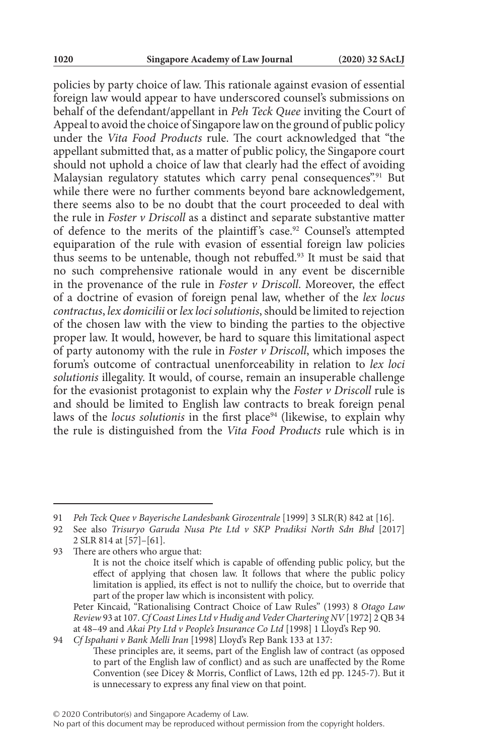policies by party choice of law. This rationale against evasion of essential foreign law would appear to have underscored counsel's submissions on behalf of the defendant/appellant in *Peh Teck Quee* inviting the Court of Appeal to avoid the choice of Singapore law on the ground of public policy under the *Vita Food Products* rule. The court acknowledged that "the appellant submitted that, as a matter of public policy, the Singapore court should not uphold a choice of law that clearly had the effect of avoiding Malaysian regulatory statutes which carry penal consequences".[91] But while there were no further comments beyond bare acknowledgement, there seems also to be no doubt that the court proceeded to deal with the rule in *Foster v Driscoll* as a distinct and separate substantive matter of defence to the merits of the plaintiff's case.[92] Counsel's attempted equiparation of the rule with evasion of essential foreign law policies thus seems to be untenable, though not rebuffed.[93] It must be said that no such comprehensive rationale would in any event be discernible in the provenance of the rule in *Foster v Driscoll*. Moreover, the effect of a doctrine of evasion of foreign penal law, whether of the *lex locus contractus*, *lex domicilii* or *lex loci solutionis*, should be limited to rejection of the chosen law with the view to binding the parties to the objective proper law. It would, however, be hard to square this limitational aspect of party autonomy with the rule in *Foster v Driscoll*, which imposes the forum's outcome of contractual unenforceability in relation to *lex loci solutionis* illegality. It would, of course, remain an insuperable challenge for the evasionist protagonist to explain why the *Foster v Driscoll* rule is and should be limited to English law contracts to break foreign penal laws of the *locus solutionis* in the first place[94] (likewise, to explain why the rule is distinguished from the *Vita Food Products* rule which is in

---

91 *Peh Teck Quee v Bayerische Landesbank Girozentrale* [1999] 3 SLR(R) 842 at [16].

92 See also *Trisuryo Garuda Nusa Pte Ltd v SKP Pradiksi North Sdn Bhd* [2017] 2 SLR 814 at [57]–[61].

93 There are others who argue that:

> It is not the choice itself which is capable of offending public policy, but the effect of applying that chosen law. It follows that where the public policy limitation is applied, its effect is not to nullify the choice, but to override that part of the proper law which is inconsistent with policy.

Peter Kincaid, "Rationalising Contract Choice of Law Rules" (1993) 8 *Otago Law Review* 93 at 107. *Cf Coast Lines Ltd v Hudig and Veder Chartering NV* [1972] 2 QB 34 at 48–49 and *Akai Pty Ltd v People's Insurance Co Ltd* [1998] 1 Lloyd's Rep 90.

94 *Cf Ispahani v Bank Melli Iran* [1998] Lloyd's Rep Bank 133 at 137:

> These principles are, it seems, part of the English law of contract (as opposed to part of the English law of conflict) and as such are unaffected by the Rome Convention (see Dicey & Morris, Conflict of Laws, 12th ed pp. 1245-7). But it is unnecessary to express any final view on that point.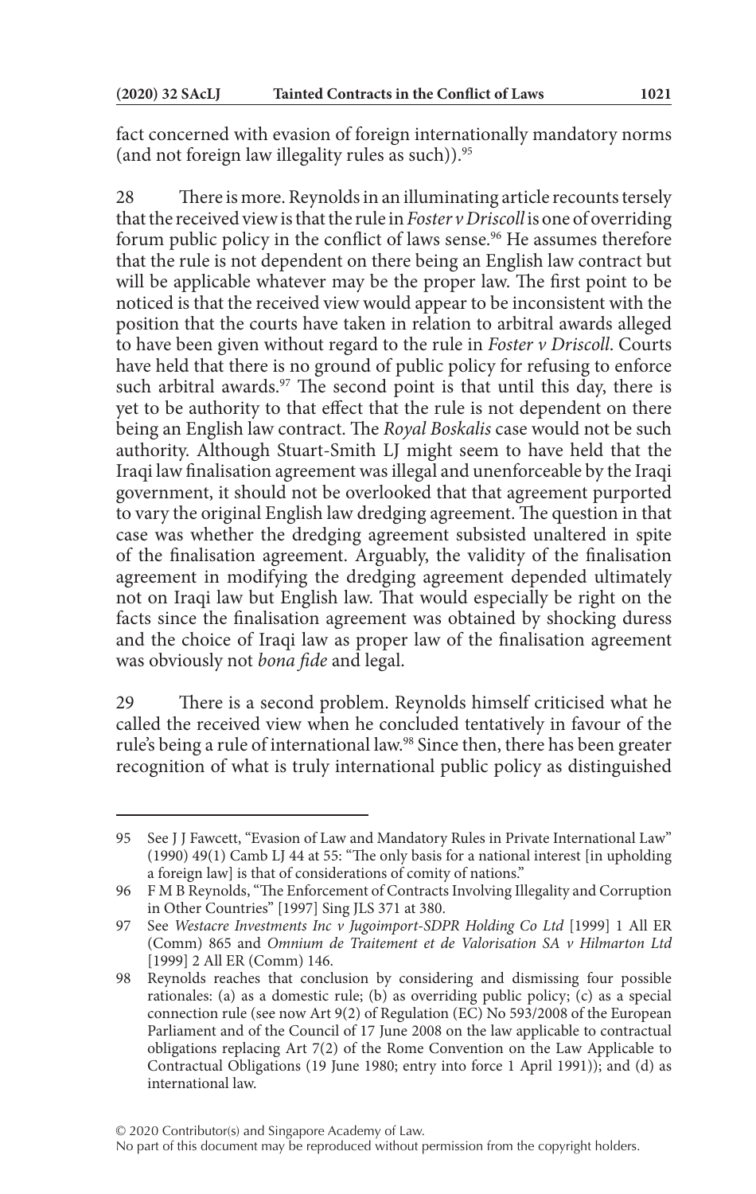fact concerned with evasion of foreign internationally mandatory norms (and not foreign law illegality rules as such)).[95]

28 There is more. Reynolds in an illuminating article recounts tersely that the received view is that the rule in *Foster v Driscoll* is one of overriding forum public policy in the conflict of laws sense.[96] He assumes therefore that the rule is not dependent on there being an English law contract but will be applicable whatever may be the proper law. The first point to be noticed is that the received view would appear to be inconsistent with the position that the courts have taken in relation to arbitral awards alleged to have been given without regard to the rule in *Foster v Driscoll*. Courts have held that there is no ground of public policy for refusing to enforce such arbitral awards.[97] The second point is that until this day, there is yet to be authority to that effect that the rule is not dependent on there being an English law contract. The *Royal Boskalis* case would not be such authority. Although Stuart-Smith LJ might seem to have held that the Iraqi law finalisation agreement was illegal and unenforceable by the Iraqi government, it should not be overlooked that that agreement purported to vary the original English law dredging agreement. The question in that case was whether the dredging agreement subsisted unaltered in spite of the finalisation agreement. Arguably, the validity of the finalisation agreement in modifying the dredging agreement depended ultimately not on Iraqi law but English law. That would especially be right on the facts since the finalisation agreement was obtained by shocking duress and the choice of Iraqi law as proper law of the finalisation agreement was obviously not *bona fide* and legal.

29 There is a second problem. Reynolds himself criticised what he called the received view when he concluded tentatively in favour of the rule's being a rule of international law.[98] Since then, there has been greater recognition of what is truly international public policy as distinguished

---

95 See J J Fawcett, "Evasion of Law and Mandatory Rules in Private International Law" (1990) 49(1) Camb LJ 44 at 55: "The only basis for a national interest [in upholding a foreign law] is that of considerations of comity of nations."

96 F M B Reynolds, "The Enforcement of Contracts Involving Illegality and Corruption in Other Countries" [1997] Sing JLS 371 at 380.

97 See *Westacre Investments Inc v Jugoimport-SDPR Holding Co Ltd* [1999] 1 All ER (Comm) 865 and *Omnium de Traitement et de Valorisation SA v Hilmarton Ltd* [1999] 2 All ER (Comm) 146.

98 Reynolds reaches that conclusion by considering and dismissing four possible rationales: (a) as a domestic rule; (b) as overriding public policy; (c) as a special connection rule (see now Art 9(2) of Regulation (EC) No 593/2008 of the European Parliament and of the Council of 17 June 2008 on the law applicable to contractual obligations replacing Art 7(2) of the Rome Convention on the Law Applicable to Contractual Obligations (19 June 1980; entry into force 1 April 1991)); and (d) as international law.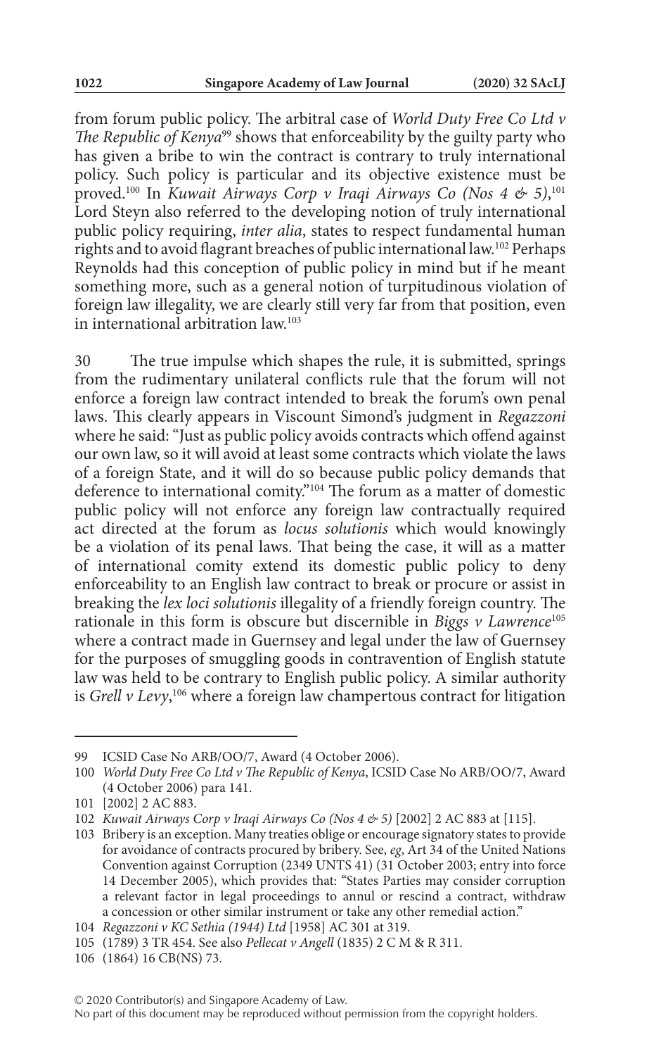from forum public policy. The arbitral case of *World Duty Free Co Ltd v The Republic of Kenya*[99] shows that enforceability by the guilty party who has given a bribe to win the contract is contrary to truly international policy. Such policy is particular and its objective existence must be proved.[100] In *Kuwait Airways Corp v Iraqi Airways Co (Nos 4 & 5)*,[101] Lord Steyn also referred to the developing notion of truly international public policy requiring, *inter alia*, states to respect fundamental human rights and to avoid flagrant breaches of public international law.[102] Perhaps Reynolds had this conception of public policy in mind but if he meant something more, such as a general notion of turpitudinous violation of foreign law illegality, we are clearly still very far from that position, even in international arbitration law.[103]

30 The true impulse which shapes the rule, it is submitted, springs from the rudimentary unilateral conflicts rule that the forum will not enforce a foreign law contract intended to break the forum's own penal laws. This clearly appears in Viscount Simond's judgment in *Regazzoni* where he said: "Just as public policy avoids contracts which offend against our own law, so it will avoid at least some contracts which violate the laws of a foreign State, and it will do so because public policy demands that deference to international comity."[104] The forum as a matter of domestic public policy will not enforce any foreign law contractually required act directed at the forum as *locus solutionis* which would knowingly be a violation of its penal laws. That being the case, it will as a matter of international comity extend its domestic public policy to deny enforceability to an English law contract to break or procure or assist in breaking the *lex loci solutionis* illegality of a friendly foreign country. The rationale in this form is obscure but discernible in *Biggs v Lawrence*[105] where a contract made in Guernsey and legal under the law of Guernsey for the purposes of smuggling goods in contravention of English statute law was held to be contrary to English public policy. A similar authority is *Grell v Levy*,[106] where a foreign law champertous contract for litigation

---

99 ICSID Case No ARB/OO/7, Award (4 October 2006).

100 *World Duty Free Co Ltd v The Republic of Kenya*, ICSID Case No ARB/OO/7, Award (4 October 2006) para 141.

101 [2002] 2 AC 883.

102 *Kuwait Airways Corp v Iraqi Airways Co (Nos 4 & 5)* [2002] 2 AC 883 at [115].

103 Bribery is an exception. Many treaties oblige or encourage signatory states to provide for avoidance of contracts procured by bribery. See, *eg*, Art 34 of the United Nations Convention against Corruption (2349 UNTS 41) (31 October 2003; entry into force 14 December 2005), which provides that: "States Parties may consider corruption a relevant factor in legal proceedings to annul or rescind a contract, withdraw a concession or other similar instrument or take any other remedial action."

104 *Regazzoni v KC Sethia (1944) Ltd* [1958] AC 301 at 319.

105 (1789) 3 TR 454. See also *Pellecat v Angell* (1835) 2 C M & R 311.

106 (1864) 16 CB(NS) 73.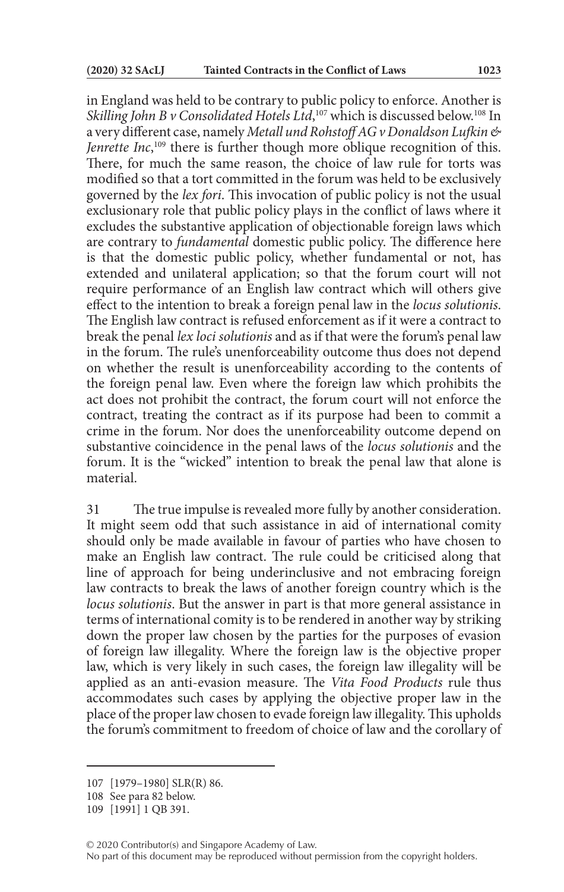in England was held to be contrary to public policy to enforce. Another is *Skilling John B v Consolidated Hotels Ltd*,[107] which is discussed below.[108] In a very different case, namely *Metall und Rohstoff AG v Donaldson Lufkin & Jenrette Inc*,[109] there is further though more oblique recognition of this. There, for much the same reason, the choice of law rule for torts was modified so that a tort committed in the forum was held to be exclusively governed by the *lex fori*. This invocation of public policy is not the usual exclusionary role that public policy plays in the conflict of laws where it excludes the substantive application of objectionable foreign laws which are contrary to *fundamental* domestic public policy. The difference here is that the domestic public policy, whether fundamental or not, has extended and unilateral application; so that the forum court will not require performance of an English law contract which will others give effect to the intention to break a foreign penal law in the *locus solutionis*. The English law contract is refused enforcement as if it were a contract to break the penal *lex loci solutionis* and as if that were the forum's penal law in the forum. The rule's unenforceability outcome thus does not depend on whether the result is unenforceability according to the contents of the foreign penal law. Even where the foreign law which prohibits the act does not prohibit the contract, the forum court will not enforce the contract, treating the contract as if its purpose had been to commit a crime in the forum. Nor does the unenforceability outcome depend on substantive coincidence in the penal laws of the *locus solutionis* and the forum. It is the "wicked" intention to break the penal law that alone is material.

31 The true impulse is revealed more fully by another consideration. It might seem odd that such assistance in aid of international comity should only be made available in favour of parties who have chosen to make an English law contract. The rule could be criticised along that line of approach for being underinclusive and not embracing foreign law contracts to break the laws of another foreign country which is the *locus solutionis*. But the answer in part is that more general assistance in terms of international comity is to be rendered in another way by striking down the proper law chosen by the parties for the purposes of evasion of foreign law illegality. Where the foreign law is the objective proper law, which is very likely in such cases, the foreign law illegality will be applied as an anti-evasion measure. The *Vita Food Products* rule thus accommodates such cases by applying the objective proper law in the place of the proper law chosen to evade foreign law illegality. This upholds the forum's commitment to freedom of choice of law and the corollary of

---

107 [1979–1980] SLR(R) 86.

108 See para 82 below.

109 [1991] 1 QB 391.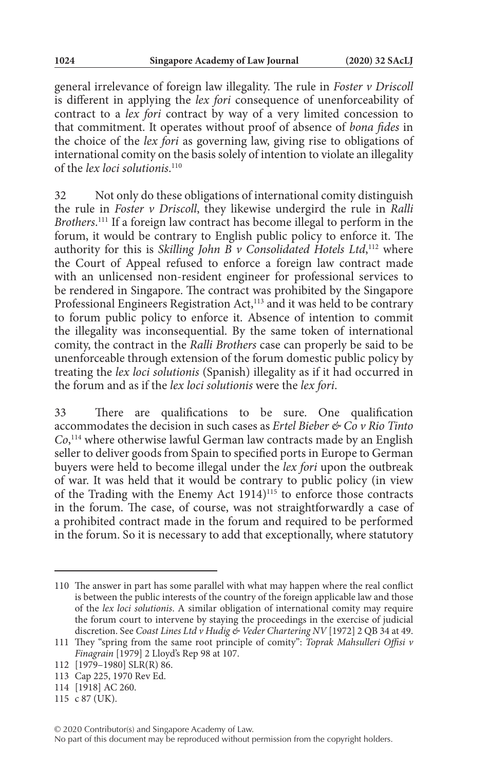general irrelevance of foreign law illegality. The rule in *Foster v Driscoll* is different in applying the *lex fori* consequence of unenforceability of contract to a *lex fori* contract by way of a very limited concession to that commitment. It operates without proof of absence of *bona fides* in the choice of the *lex fori* as governing law, giving rise to obligations of international comity on the basis solely of intention to violate an illegality of the *lex loci solutionis*.[110]

32 Not only do these obligations of international comity distinguish the rule in *Foster v Driscoll*, they likewise undergird the rule in *Ralli Brothers*.[111] If a foreign law contract has become illegal to perform in the forum, it would be contrary to English public policy to enforce it. The authority for this is *Skilling John B v Consolidated Hotels Ltd*,[112] where the Court of Appeal refused to enforce a foreign law contract made with an unlicensed non-resident engineer for professional services to be rendered in Singapore. The contract was prohibited by the Singapore Professional Engineers Registration Act,[113] and it was held to be contrary to forum public policy to enforce it. Absence of intention to commit the illegality was inconsequential. By the same token of international comity, the contract in the *Ralli Brothers* case can properly be said to be unenforceable through extension of the forum domestic public policy by treating the *lex loci solutionis* (Spanish) illegality as if it had occurred in the forum and as if the *lex loci solutionis* were the *lex fori*.

33 There are qualifications to be sure. One qualification accommodates the decision in such cases as *Ertel Bieber & Co v Rio Tinto Co*,[114] where otherwise lawful German law contracts made by an English seller to deliver goods from Spain to specified ports in Europe to German buyers were held to become illegal under the *lex fori* upon the outbreak of war. It was held that it would be contrary to public policy (in view of the Trading with the Enemy Act 1914)[115] to enforce those contracts in the forum. The case, of course, was not straightforwardly a case of a prohibited contract made in the forum and required to be performed in the forum. So it is necessary to add that exceptionally, where statutory

---

110 The answer in part has some parallel with what may happen where the real conflict is between the public interests of the country of the foreign applicable law and those of the *lex loci solutionis*. A similar obligation of international comity may require the forum court to intervene by staying the proceedings in the exercise of judicial discretion. See *Coast Lines Ltd v Hudig & Veder Chartering NV* [1972] 2 QB 34 at 49.

111 They "spring from the same root principle of comity": *Toprak Mahsulleri Offisi v Finagrain* [1979] 2 Lloyd's Rep 98 at 107.

112 [1979–1980] SLR(R) 86.

113 Cap 225, 1970 Rev Ed.

114 [1918] AC 260.

115 c 87 (UK).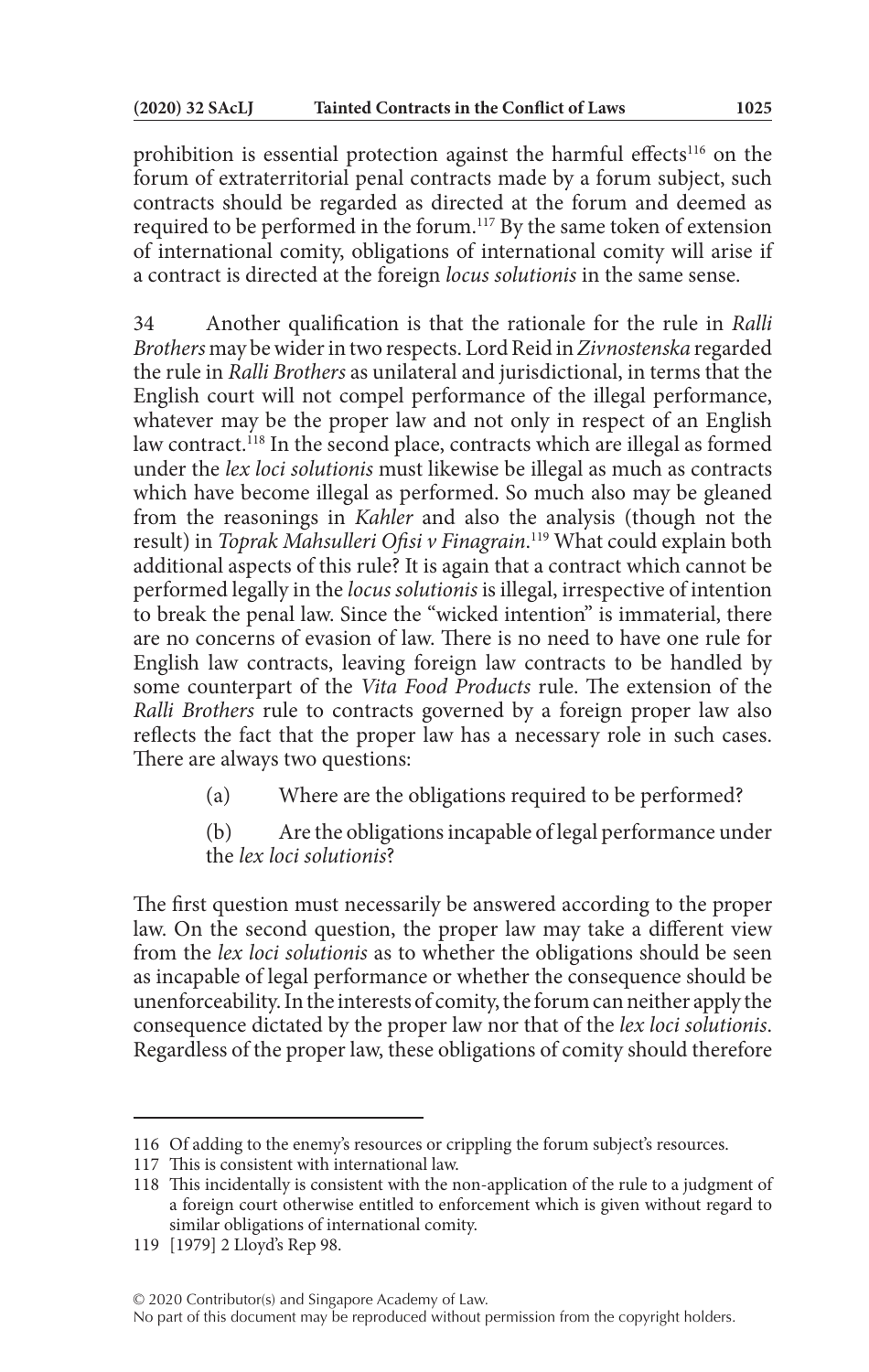prohibition is essential protection against the harmful effects[116] on the forum of extraterritorial penal contracts made by a forum subject, such contracts should be regarded as directed at the forum and deemed as required to be performed in the forum.[117] By the same token of extension of international comity, obligations of international comity will arise if a contract is directed at the foreign *locus solutionis* in the same sense.

34 Another qualification is that the rationale for the rule in *Ralli Brothers* may be wider in two respects. Lord Reid in *Zivnostenska* regarded the rule in *Ralli Brothers* as unilateral and jurisdictional, in terms that the English court will not compel performance of the illegal performance, whatever may be the proper law and not only in respect of an English law contract.[118] In the second place, contracts which are illegal as formed under the *lex loci solutionis* must likewise be illegal as much as contracts which have become illegal as performed. So much also may be gleaned from the reasonings in *Kahler* and also the analysis (though not the result) in *Toprak Mahsulleri Ofisi v Finagrain*.[119] What could explain both additional aspects of this rule? It is again that a contract which cannot be performed legally in the *locus solutionis* is illegal, irrespective of intention to break the penal law. Since the "wicked intention" is immaterial, there are no concerns of evasion of law. There is no need to have one rule for English law contracts, leaving foreign law contracts to be handled by some counterpart of the *Vita Food Products* rule. The extension of the *Ralli Brothers* rule to contracts governed by a foreign proper law also reflects the fact that the proper law has a necessary role in such cases. There are always two questions:

(a) Where are the obligations required to be performed?

(b) Are the obligations incapable of legal performance under the *lex loci solutionis*?

The first question must necessarily be answered according to the proper law. On the second question, the proper law may take a different view from the *lex loci solutionis* as to whether the obligations should be seen as incapable of legal performance or whether the consequence should be unenforceability. In the interests of comity, the forum can neither apply the consequence dictated by the proper law nor that of the *lex loci solutionis*. Regardless of the proper law, these obligations of comity should therefore

---

116 Of adding to the enemy's resources or crippling the forum subject's resources.

117 This is consistent with international law.

118 This incidentally is consistent with the non-application of the rule to a judgment of a foreign court otherwise entitled to enforcement which is given without regard to similar obligations of international comity.

119 [1979] 2 Lloyd's Rep 98.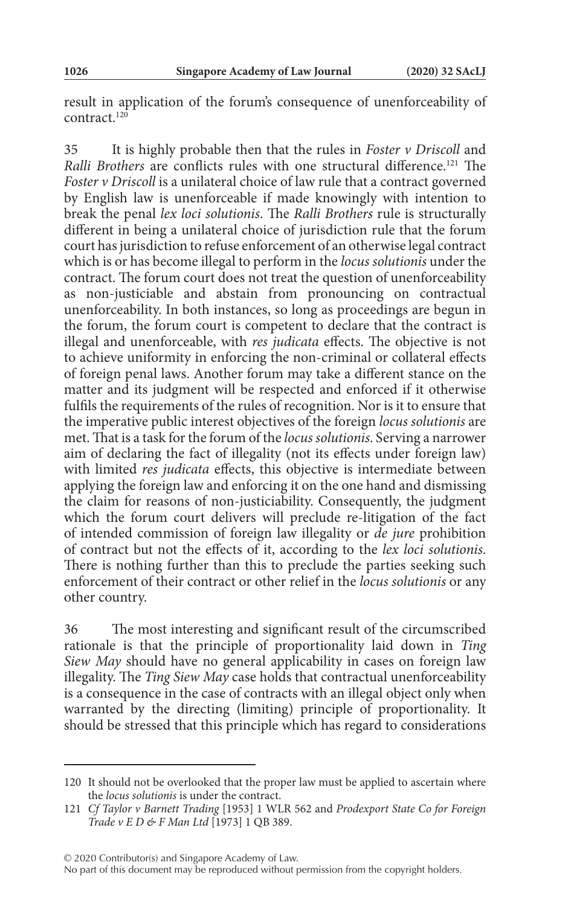result in application of the forum's consequence of unenforceability of contract.[120]

35 It is highly probable then that the rules in *Foster v Driscoll* and *Ralli Brothers* are conflicts rules with one structural difference.[121] The *Foster v Driscoll* is a unilateral choice of law rule that a contract governed by English law is unenforceable if made knowingly with intention to break the penal *lex loci solutionis*. The *Ralli Brothers* rule is structurally different in being a unilateral choice of jurisdiction rule that the forum court has jurisdiction to refuse enforcement of an otherwise legal contract which is or has become illegal to perform in the *locus solutionis* under the contract. The forum court does not treat the question of unenforceability as non-justiciable and abstain from pronouncing on contractual unenforceability. In both instances, so long as proceedings are begun in the forum, the forum court is competent to declare that the contract is illegal and unenforceable, with *res judicata* effects. The objective is not to achieve uniformity in enforcing the non-criminal or collateral effects of foreign penal laws. Another forum may take a different stance on the matter and its judgment will be respected and enforced if it otherwise fulfils the requirements of the rules of recognition. Nor is it to ensure that the imperative public interest objectives of the foreign *locus solutionis* are met. That is a task for the forum of the *locus solutionis*. Serving a narrower aim of declaring the fact of illegality (not its effects under foreign law) with limited *res judicata* effects, this objective is intermediate between applying the foreign law and enforcing it on the one hand and dismissing the claim for reasons of non-justiciability. Consequently, the judgment which the forum court delivers will preclude re-litigation of the fact of intended commission of foreign law illegality or *de jure* prohibition of contract but not the effects of it, according to the *lex loci solutionis*. There is nothing further than this to preclude the parties seeking such enforcement of their contract or other relief in the *locus solutionis* or any other country.

36 The most interesting and significant result of the circumscribed rationale is that the principle of proportionality laid down in *Ting Siew May* should have no general applicability in cases on foreign law illegality. The *Ting Siew May* case holds that contractual unenforceability is a consequence in the case of contracts with an illegal object only when warranted by the directing (limiting) principle of proportionality. It should be stressed that this principle which has regard to considerations

---

120 It should not be overlooked that the proper law must be applied to ascertain where the *locus solutionis* is under the contract.

121 *Cf Taylor v Barnett Trading* [1953] 1 WLR 562 and *Prodexport State Co for Foreign Trade v E D & F Man Ltd* [1973] 1 QB 389.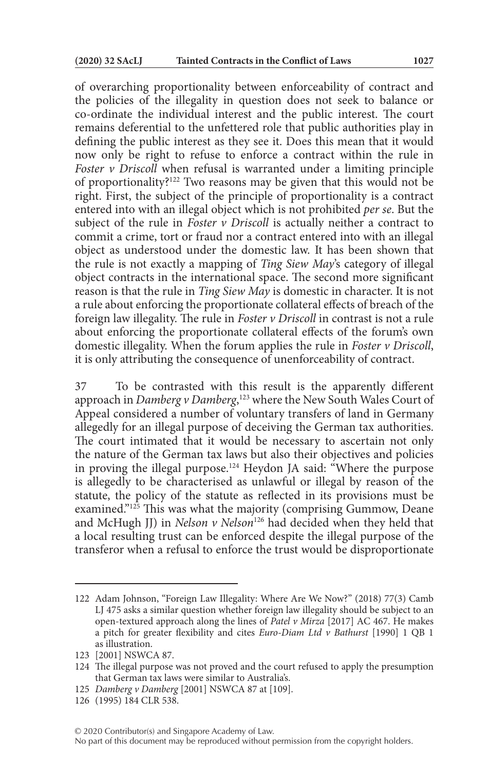of overarching proportionality between enforceability of contract and the policies of the illegality in question does not seek to balance or co-ordinate the individual interest and the public interest. The court remains deferential to the unfettered role that public authorities play in defining the public interest as they see it. Does this mean that it would now only be right to refuse to enforce a contract within the rule in *Foster v Driscoll* when refusal is warranted under a limiting principle of proportionality?[122] Two reasons may be given that this would not be right. First, the subject of the principle of proportionality is a contract entered into with an illegal object which is not prohibited *per se*. But the subject of the rule in *Foster v Driscoll* is actually neither a contract to commit a crime, tort or fraud nor a contract entered into with an illegal object as understood under the domestic law. It has been shown that the rule is not exactly a mapping of *Ting Siew May*'s category of illegal object contracts in the international space. The second more significant reason is that the rule in *Ting Siew May* is domestic in character. It is not a rule about enforcing the proportionate collateral effects of breach of the foreign law illegality. The rule in *Foster v Driscoll* in contrast is not a rule about enforcing the proportionate collateral effects of the forum's own domestic illegality. When the forum applies the rule in *Foster v Driscoll*, it is only attributing the consequence of unenforceability of contract.

37 To be contrasted with this result is the apparently different approach in *Damberg v Damberg*,[123] where the New South Wales Court of Appeal considered a number of voluntary transfers of land in Germany allegedly for an illegal purpose of deceiving the German tax authorities. The court intimated that it would be necessary to ascertain not only the nature of the German tax laws but also their objectives and policies in proving the illegal purpose.[124] Heydon JA said: "Where the purpose is allegedly to be characterised as unlawful or illegal by reason of the statute, the policy of the statute as reflected in its provisions must be examined."[125] This was what the majority (comprising Gummow, Deane and McHugh JJ) in *Nelson v Nelson*[126] had decided when they held that a local resulting trust can be enforced despite the illegal purpose of the transferor when a refusal to enforce the trust would be disproportionate

---

122 Adam Johnson, "Foreign Law Illegality: Where Are We Now?" (2018) 77(3) Camb LJ 475 asks a similar question whether foreign law illegality should be subject to an open-textured approach along the lines of *Patel v Mirza* [2017] AC 467. He makes a pitch for greater flexibility and cites *Euro-Diam Ltd v Bathurst* [1990] 1 QB 1 as illustration.

123 [2001] NSWCA 87.

124 The illegal purpose was not proved and the court refused to apply the presumption that German tax laws were similar to Australia's.

125 *Damberg v Damberg* [2001] NSWCA 87 at [109].

126 (1995) 184 CLR 538.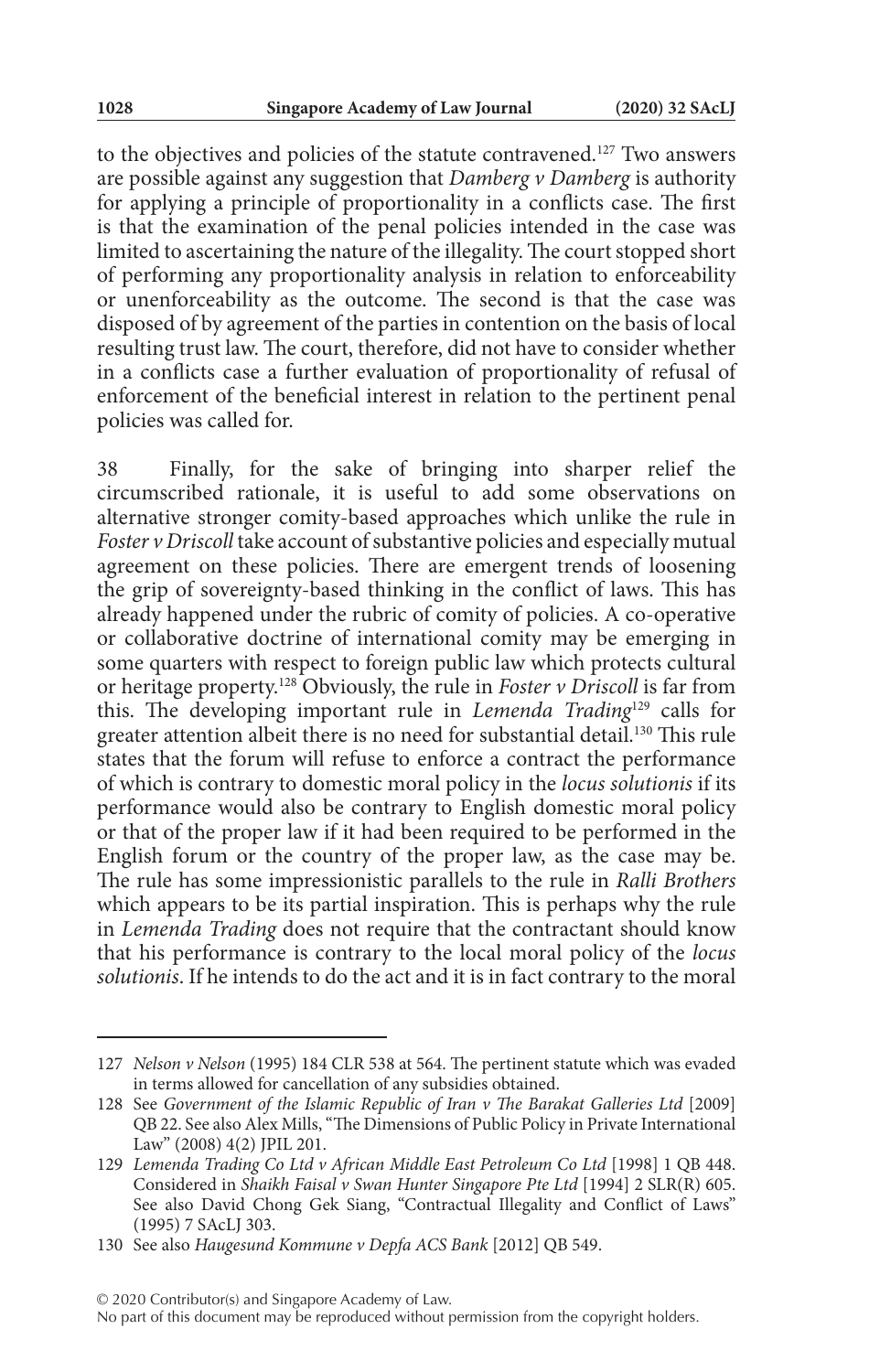to the objectives and policies of the statute contravened.[127] Two answers are possible against any suggestion that *Damberg v Damberg* is authority for applying a principle of proportionality in a conflicts case. The first is that the examination of the penal policies intended in the case was limited to ascertaining the nature of the illegality. The court stopped short of performing any proportionality analysis in relation to enforceability or unenforceability as the outcome. The second is that the case was disposed of by agreement of the parties in contention on the basis of local resulting trust law. The court, therefore, did not have to consider whether in a conflicts case a further evaluation of proportionality of refusal of enforcement of the beneficial interest in relation to the pertinent penal policies was called for.

38 Finally, for the sake of bringing into sharper relief the circumscribed rationale, it is useful to add some observations on alternative stronger comity-based approaches which unlike the rule in *Foster v Driscoll* take account of substantive policies and especially mutual agreement on these policies. There are emergent trends of loosening the grip of sovereignty-based thinking in the conflict of laws. This has already happened under the rubric of comity of policies. A co-operative or collaborative doctrine of international comity may be emerging in some quarters with respect to foreign public law which protects cultural or heritage property.[128] Obviously, the rule in *Foster v Driscoll* is far from this. The developing important rule in *Lemenda Trading*[129] calls for greater attention albeit there is no need for substantial detail.[130] This rule states that the forum will refuse to enforce a contract the performance of which is contrary to domestic moral policy in the *locus solutionis* if its performance would also be contrary to English domestic moral policy or that of the proper law if it had been required to be performed in the English forum or the country of the proper law, as the case may be. The rule has some impressionistic parallels to the rule in *Ralli Brothers* which appears to be its partial inspiration. This is perhaps why the rule in *Lemenda Trading* does not require that the contractant should know that his performance is contrary to the local moral policy of the *locus solutionis*. If he intends to do the act and it is in fact contrary to the moral

---

127 *Nelson v Nelson* (1995) 184 CLR 538 at 564. The pertinent statute which was evaded in terms allowed for cancellation of any subsidies obtained.

128 See *Government of the Islamic Republic of Iran v The Barakat Galleries Ltd* [2009] QB 22. See also Alex Mills, "The Dimensions of Public Policy in Private International Law" (2008) 4(2) JPIL 201.

129 *Lemenda Trading Co Ltd v African Middle East Petroleum Co Ltd* [1998] 1 QB 448. Considered in *Shaikh Faisal v Swan Hunter Singapore Pte Ltd* [1994] 2 SLR(R) 605. See also David Chong Gek Siang, "Contractual Illegality and Conflict of Laws" (1995) 7 SAcLJ 303.

130 See also *Haugesund Kommune v Depfa ACS Bank* [2012] QB 549.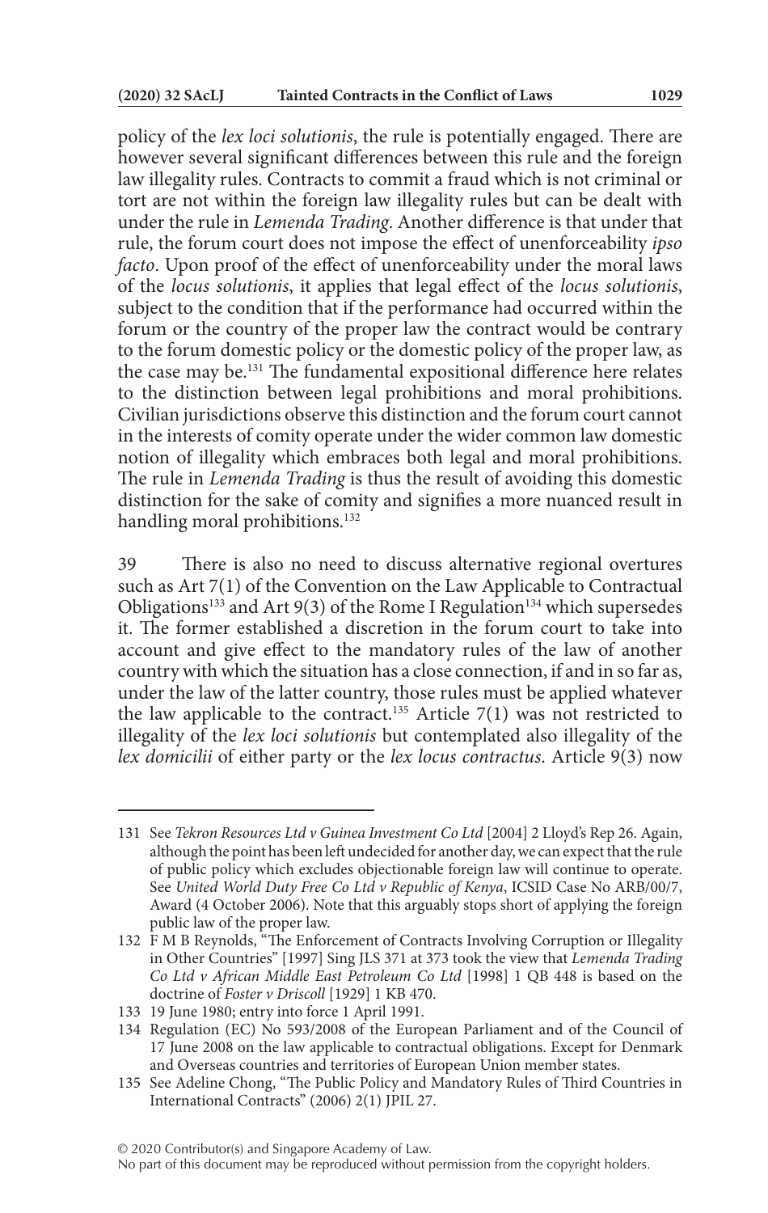policy of the *lex loci solutionis*, the rule is potentially engaged. There are however several significant differences between this rule and the foreign law illegality rules. Contracts to commit a fraud which is not criminal or tort are not within the foreign law illegality rules but can be dealt with under the rule in *Lemenda Trading*. Another difference is that under that rule, the forum court does not impose the effect of unenforceability *ipso facto*. Upon proof of the effect of unenforceability under the moral laws of the *locus solutionis*, it applies that legal effect of the *locus solutionis*, subject to the condition that if the performance had occurred within the forum or the country of the proper law the contract would be contrary to the forum domestic policy or the domestic policy of the proper law, as the case may be.[131] The fundamental expositional difference here relates to the distinction between legal prohibitions and moral prohibitions. Civilian jurisdictions observe this distinction and the forum court cannot in the interests of comity operate under the wider common law domestic notion of illegality which embraces both legal and moral prohibitions. The rule in *Lemenda Trading* is thus the result of avoiding this domestic distinction for the sake of comity and signifies a more nuanced result in handling moral prohibitions.[132]

39 There is also no need to discuss alternative regional overtures such as Art 7(1) of the Convention on the Law Applicable to Contractual Obligations[133] and Art 9(3) of the Rome I Regulation[134] which supersedes it. The former established a discretion in the forum court to take into account and give effect to the mandatory rules of the law of another country with which the situation has a close connection, if and in so far as, under the law of the latter country, those rules must be applied whatever the law applicable to the contract.[135] Article 7(1) was not restricted to illegality of the *lex loci solutionis* but contemplated also illegality of the *lex domicilii* of either party or the *lex locus contractus*. Article 9(3) now

---

131 See *Tekron Resources Ltd v Guinea Investment Co Ltd* [2004] 2 Lloyd's Rep 26. Again, although the point has been left undecided for another day, we can expect that the rule of public policy which excludes objectionable foreign law will continue to operate. See *United World Duty Free Co Ltd v Republic of Kenya*, ICSID Case No ARB/00/7, Award (4 October 2006). Note that this arguably stops short of applying the foreign public law of the proper law.

132 F M B Reynolds, "The Enforcement of Contracts Involving Corruption or Illegality in Other Countries" [1997] Sing JLS 371 at 373 took the view that *Lemenda Trading Co Ltd v African Middle East Petroleum Co Ltd* [1998] 1 QB 448 is based on the doctrine of *Foster v Driscoll* [1929] 1 KB 470.

133 19 June 1980; entry into force 1 April 1991.

134 Regulation (EC) No 593/2008 of the European Parliament and of the Council of 17 June 2008 on the law applicable to contractual obligations. Except for Denmark and Overseas countries and territories of European Union member states.

135 See Adeline Chong, "The Public Policy and Mandatory Rules of Third Countries in International Contracts" (2006) 2(1) JPIL 27.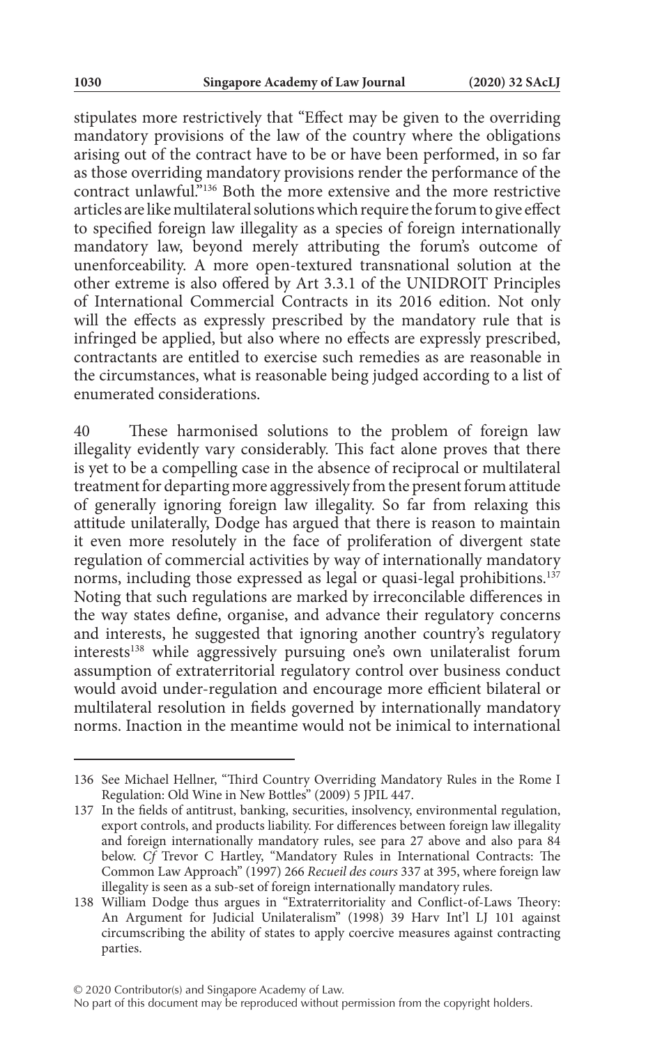stipulates more restrictively that "Effect may be given to the overriding mandatory provisions of the law of the country where the obligations arising out of the contract have to be or have been performed, in so far as those overriding mandatory provisions render the performance of the contract unlawful."[136] Both the more extensive and the more restrictive articles are like multilateral solutions which require the forum to give effect to specified foreign law illegality as a species of foreign internationally mandatory law, beyond merely attributing the forum's outcome of unenforceability. A more open-textured transnational solution at the other extreme is also offered by Art 3.3.1 of the UNIDROIT Principles of International Commercial Contracts in its 2016 edition. Not only will the effects as expressly prescribed by the mandatory rule that is infringed be applied, but also where no effects are expressly prescribed, contractants are entitled to exercise such remedies as are reasonable in the circumstances, what is reasonable being judged according to a list of enumerated considerations.

40 These harmonised solutions to the problem of foreign law illegality evidently vary considerably. This fact alone proves that there is yet to be a compelling case in the absence of reciprocal or multilateral treatment for departing more aggressively from the present forum attitude of generally ignoring foreign law illegality. So far from relaxing this attitude unilaterally, Dodge has argued that there is reason to maintain it even more resolutely in the face of proliferation of divergent state regulation of commercial activities by way of internationally mandatory norms, including those expressed as legal or quasi-legal prohibitions.[137] Noting that such regulations are marked by irreconcilable differences in the way states define, organise, and advance their regulatory concerns and interests, he suggested that ignoring another country's regulatory interests[138] while aggressively pursuing one's own unilateralist forum assumption of extraterritorial regulatory control over business conduct would avoid under-regulation and encourage more efficient bilateral or multilateral resolution in fields governed by internationally mandatory norms. Inaction in the meantime would not be inimical to international

---

136 See Michael Hellner, "Third Country Overriding Mandatory Rules in the Rome I Regulation: Old Wine in New Bottles" (2009) 5 JPIL 447.

137 In the fields of antitrust, banking, securities, insolvency, environmental regulation, export controls, and products liability. For differences between foreign law illegality and foreign internationally mandatory rules, see para 27 above and also para 84 below. *Cf* Trevor C Hartley, "Mandatory Rules in International Contracts: The Common Law Approach" (1997) 266 *Recueil des cours* 337 at 395, where foreign law illegality is seen as a sub-set of foreign internationally mandatory rules.

138 William Dodge thus argues in "Extraterritoriality and Conflict-of-Laws Theory: An Argument for Judicial Unilateralism" (1998) 39 Harv Int'l LJ 101 against circumscribing the ability of states to apply coercive measures against contracting parties.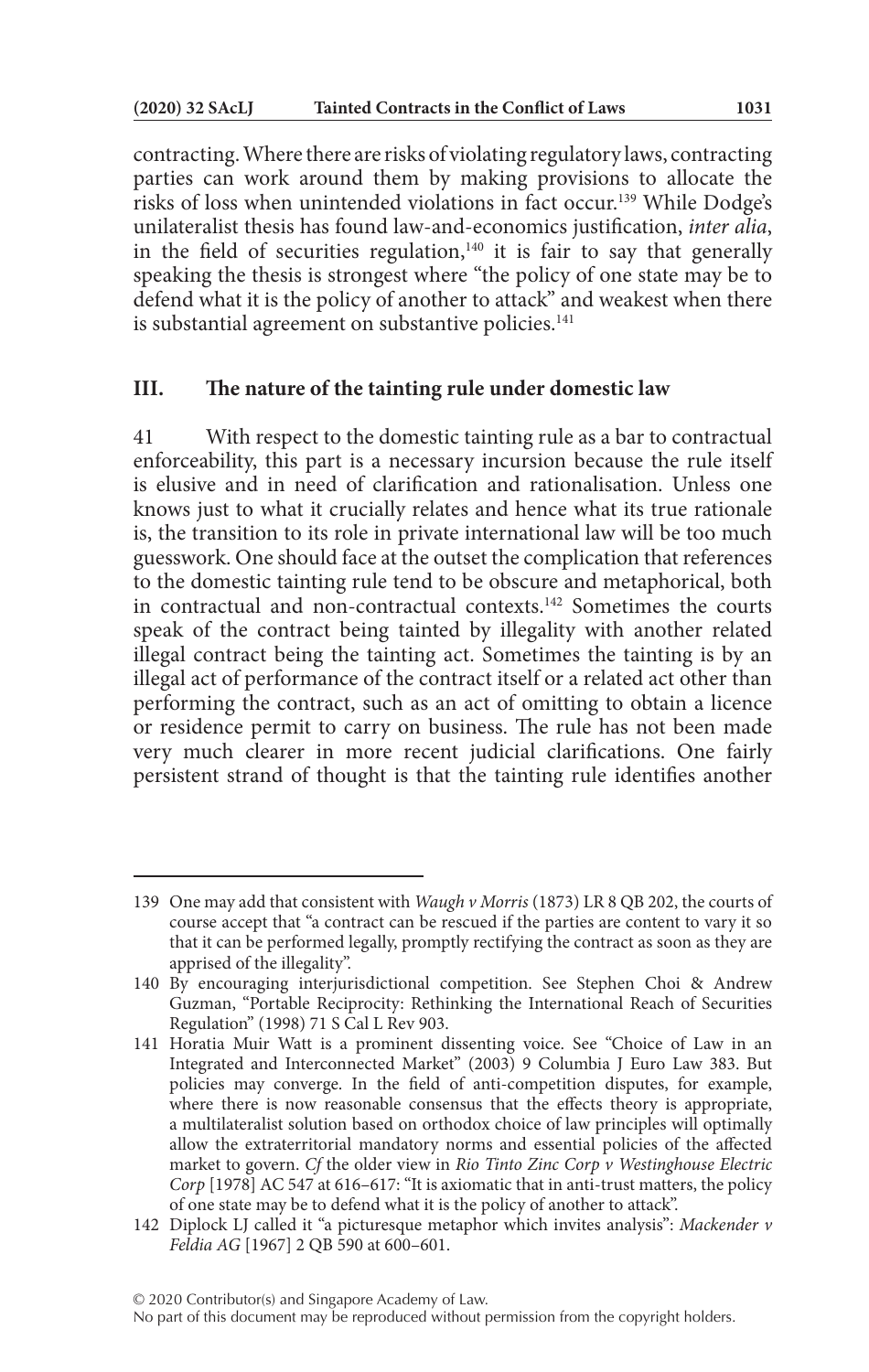contracting. Where there are risks of violating regulatory laws, contracting parties can work around them by making provisions to allocate the risks of loss when unintended violations in fact occur.[139] While Dodge's unilateralist thesis has found law-and-economics justification, *inter alia*, in the field of securities regulation,[140] it is fair to say that generally speaking the thesis is strongest where "the policy of one state may be to defend what it is the policy of another to attack" and weakest when there is substantial agreement on substantive policies.[141]

## III. The nature of the tainting rule under domestic law

41 With respect to the domestic tainting rule as a bar to contractual enforceability, this part is a necessary incursion because the rule itself is elusive and in need of clarification and rationalisation. Unless one knows just to what it crucially relates and hence what its true rationale is, the transition to its role in private international law will be too much guesswork. One should face at the outset the complication that references to the domestic tainting rule tend to be obscure and metaphorical, both in contractual and non-contractual contexts.[142] Sometimes the courts speak of the contract being tainted by illegality with another related illegal contract being the tainting act. Sometimes the tainting is by an illegal act of performance of the contract itself or a related act other than performing the contract, such as an act of omitting to obtain a licence or residence permit to carry on business. The rule has not been made very much clearer in more recent judicial clarifications. One fairly persistent strand of thought is that the tainting rule identifies another

---

139 One may add that consistent with *Waugh v Morris* (1873) LR 8 QB 202, the courts of course accept that "a contract can be rescued if the parties are content to vary it so that it can be performed legally, promptly rectifying the contract as soon as they are apprised of the illegality".

140 By encouraging interjurisdictional competition. See Stephen Choi & Andrew Guzman, "Portable Reciprocity: Rethinking the International Reach of Securities Regulation" (1998) 71 S Cal L Rev 903.

141 Horatia Muir Watt is a prominent dissenting voice. See "Choice of Law in an Integrated and Interconnected Market" (2003) 9 Columbia J Euro Law 383. But policies may converge. In the field of anti-competition disputes, for example, where there is now reasonable consensus that the effects theory is appropriate, a multilateralist solution based on orthodox choice of law principles will optimally allow the extraterritorial mandatory norms and essential policies of the affected market to govern. *Cf* the older view in *Rio Tinto Zinc Corp v Westinghouse Electric Corp* [1978] AC 547 at 616–617: "It is axiomatic that in anti-trust matters, the policy of one state may be to defend what it is the policy of another to attack".

142 Diplock LJ called it "a picturesque metaphor which invites analysis": *Mackender v Feldia AG* [1967] 2 QB 590 at 600–601.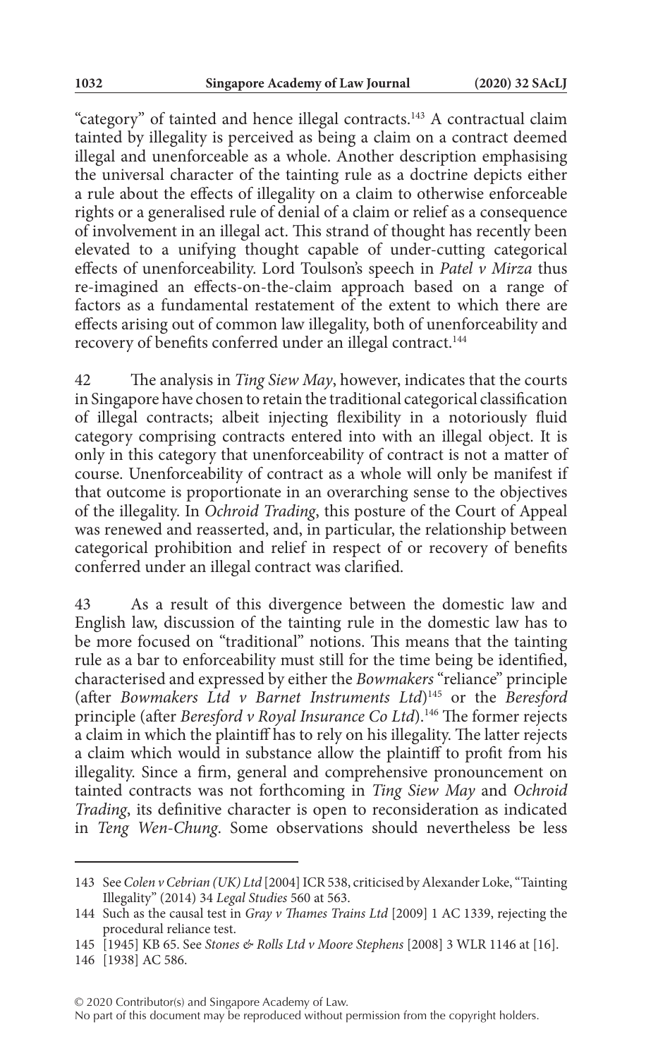"category" of tainted and hence illegal contracts.[143] A contractual claim tainted by illegality is perceived as being a claim on a contract deemed illegal and unenforceable as a whole. Another description emphasising the universal character of the tainting rule as a doctrine depicts either a rule about the effects of illegality on a claim to otherwise enforceable rights or a generalised rule of denial of a claim or relief as a consequence of involvement in an illegal act. This strand of thought has recently been elevated to a unifying thought capable of under-cutting categorical effects of unenforceability. Lord Toulson's speech in *Patel v Mirza* thus re-imagined an effects-on-the-claim approach based on a range of factors as a fundamental restatement of the extent to which there are effects arising out of common law illegality, both of unenforceability and recovery of benefits conferred under an illegal contract.[144]

42 The analysis in *Ting Siew May*, however, indicates that the courts in Singapore have chosen to retain the traditional categorical classification of illegal contracts; albeit injecting flexibility in a notoriously fluid category comprising contracts entered into with an illegal object. It is only in this category that unenforceability of contract is not a matter of course. Unenforceability of contract as a whole will only be manifest if that outcome is proportionate in an overarching sense to the objectives of the illegality. In *Ochroid Trading*, this posture of the Court of Appeal was renewed and reasserted, and, in particular, the relationship between categorical prohibition and relief in respect of or recovery of benefits conferred under an illegal contract was clarified.

43 As a result of this divergence between the domestic law and English law, discussion of the tainting rule in the domestic law has to be more focused on "traditional" notions. This means that the tainting rule as a bar to enforceability must still for the time being be identified, characterised and expressed by either the *Bowmakers* "reliance" principle (after *Bowmakers Ltd v Barnet Instruments Ltd*)[145] or the *Beresford* principle (after *Beresford v Royal Insurance Co Ltd*).[146] The former rejects a claim in which the plaintiff has to rely on his illegality. The latter rejects a claim which would in substance allow the plaintiff to profit from his illegality. Since a firm, general and comprehensive pronouncement on tainted contracts was not forthcoming in *Ting Siew May* and *Ochroid Trading*, its definitive character is open to reconsideration as indicated in *Teng Wen-Chung*. Some observations should nevertheless be less

---

143 See *Colen v Cebrian (UK) Ltd* [2004] ICR 538, criticised by Alexander Loke, "Tainting Illegality" (2014) 34 *Legal Studies* 560 at 563.

144 Such as the causal test in *Gray v Thames Trains Ltd* [2009] 1 AC 1339, rejecting the procedural reliance test.

145 [1945] KB 65. See *Stones & Rolls Ltd v Moore Stephens* [2008] 3 WLR 1146 at [16].

146 [1938] AC 586.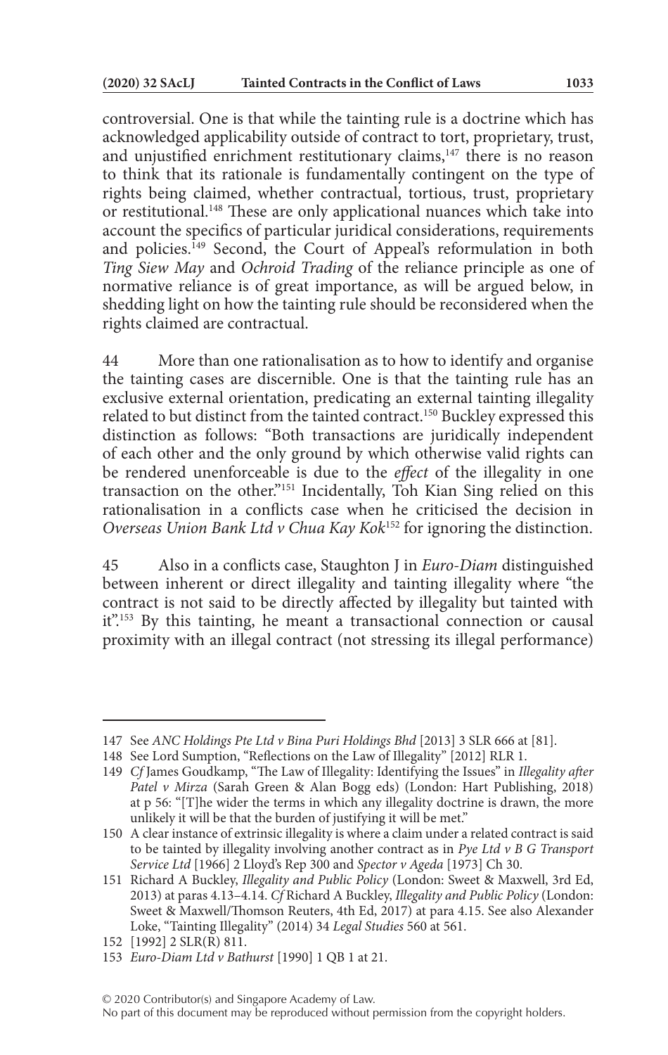controversial. One is that while the tainting rule is a doctrine which has acknowledged applicability outside of contract to tort, proprietary, trust, and unjustified enrichment restitutionary claims,[147] there is no reason to think that its rationale is fundamentally contingent on the type of rights being claimed, whether contractual, tortious, trust, proprietary or restitutional.[148] These are only applicational nuances which take into account the specifics of particular juridical considerations, requirements and policies.[149] Second, the Court of Appeal's reformulation in both *Ting Siew May* and *Ochroid Trading* of the reliance principle as one of normative reliance is of great importance, as will be argued below, in shedding light on how the tainting rule should be reconsidered when the rights claimed are contractual.

44 More than one rationalisation as to how to identify and organise the tainting cases are discernible. One is that the tainting rule has an exclusive external orientation, predicating an external tainting illegality related to but distinct from the tainted contract.[150] Buckley expressed this distinction as follows: "Both transactions are juridically independent of each other and the only ground by which otherwise valid rights can be rendered unenforceable is due to the *effect* of the illegality in one transaction on the other."[151] Incidentally, Toh Kian Sing relied on this rationalisation in a conflicts case when he criticised the decision in *Overseas Union Bank Ltd v Chua Kay Kok*[152] for ignoring the distinction.

45 Also in a conflicts case, Staughton J in *Euro-Diam* distinguished between inherent or direct illegality and tainting illegality where "the contract is not said to be directly affected by illegality but tainted with it".[153] By this tainting, he meant a transactional connection or causal proximity with an illegal contract (not stressing its illegal performance)

---

147 See *ANC Holdings Pte Ltd v Bina Puri Holdings Bhd* [2013] 3 SLR 666 at [81].

148 See Lord Sumption, "Reflections on the Law of Illegality" [2012] RLR 1.

149 *Cf* James Goudkamp, "The Law of Illegality: Identifying the Issues" in *Illegality after Patel v Mirza* (Sarah Green & Alan Bogg eds) (London: Hart Publishing, 2018) at p 56: "[T]he wider the terms in which any illegality doctrine is drawn, the more unlikely it will be that the burden of justifying it will be met."

150 A clear instance of extrinsic illegality is where a claim under a related contract is said to be tainted by illegality involving another contract as in *Pye Ltd v B G Transport Service Ltd* [1966] 2 Lloyd's Rep 300 and *Spector v Ageda* [1973] Ch 30.

151 Richard A Buckley, *Illegality and Public Policy* (London: Sweet & Maxwell, 3rd Ed, 2013) at paras 4.13–4.14. *Cf* Richard A Buckley, *Illegality and Public Policy* (London: Sweet & Maxwell/Thomson Reuters, 4th Ed, 2017) at para 4.15. See also Alexander Loke, "Tainting Illegality" (2014) 34 *Legal Studies* 560 at 561.

152 [1992] 2 SLR(R) 811.

153 *Euro-Diam Ltd v Bathurst* [1990] 1 QB 1 at 21.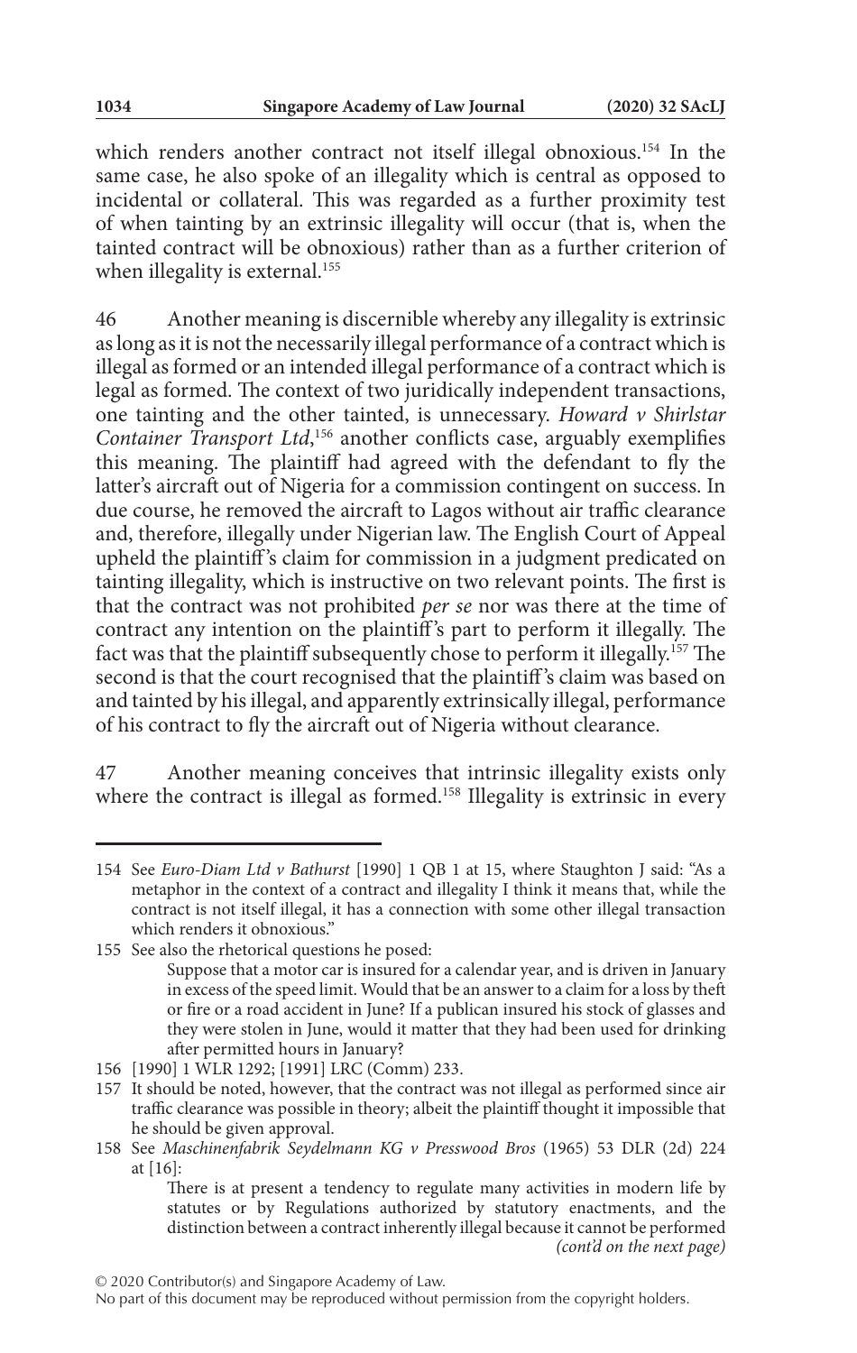which renders another contract not itself illegal obnoxious.[154] In the same case, he also spoke of an illegality which is central as opposed to incidental or collateral. This was regarded as a further proximity test of when tainting by an extrinsic illegality will occur (that is, when the tainted contract will be obnoxious) rather than as a further criterion of when illegality is external.[155]

46 Another meaning is discernible whereby any illegality is extrinsic as long as it is not the necessarily illegal performance of a contract which is illegal as formed or an intended illegal performance of a contract which is legal as formed. The context of two juridically independent transactions, one tainting and the other tainted, is unnecessary. *Howard v Shirlstar Container Transport Ltd*,[156] another conflicts case, arguably exemplifies this meaning. The plaintiff had agreed with the defendant to fly the latter's aircraft out of Nigeria for a commission contingent on success. In due course, he removed the aircraft to Lagos without air traffic clearance and, therefore, illegally under Nigerian law. The English Court of Appeal upheld the plaintiff's claim for commission in a judgment predicated on tainting illegality, which is instructive on two relevant points. The first is that the contract was not prohibited *per se* nor was there at the time of contract any intention on the plaintiff's part to perform it illegally. The fact was that the plaintiff subsequently chose to perform it illegally.[157] The second is that the court recognised that the plaintiff's claim was based on and tainted by his illegal, and apparently extrinsically illegal, performance of his contract to fly the aircraft out of Nigeria without clearance.

47 Another meaning conceives that intrinsic illegality exists only where the contract is illegal as formed.[158] Illegality is extrinsic in every

---

154 See *Euro-Diam Ltd v Bathurst* [1990] 1 QB 1 at 15, where Staughton J said: "As a metaphor in the context of a contract and illegality I think it means that, while the contract is not itself illegal, it has a connection with some other illegal transaction which renders it obnoxious."

155 See also the rhetorical questions he posed:

> Suppose that a motor car is insured for a calendar year, and is driven in January in excess of the speed limit. Would that be an answer to a claim for a loss by theft or fire or a road accident in June? If a publican insured his stock of glasses and they were stolen in June, would it matter that they had been used for drinking after permitted hours in January?

156 [1990] 1 WLR 1292; [1991] LRC (Comm) 233.

157 It should be noted, however, that the contract was not illegal as performed since air traffic clearance was possible in theory; albeit the plaintiff thought it impossible that he should be given approval.

158 See *Maschinenfabrik Seydelmann KG v Presswood Bros* (1965) 53 DLR (2d) 224 at [16]:

> There is at present a tendency to regulate many activities in modern life by statutes or by Regulations authorized by statutory enactments, and the distinction between a contract inherently illegal because it cannot be performed

*(cont'd on the next page)*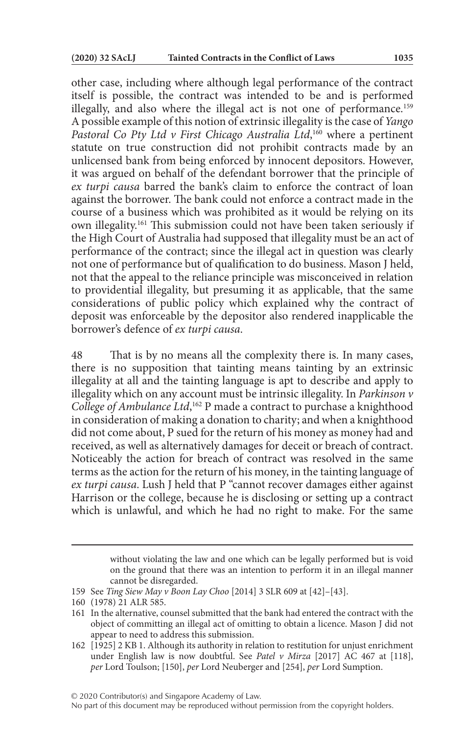other case, including where although legal performance of the contract itself is possible, the contract was intended to be and is performed illegally, and also where the illegal act is not one of performance.[159] A possible example of this notion of extrinsic illegality is the case of *Yango Pastoral Co Pty Ltd v First Chicago Australia Ltd*,[160] where a pertinent statute on true construction did not prohibit contracts made by an unlicensed bank from being enforced by innocent depositors. However, it was argued on behalf of the defendant borrower that the principle of *ex turpi causa* barred the bank's claim to enforce the contract of loan against the borrower. The bank could not enforce a contract made in the course of a business which was prohibited as it would be relying on its own illegality.[161] This submission could not have been taken seriously if the High Court of Australia had supposed that illegality must be an act of performance of the contract; since the illegal act in question was clearly not one of performance but of qualification to do business. Mason J held, not that the appeal to the reliance principle was misconceived in relation to providential illegality, but presuming it as applicable, that the same considerations of public policy which explained why the contract of deposit was enforceable by the depositor also rendered inapplicable the borrower's defence of *ex turpi causa*.

48 That is by no means all the complexity there is. In many cases, there is no supposition that tainting means tainting by an extrinsic illegality at all and the tainting language is apt to describe and apply to illegality which on any account must be intrinsic illegality. In *Parkinson v College of Ambulance Ltd*,[162] P made a contract to purchase a knighthood in consideration of making a donation to charity; and when a knighthood did not come about, P sued for the return of his money as money had and received, as well as alternatively damages for deceit or breach of contract. Noticeably the action for breach of contract was resolved in the same terms as the action for the return of his money, in the tainting language of *ex turpi causa*. Lush J held that P "cannot recover damages either against Harrison or the college, because he is disclosing or setting up a contract which is unlawful, and which he had no right to make. For the same

---

without violating the law and one which can be legally performed but is void on the ground that there was an intention to perform it in an illegal manner cannot be disregarded.

159 See *Ting Siew May v Boon Lay Choo* [2014] 3 SLR 609 at [42]–[43].

160 (1978) 21 ALR 585.

161 In the alternative, counsel submitted that the bank had entered the contract with the object of committing an illegal act of omitting to obtain a licence. Mason J did not appear to need to address this submission.

162 [1925] 2 KB 1. Although its authority in relation to restitution for unjust enrichment under English law is now doubtful. See *Patel v Mirza* [2017] AC 467 at [118], *per* Lord Toulson; [150], *per* Lord Neuberger and [254], *per* Lord Sumption.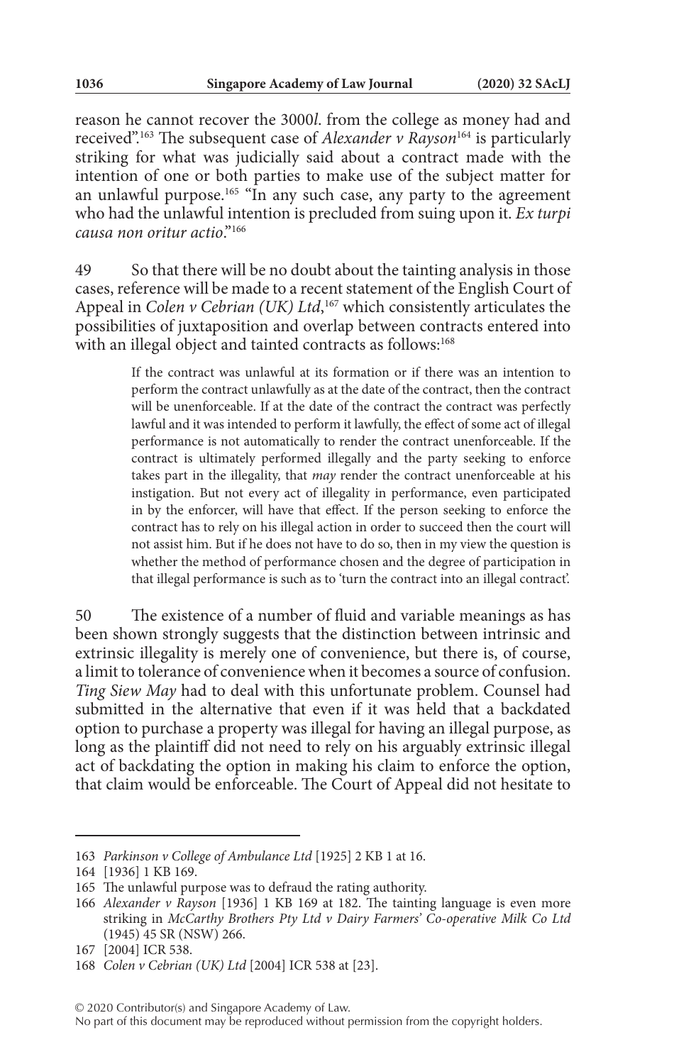reason he cannot recover the 3000*l*. from the college as money had and received".[163] The subsequent case of *Alexander v Rayson*[164] is particularly striking for what was judicially said about a contract made with the intention of one or both parties to make use of the subject matter for an unlawful purpose.[165] "In any such case, any party to the agreement who had the unlawful intention is precluded from suing upon it. *Ex turpi causa non oritur actio*."[166]

49 So that there will be no doubt about the tainting analysis in those cases, reference will be made to a recent statement of the English Court of Appeal in *Colen v Cebrian (UK) Ltd*,[167] which consistently articulates the possibilities of juxtaposition and overlap between contracts entered into with an illegal object and tainted contracts as follows:[168]

> If the contract was unlawful at its formation or if there was an intention to perform the contract unlawfully as at the date of the contract, then the contract will be unenforceable. If at the date of the contract the contract was perfectly lawful and it was intended to perform it lawfully, the effect of some act of illegal performance is not automatically to render the contract unenforceable. If the contract is ultimately performed illegally and the party seeking to enforce takes part in the illegality, that *may* render the contract unenforceable at his instigation. But not every act of illegality in performance, even participated in by the enforcer, will have that effect. If the person seeking to enforce the contract has to rely on his illegal action in order to succeed then the court will not assist him. But if he does not have to do so, then in my view the question is whether the method of performance chosen and the degree of participation in that illegal performance is such as to 'turn the contract into an illegal contract'.

50 The existence of a number of fluid and variable meanings as has been shown strongly suggests that the distinction between intrinsic and extrinsic illegality is merely one of convenience, but there is, of course, a limit to tolerance of convenience when it becomes a source of confusion. *Ting Siew May* had to deal with this unfortunate problem. Counsel had submitted in the alternative that even if it was held that a backdated option to purchase a property was illegal for having an illegal purpose, as long as the plaintiff did not need to rely on his arguably extrinsic illegal act of backdating the option in making his claim to enforce the option, that claim would be enforceable. The Court of Appeal did not hesitate to

---

163 *Parkinson v College of Ambulance Ltd* [1925] 2 KB 1 at 16.

164 [1936] 1 KB 169.

165 The unlawful purpose was to defraud the rating authority.

166 *Alexander v Rayson* [1936] 1 KB 169 at 182. The tainting language is even more striking in *McCarthy Brothers Pty Ltd v Dairy Farmers' Co-operative Milk Co Ltd* (1945) 45 SR (NSW) 266.

167 [2004] ICR 538.

168 *Colen v Cebrian (UK) Ltd* [2004] ICR 538 at [23].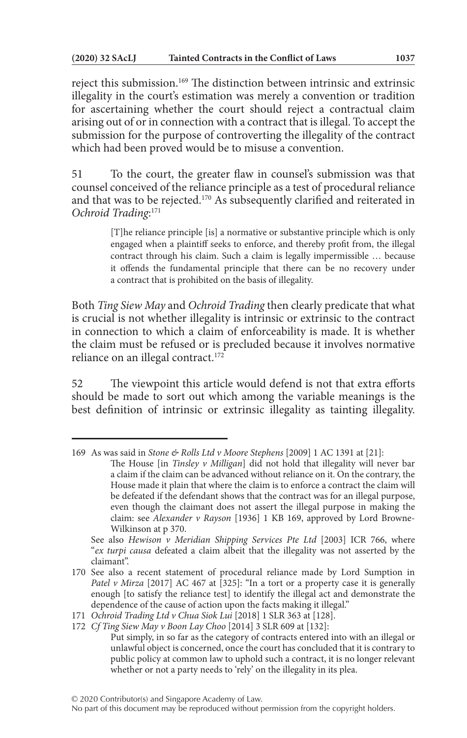reject this submission.[169] The distinction between intrinsic and extrinsic illegality in the court's estimation was merely a convention or tradition for ascertaining whether the court should reject a contractual claim arising out of or in connection with a contract that is illegal. To accept the submission for the purpose of controverting the illegality of the contract which had been proved would be to misuse a convention.

51 To the court, the greater flaw in counsel's submission was that counsel conceived of the reliance principle as a test of procedural reliance and that was to be rejected.[170] As subsequently clarified and reiterated in *Ochroid Trading*:[171]

> [T]he reliance principle [is] a normative or substantive principle which is only engaged when a plaintiff seeks to enforce, and thereby profit from, the illegal contract through his claim. Such a claim is legally impermissible … because it offends the fundamental principle that there can be no recovery under a contract that is prohibited on the basis of illegality.

Both *Ting Siew May* and *Ochroid Trading* then clearly predicate that what is crucial is not whether illegality is intrinsic or extrinsic to the contract in connection to which a claim of enforceability is made. It is whether the claim must be refused or is precluded because it involves normative reliance on an illegal contract.[172]

52 The viewpoint this article would defend is not that extra efforts should be made to sort out which among the variable meanings is the best definition of intrinsic or extrinsic illegality as tainting illegality.

---

169 As was said in *Stone & Rolls Ltd v Moore Stephens* [2009] 1 AC 1391 at [21]:

> The House [in *Tinsley v Milligan*] did not hold that illegality will never bar a claim if the claim can be advanced without reliance on it. On the contrary, the House made it plain that where the claim is to enforce a contract the claim will be defeated if the defendant shows that the contract was for an illegal purpose, even though the claimant does not assert the illegal purpose in making the claim: see *Alexander v Rayson* [1936] 1 KB 169, approved by Lord Browne-Wilkinson at p 370.

See also *Hewison v Meridian Shipping Services Pte Ltd* [2003] ICR 766, where "*ex turpi causa* defeated a claim albeit that the illegality was not asserted by the claimant".

170 See also a recent statement of procedural reliance made by Lord Sumption in *Patel v Mirza* [2017] AC 467 at [325]: "In a tort or a property case it is generally enough [to satisfy the reliance test] to identify the illegal act and demonstrate the dependence of the cause of action upon the facts making it illegal."

171 *Ochroid Trading Ltd v Chua Siok Lui* [2018] 1 SLR 363 at [128].

172 *Cf Ting Siew May v Boon Lay Choo* [2014] 3 SLR 609 at [132]:

> Put simply, in so far as the category of contracts entered into with an illegal or unlawful object is concerned, once the court has concluded that it is contrary to public policy at common law to uphold such a contract, it is no longer relevant whether or not a party needs to 'rely' on the illegality in its plea.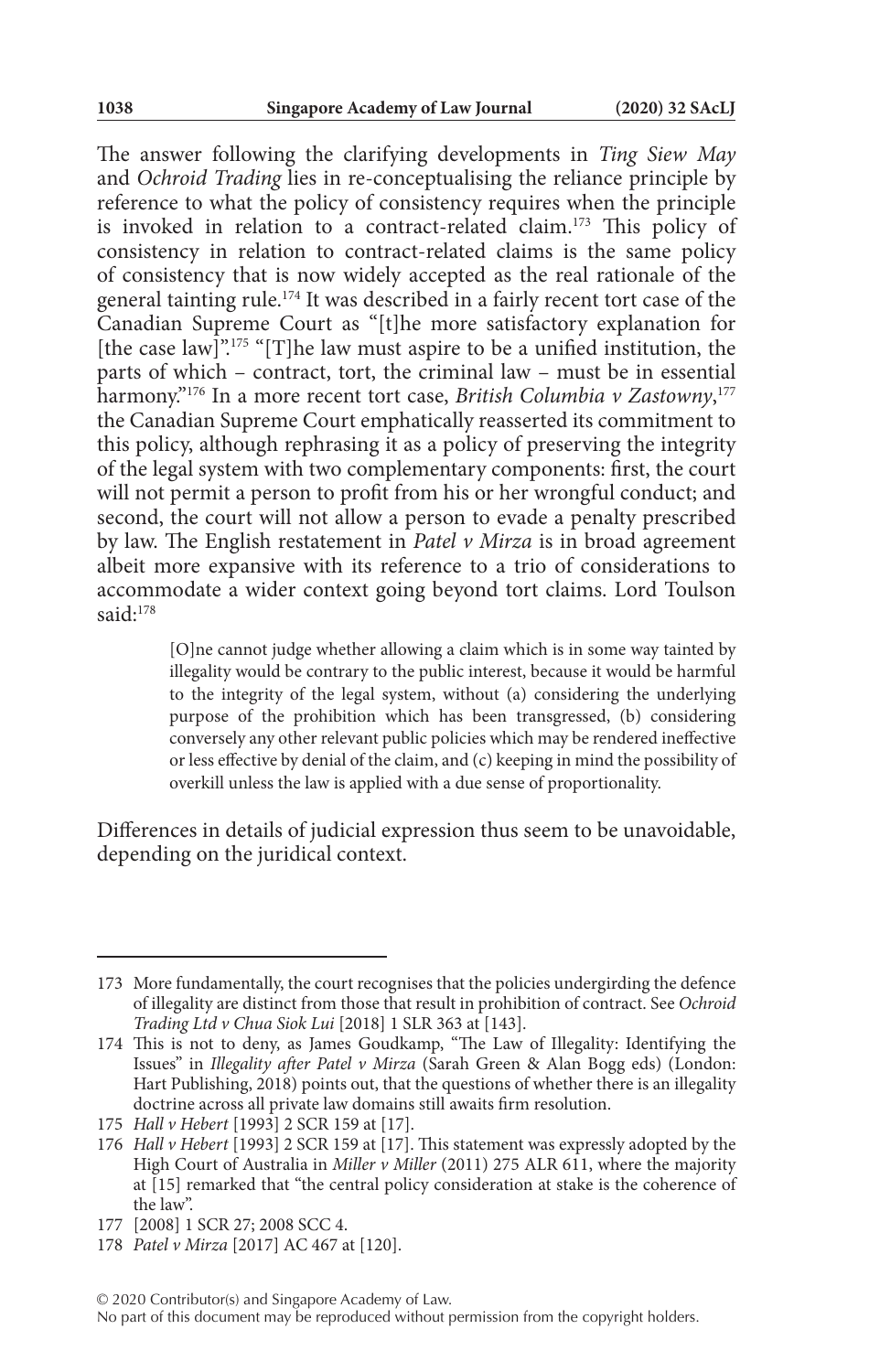The answer following the clarifying developments in *Ting Siew May* and *Ochroid Trading* lies in re-conceptualising the reliance principle by reference to what the policy of consistency requires when the principle is invoked in relation to a contract-related claim.[173] This policy of consistency in relation to contract-related claims is the same policy of consistency that is now widely accepted as the real rationale of the general tainting rule.[174] It was described in a fairly recent tort case of the Canadian Supreme Court as "[t]he more satisfactory explanation for [the case law]".[175] "[T]he law must aspire to be a unified institution, the parts of which – contract, tort, the criminal law – must be in essential harmony."[176] In a more recent tort case, *British Columbia v Zastowny*,[177] the Canadian Supreme Court emphatically reasserted its commitment to this policy, although rephrasing it as a policy of preserving the integrity of the legal system with two complementary components: first, the court will not permit a person to profit from his or her wrongful conduct; and second, the court will not allow a person to evade a penalty prescribed by law. The English restatement in *Patel v Mirza* is in broad agreement albeit more expansive with its reference to a trio of considerations to accommodate a wider context going beyond tort claims. Lord Toulson said:[178]

> [O]ne cannot judge whether allowing a claim which is in some way tainted by illegality would be contrary to the public interest, because it would be harmful to the integrity of the legal system, without (a) considering the underlying purpose of the prohibition which has been transgressed, (b) considering conversely any other relevant public policies which may be rendered ineffective or less effective by denial of the claim, and (c) keeping in mind the possibility of overkill unless the law is applied with a due sense of proportionality.

Differences in details of judicial expression thus seem to be unavoidable, depending on the juridical context.

---

173 More fundamentally, the court recognises that the policies undergirding the defence of illegality are distinct from those that result in prohibition of contract. See *Ochroid Trading Ltd v Chua Siok Lui* [2018] 1 SLR 363 at [143].

174 This is not to deny, as James Goudkamp, "The Law of Illegality: Identifying the Issues" in *Illegality after Patel v Mirza* (Sarah Green & Alan Bogg eds) (London: Hart Publishing, 2018) points out, that the questions of whether there is an illegality doctrine across all private law domains still awaits firm resolution.

175 *Hall v Hebert* [1993] 2 SCR 159 at [17].

176 *Hall v Hebert* [1993] 2 SCR 159 at [17]. This statement was expressly adopted by the High Court of Australia in *Miller v Miller* (2011) 275 ALR 611, where the majority at [15] remarked that "the central policy consideration at stake is the coherence of the law".

177 [2008] 1 SCR 27; 2008 SCC 4.

178 *Patel v Mirza* [2017] AC 467 at [120].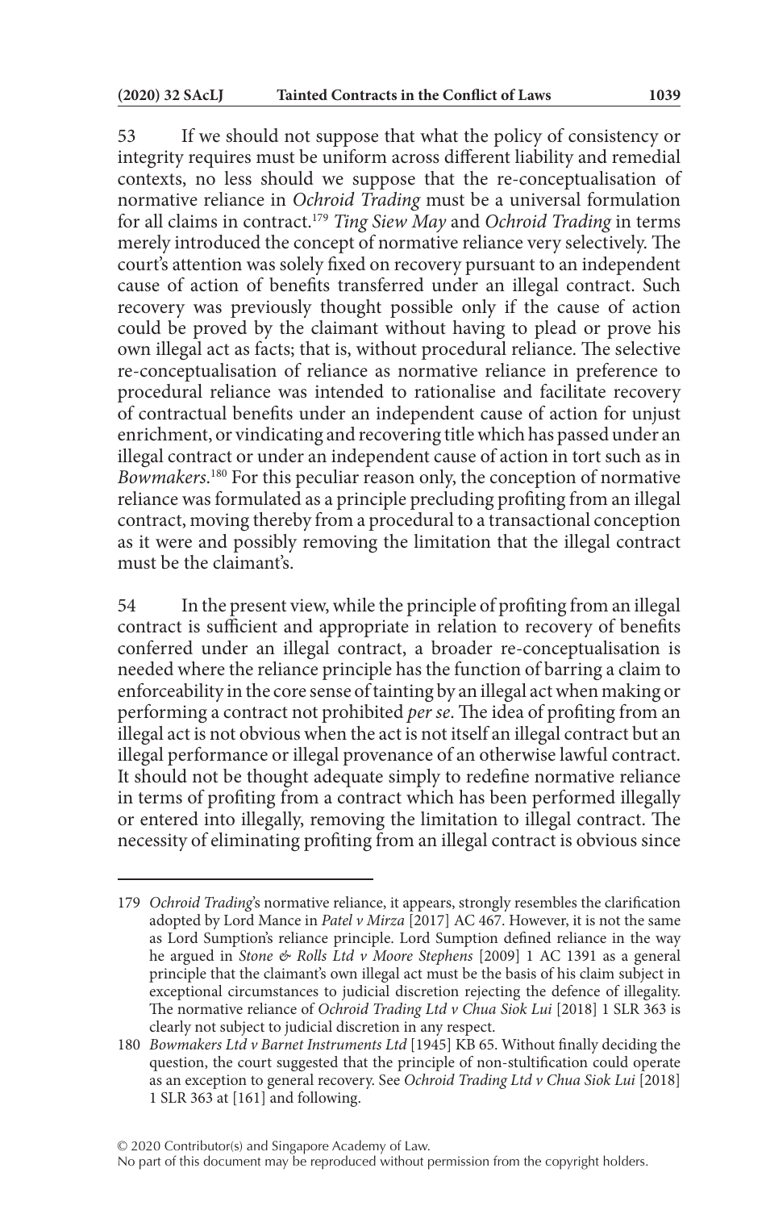53 If we should not suppose that what the policy of consistency or integrity requires must be uniform across different liability and remedial contexts, no less should we suppose that the re-conceptualisation of normative reliance in *Ochroid Trading* must be a universal formulation for all claims in contract.[179] *Ting Siew May* and *Ochroid Trading* in terms merely introduced the concept of normative reliance very selectively. The court's attention was solely fixed on recovery pursuant to an independent cause of action of benefits transferred under an illegal contract. Such recovery was previously thought possible only if the cause of action could be proved by the claimant without having to plead or prove his own illegal act as facts; that is, without procedural reliance. The selective re-conceptualisation of reliance as normative reliance in preference to procedural reliance was intended to rationalise and facilitate recovery of contractual benefits under an independent cause of action for unjust enrichment, or vindicating and recovering title which has passed under an illegal contract or under an independent cause of action in tort such as in *Bowmakers*.[180] For this peculiar reason only, the conception of normative reliance was formulated as a principle precluding profiting from an illegal contract, moving thereby from a procedural to a transactional conception as it were and possibly removing the limitation that the illegal contract must be the claimant's.

54 In the present view, while the principle of profiting from an illegal contract is sufficient and appropriate in relation to recovery of benefits conferred under an illegal contract, a broader re-conceptualisation is needed where the reliance principle has the function of barring a claim to enforceability in the core sense of tainting by an illegal act when making or performing a contract not prohibited *per se*. The idea of profiting from an illegal act is not obvious when the act is not itself an illegal contract but an illegal performance or illegal provenance of an otherwise lawful contract. It should not be thought adequate simply to redefine normative reliance in terms of profiting from a contract which has been performed illegally or entered into illegally, removing the limitation to illegal contract. The necessity of eliminating profiting from an illegal contract is obvious since

---

179 *Ochroid Trading*'s normative reliance, it appears, strongly resembles the clarification adopted by Lord Mance in *Patel v Mirza* [2017] AC 467. However, it is not the same as Lord Sumption's reliance principle. Lord Sumption defined reliance in the way he argued in *Stone & Rolls Ltd v Moore Stephens* [2009] 1 AC 1391 as a general principle that the claimant's own illegal act must be the basis of his claim subject in exceptional circumstances to judicial discretion rejecting the defence of illegality. The normative reliance of *Ochroid Trading Ltd v Chua Siok Lui* [2018] 1 SLR 363 is clearly not subject to judicial discretion in any respect.

180 *Bowmakers Ltd v Barnet Instruments Ltd* [1945] KB 65. Without finally deciding the question, the court suggested that the principle of non-stultification could operate as an exception to general recovery. See *Ochroid Trading Ltd v Chua Siok Lui* [2018] 1 SLR 363 at [161] and following.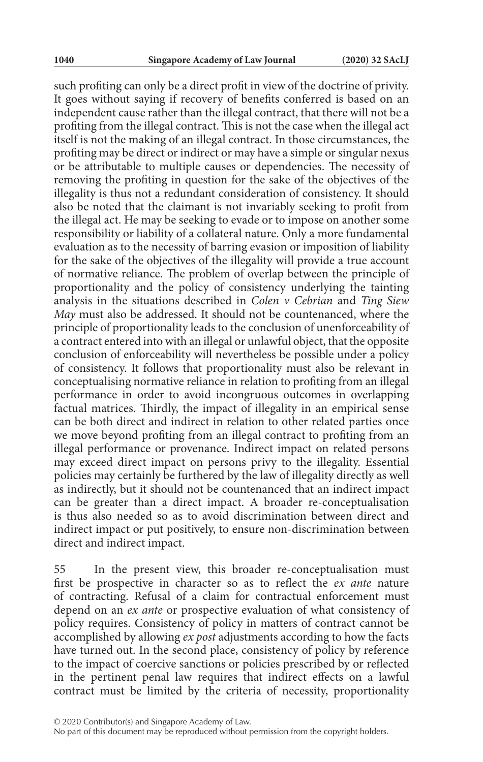such profiting can only be a direct profit in view of the doctrine of privity. It goes without saying if recovery of benefits conferred is based on an independent cause rather than the illegal contract, that there will not be a profiting from the illegal contract. This is not the case when the illegal act itself is not the making of an illegal contract. In those circumstances, the profiting may be direct or indirect or may have a simple or singular nexus or be attributable to multiple causes or dependencies. The necessity of removing the profiting in question for the sake of the objectives of the illegality is thus not a redundant consideration of consistency. It should also be noted that the claimant is not invariably seeking to profit from the illegal act. He may be seeking to evade or to impose on another some responsibility or liability of a collateral nature. Only a more fundamental evaluation as to the necessity of barring evasion or imposition of liability for the sake of the objectives of the illegality will provide a true account of normative reliance. The problem of overlap between the principle of proportionality and the policy of consistency underlying the tainting analysis in the situations described in *Colen v Cebrian* and *Ting Siew May* must also be addressed. It should not be countenanced, where the principle of proportionality leads to the conclusion of unenforceability of a contract entered into with an illegal or unlawful object, that the opposite conclusion of enforceability will nevertheless be possible under a policy of consistency. It follows that proportionality must also be relevant in conceptualising normative reliance in relation to profiting from an illegal performance in order to avoid incongruous outcomes in overlapping factual matrices. Thirdly, the impact of illegality in an empirical sense can be both direct and indirect in relation to other related parties once we move beyond profiting from an illegal contract to profiting from an illegal performance or provenance. Indirect impact on related persons may exceed direct impact on persons privy to the illegality. Essential policies may certainly be furthered by the law of illegality directly as well as indirectly, but it should not be countenanced that an indirect impact can be greater than a direct impact. A broader re-conceptualisation is thus also needed so as to avoid discrimination between direct and indirect impact or put positively, to ensure non-discrimination between direct and indirect impact.

55 In the present view, this broader re-conceptualisation must first be prospective in character so as to reflect the *ex ante* nature of contracting. Refusal of a claim for contractual enforcement must depend on an *ex ante* or prospective evaluation of what consistency of policy requires. Consistency of policy in matters of contract cannot be accomplished by allowing *ex post* adjustments according to how the facts have turned out. In the second place, consistency of policy by reference to the impact of coercive sanctions or policies prescribed by or reflected in the pertinent penal law requires that indirect effects on a lawful contract must be limited by the criteria of necessity, proportionality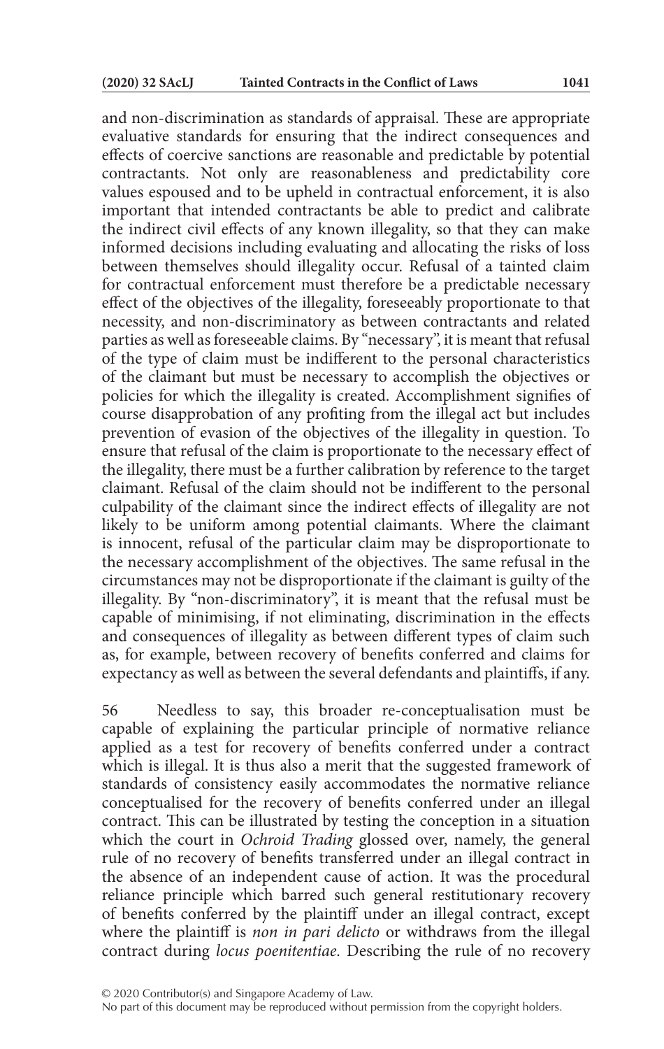and non-discrimination as standards of appraisal. These are appropriate evaluative standards for ensuring that the indirect consequences and effects of coercive sanctions are reasonable and predictable by potential contractants. Not only are reasonableness and predictability core values espoused and to be upheld in contractual enforcement, it is also important that intended contractants be able to predict and calibrate the indirect civil effects of any known illegality, so that they can make informed decisions including evaluating and allocating the risks of loss between themselves should illegality occur. Refusal of a tainted claim for contractual enforcement must therefore be a predictable necessary effect of the objectives of the illegality, foreseeably proportionate to that necessity, and non-discriminatory as between contractants and related parties as well as foreseeable claims. By "necessary", it is meant that refusal of the type of claim must be indifferent to the personal characteristics of the claimant but must be necessary to accomplish the objectives or policies for which the illegality is created. Accomplishment signifies of course disapprobation of any profiting from the illegal act but includes prevention of evasion of the objectives of the illegality in question. To ensure that refusal of the claim is proportionate to the necessary effect of the illegality, there must be a further calibration by reference to the target claimant. Refusal of the claim should not be indifferent to the personal culpability of the claimant since the indirect effects of illegality are not likely to be uniform among potential claimants. Where the claimant is innocent, refusal of the particular claim may be disproportionate to the necessary accomplishment of the objectives. The same refusal in the circumstances may not be disproportionate if the claimant is guilty of the illegality. By "non-discriminatory", it is meant that the refusal must be capable of minimising, if not eliminating, discrimination in the effects and consequences of illegality as between different types of claim such as, for example, between recovery of benefits conferred and claims for expectancy as well as between the several defendants and plaintiffs, if any.

56 Needless to say, this broader re-conceptualisation must be capable of explaining the particular principle of normative reliance applied as a test for recovery of benefits conferred under a contract which is illegal. It is thus also a merit that the suggested framework of standards of consistency easily accommodates the normative reliance conceptualised for the recovery of benefits conferred under an illegal contract. This can be illustrated by testing the conception in a situation which the court in *Ochroid Trading* glossed over, namely, the general rule of no recovery of benefits transferred under an illegal contract in the absence of an independent cause of action. It was the procedural reliance principle which barred such general restitutionary recovery of benefits conferred by the plaintiff under an illegal contract, except where the plaintiff is *non in pari delicto* or withdraws from the illegal contract during *locus poenitentiae*. Describing the rule of no recovery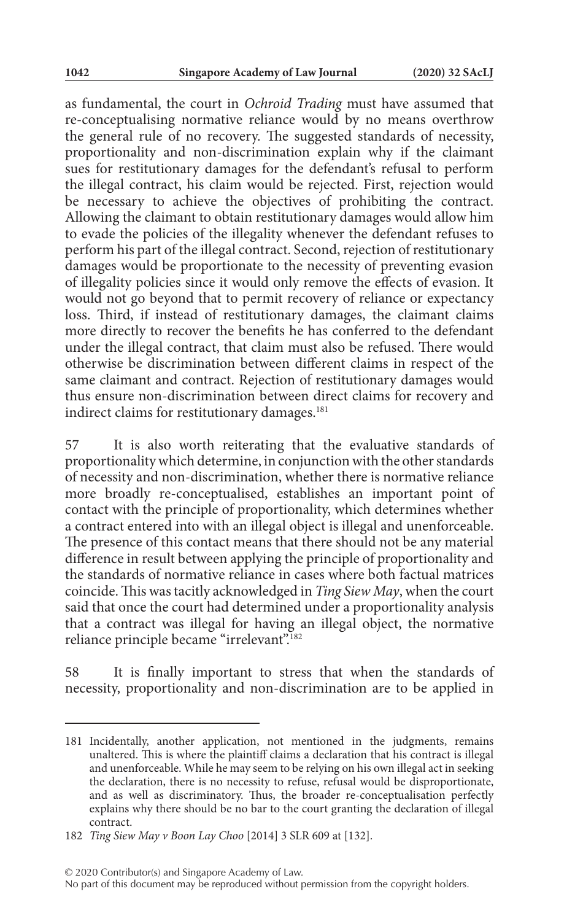as fundamental, the court in *Ochroid Trading* must have assumed that re-conceptualising normative reliance would by no means overthrow the general rule of no recovery. The suggested standards of necessity, proportionality and non-discrimination explain why if the claimant sues for restitutionary damages for the defendant's refusal to perform the illegal contract, his claim would be rejected. First, rejection would be necessary to achieve the objectives of prohibiting the contract. Allowing the claimant to obtain restitutionary damages would allow him to evade the policies of the illegality whenever the defendant refuses to perform his part of the illegal contract. Second, rejection of restitutionary damages would be proportionate to the necessity of preventing evasion of illegality policies since it would only remove the effects of evasion. It would not go beyond that to permit recovery of reliance or expectancy loss. Third, if instead of restitutionary damages, the claimant claims more directly to recover the benefits he has conferred to the defendant under the illegal contract, that claim must also be refused. There would otherwise be discrimination between different claims in respect of the same claimant and contract. Rejection of restitutionary damages would thus ensure non-discrimination between direct claims for recovery and indirect claims for restitutionary damages.[181]

57 It is also worth reiterating that the evaluative standards of proportionality which determine, in conjunction with the other standards of necessity and non-discrimination, whether there is normative reliance more broadly re-conceptualised, establishes an important point of contact with the principle of proportionality, which determines whether a contract entered into with an illegal object is illegal and unenforceable. The presence of this contact means that there should not be any material difference in result between applying the principle of proportionality and the standards of normative reliance in cases where both factual matrices coincide. This was tacitly acknowledged in *Ting Siew May*, when the court said that once the court had determined under a proportionality analysis that a contract was illegal for having an illegal object, the normative reliance principle became "irrelevant".[182]

58 It is finally important to stress that when the standards of necessity, proportionality and non-discrimination are to be applied in

---

181 Incidentally, another application, not mentioned in the judgments, remains unaltered. This is where the plaintiff claims a declaration that his contract is illegal and unenforceable. While he may seem to be relying on his own illegal act in seeking the declaration, there is no necessity to refuse, refusal would be disproportionate, and as well as discriminatory. Thus, the broader re-conceptualisation perfectly explains why there should be no bar to the court granting the declaration of illegal contract.

182 *Ting Siew May v Boon Lay Choo* [2014] 3 SLR 609 at [132].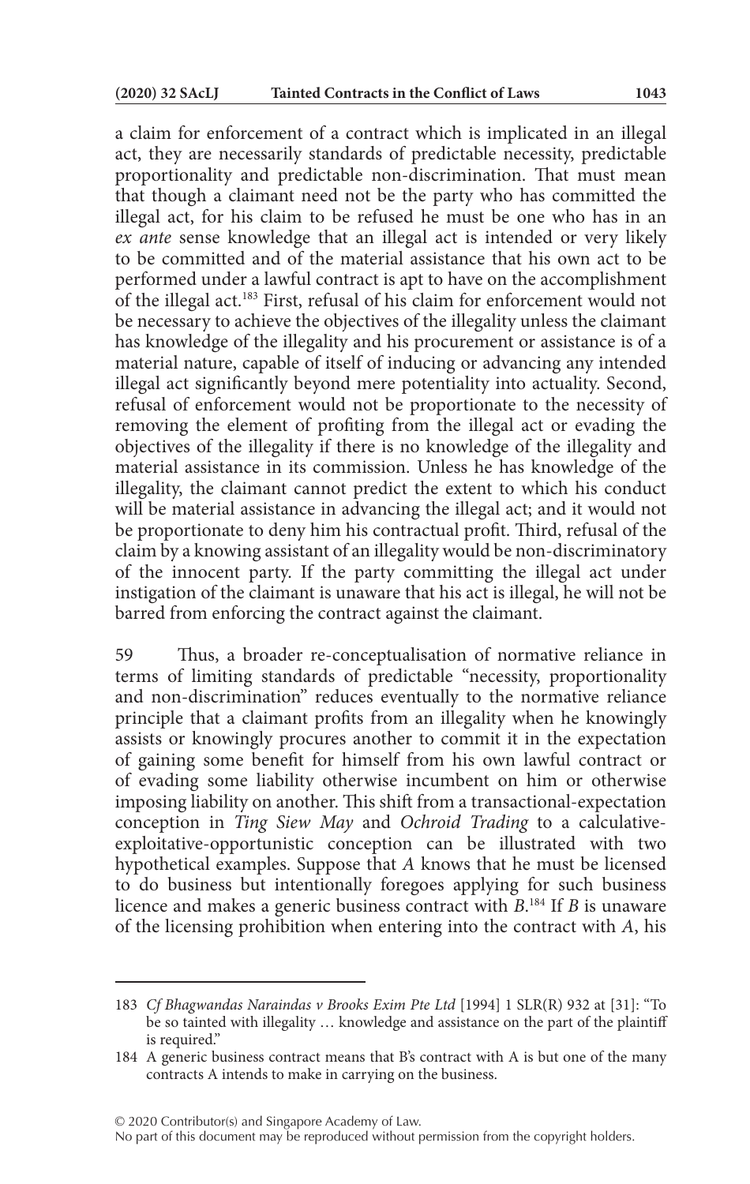a claim for enforcement of a contract which is implicated in an illegal act, they are necessarily standards of predictable necessity, predictable proportionality and predictable non-discrimination. That must mean that though a claimant need not be the party who has committed the illegal act, for his claim to be refused he must be one who has in an *ex ante* sense knowledge that an illegal act is intended or very likely to be committed and of the material assistance that his own act to be performed under a lawful contract is apt to have on the accomplishment of the illegal act.[183] First, refusal of his claim for enforcement would not be necessary to achieve the objectives of the illegality unless the claimant has knowledge of the illegality and his procurement or assistance is of a material nature, capable of itself of inducing or advancing any intended illegal act significantly beyond mere potentiality into actuality. Second, refusal of enforcement would not be proportionate to the necessity of removing the element of profiting from the illegal act or evading the objectives of the illegality if there is no knowledge of the illegality and material assistance in its commission. Unless he has knowledge of the illegality, the claimant cannot predict the extent to which his conduct will be material assistance in advancing the illegal act; and it would not be proportionate to deny him his contractual profit. Third, refusal of the claim by a knowing assistant of an illegality would be non-discriminatory of the innocent party. If the party committing the illegal act under instigation of the claimant is unaware that his act is illegal, he will not be barred from enforcing the contract against the claimant.

59 Thus, a broader re-conceptualisation of normative reliance in terms of limiting standards of predictable "necessity, proportionality and non-discrimination" reduces eventually to the normative reliance principle that a claimant profits from an illegality when he knowingly assists or knowingly procures another to commit it in the expectation of gaining some benefit for himself from his own lawful contract or of evading some liability otherwise incumbent on him or otherwise imposing liability on another. This shift from a transactional-expectation conception in *Ting Siew May* and *Ochroid Trading* to a calculative-exploitative-opportunistic conception can be illustrated with two hypothetical examples. Suppose that *A* knows that he must be licensed to do business but intentionally foregoes applying for such business licence and makes a generic business contract with *B*.[184] If *B* is unaware of the licensing prohibition when entering into the contract with *A*, his

---

183 *Cf Bhagwandas Naraindas v Brooks Exim Pte Ltd* [1994] 1 SLR(R) 932 at [31]: "To be so tainted with illegality … knowledge and assistance on the part of the plaintiff is required."

184 A generic business contract means that B's contract with A is but one of the many contracts A intends to make in carrying on the business.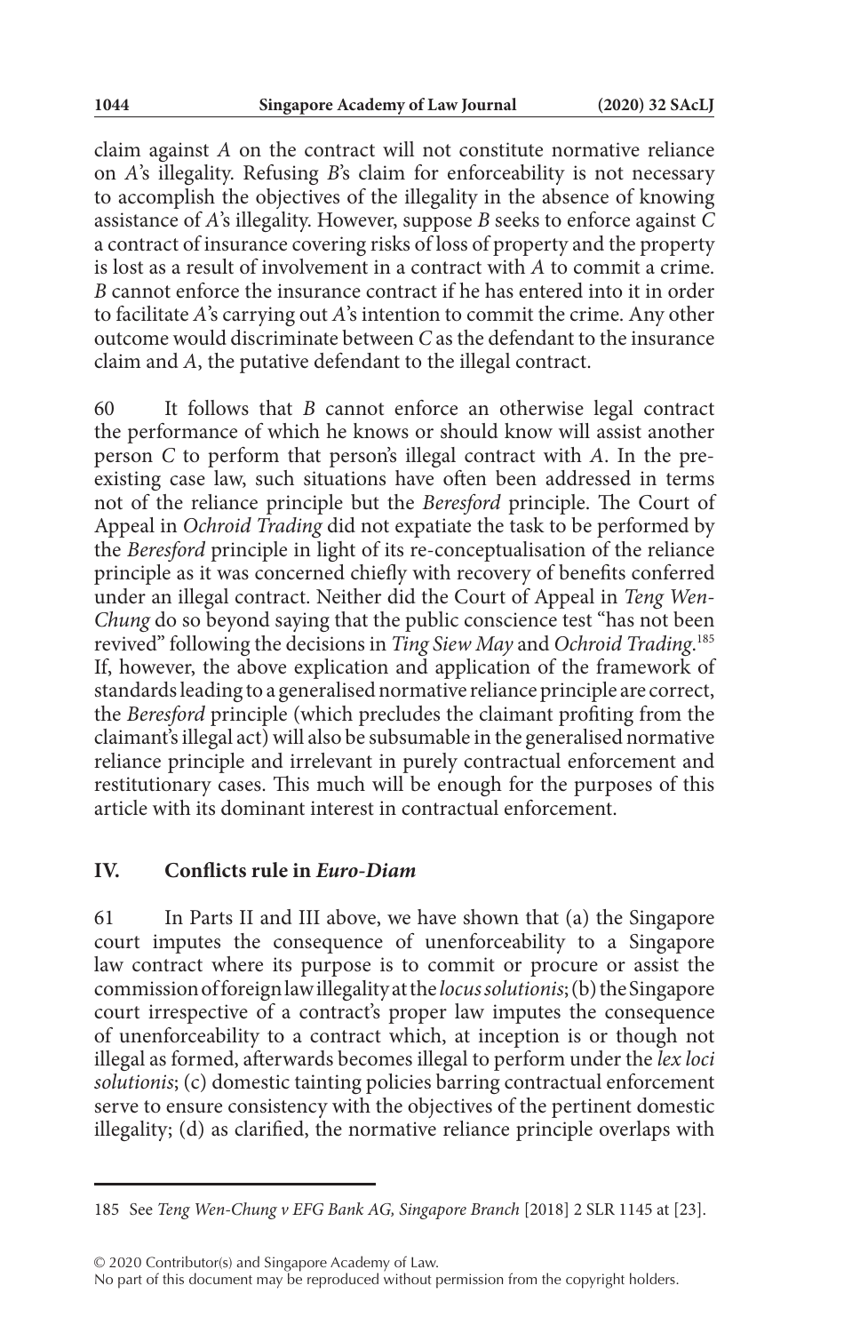claim against *A* on the contract will not constitute normative reliance on *A*'s illegality. Refusing *B*'s claim for enforceability is not necessary to accomplish the objectives of the illegality in the absence of knowing assistance of *A*'s illegality. However, suppose *B* seeks to enforce against *C* a contract of insurance covering risks of loss of property and the property is lost as a result of involvement in a contract with *A* to commit a crime. *B* cannot enforce the insurance contract if he has entered into it in order to facilitate *A*'s carrying out *A*'s intention to commit the crime. Any other outcome would discriminate between *C* as the defendant to the insurance claim and *A*, the putative defendant to the illegal contract.

60 It follows that *B* cannot enforce an otherwise legal contract the performance of which he knows or should know will assist another person *C* to perform that person's illegal contract with *A*. In the pre-existing case law, such situations have often been addressed in terms not of the reliance principle but the *Beresford* principle. The Court of Appeal in *Ochroid Trading* did not expatiate the task to be performed by the *Beresford* principle in light of its re-conceptualisation of the reliance principle as it was concerned chiefly with recovery of benefits conferred under an illegal contract. Neither did the Court of Appeal in *Teng Wen-Chung* do so beyond saying that the public conscience test "has not been revived" following the decisions in *Ting Siew May* and *Ochroid Trading*.[185] If, however, the above explication and application of the framework of standards leading to a generalised normative reliance principle are correct, the *Beresford* principle (which precludes the claimant profiting from the claimant's illegal act) will also be subsumable in the generalised normative reliance principle and irrelevant in purely contractual enforcement and restitutionary cases. This much will be enough for the purposes of this article with its dominant interest in contractual enforcement.

## IV. Conflicts rule in *Euro-Diam*

61 In Parts II and III above, we have shown that (a) the Singapore court imputes the consequence of unenforceability to a Singapore law contract where its purpose is to commit or procure or assist the commission of foreign law illegality at the *locus solutionis*; (b) the Singapore court irrespective of a contract's proper law imputes the consequence of unenforceability to a contract which, at inception is or though not illegal as formed, afterwards becomes illegal to perform under the *lex loci solutionis*; (c) domestic tainting policies barring contractual enforcement serve to ensure consistency with the objectives of the pertinent domestic illegality; (d) as clarified, the normative reliance principle overlaps with

---

185 See *Teng Wen-Chung v EFG Bank AG, Singapore Branch* [2018] 2 SLR 1145 at [23].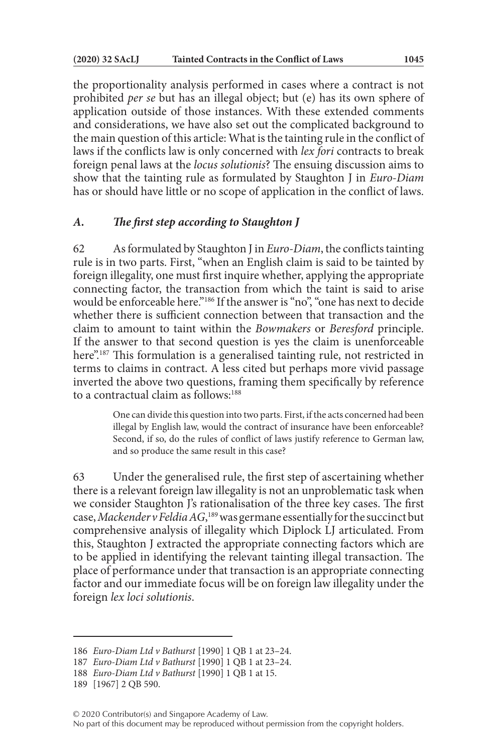the proportionality analysis performed in cases where a contract is not prohibited *per se* but has an illegal object; but (e) has its own sphere of application outside of those instances. With these extended comments and considerations, we have also set out the complicated background to the main question of this article: What is the tainting rule in the conflict of laws if the conflicts law is only concerned with *lex fori* contracts to break foreign penal laws at the *locus solutionis*? The ensuing discussion aims to show that the tainting rule as formulated by Staughton J in *Euro-Diam* has or should have little or no scope of application in the conflict of laws.

### *A. The first step according to Staughton J*

62 As formulated by Staughton J in *Euro-Diam*, the conflicts tainting rule is in two parts. First, "when an English claim is said to be tainted by foreign illegality, one must first inquire whether, applying the appropriate connecting factor, the transaction from which the taint is said to arise would be enforceable here."[186] If the answer is "no", "one has next to decide whether there is sufficient connection between that transaction and the claim to amount to taint within the *Bowmakers* or *Beresford* principle. If the answer to that second question is yes the claim is unenforceable here".[187] This formulation is a generalised tainting rule, not restricted in terms to claims in contract. A less cited but perhaps more vivid passage inverted the above two questions, framing them specifically by reference to a contractual claim as follows:[188]

> One can divide this question into two parts. First, if the acts concerned had been illegal by English law, would the contract of insurance have been enforceable? Second, if so, do the rules of conflict of laws justify reference to German law, and so produce the same result in this case?

63 Under the generalised rule, the first step of ascertaining whether there is a relevant foreign law illegality is not an unproblematic task when we consider Staughton J's rationalisation of the three key cases. The first case, *Mackender v Feldia AG*,[189] was germane essentially for the succinct but comprehensive analysis of illegality which Diplock LJ articulated. From this, Staughton J extracted the appropriate connecting factors which are to be applied in identifying the relevant tainting illegal transaction. The place of performance under that transaction is an appropriate connecting factor and our immediate focus will be on foreign law illegality under the foreign *lex loci solutionis*.

---

186 *Euro-Diam Ltd v Bathurst* [1990] 1 QB 1 at 23–24.

187 *Euro-Diam Ltd v Bathurst* [1990] 1 QB 1 at 23–24.

188 *Euro-Diam Ltd v Bathurst* [1990] 1 QB 1 at 15.

189 [1967] 2 QB 590.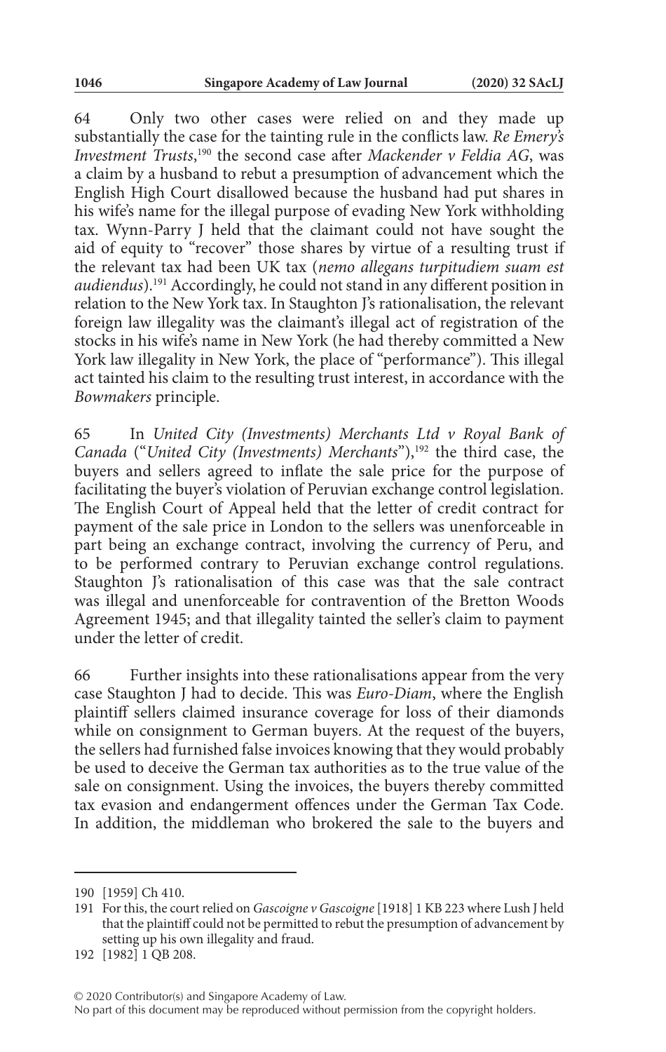64 Only two other cases were relied on and they made up substantially the case for the tainting rule in the conflicts law. *Re Emery's Investment Trusts*,[190] the second case after *Mackender v Feldia AG*, was a claim by a husband to rebut a presumption of advancement which the English High Court disallowed because the husband had put shares in his wife's name for the illegal purpose of evading New York withholding tax. Wynn-Parry J held that the claimant could not have sought the aid of equity to "recover" those shares by virtue of a resulting trust if the relevant tax had been UK tax (*nemo allegans turpitudiem suam est audiendus*).[191] Accordingly, he could not stand in any different position in relation to the New York tax. In Staughton J's rationalisation, the relevant foreign law illegality was the claimant's illegal act of registration of the stocks in his wife's name in New York (he had thereby committed a New York law illegality in New York, the place of "performance"). This illegal act tainted his claim to the resulting trust interest, in accordance with the *Bowmakers* principle.

65 In *United City (Investments) Merchants Ltd v Royal Bank of Canada* ("*United City (Investments) Merchants*"),[192] the third case, the buyers and sellers agreed to inflate the sale price for the purpose of facilitating the buyer's violation of Peruvian exchange control legislation. The English Court of Appeal held that the letter of credit contract for payment of the sale price in London to the sellers was unenforceable in part being an exchange contract, involving the currency of Peru, and to be performed contrary to Peruvian exchange control regulations. Staughton J's rationalisation of this case was that the sale contract was illegal and unenforceable for contravention of the Bretton Woods Agreement 1945; and that illegality tainted the seller's claim to payment under the letter of credit.

66 Further insights into these rationalisations appear from the very case Staughton J had to decide. This was *Euro-Diam*, where the English plaintiff sellers claimed insurance coverage for loss of their diamonds while on consignment to German buyers. At the request of the buyers, the sellers had furnished false invoices knowing that they would probably be used to deceive the German tax authorities as to the true value of the sale on consignment. Using the invoices, the buyers thereby committed tax evasion and endangerment offences under the German Tax Code. In addition, the middleman who brokered the sale to the buyers and

---

190 [1959] Ch 410.

191 For this, the court relied on *Gascoigne v Gascoigne* [1918] 1 KB 223 where Lush J held that the plaintiff could not be permitted to rebut the presumption of advancement by setting up his own illegality and fraud.

192 [1982] 1 QB 208.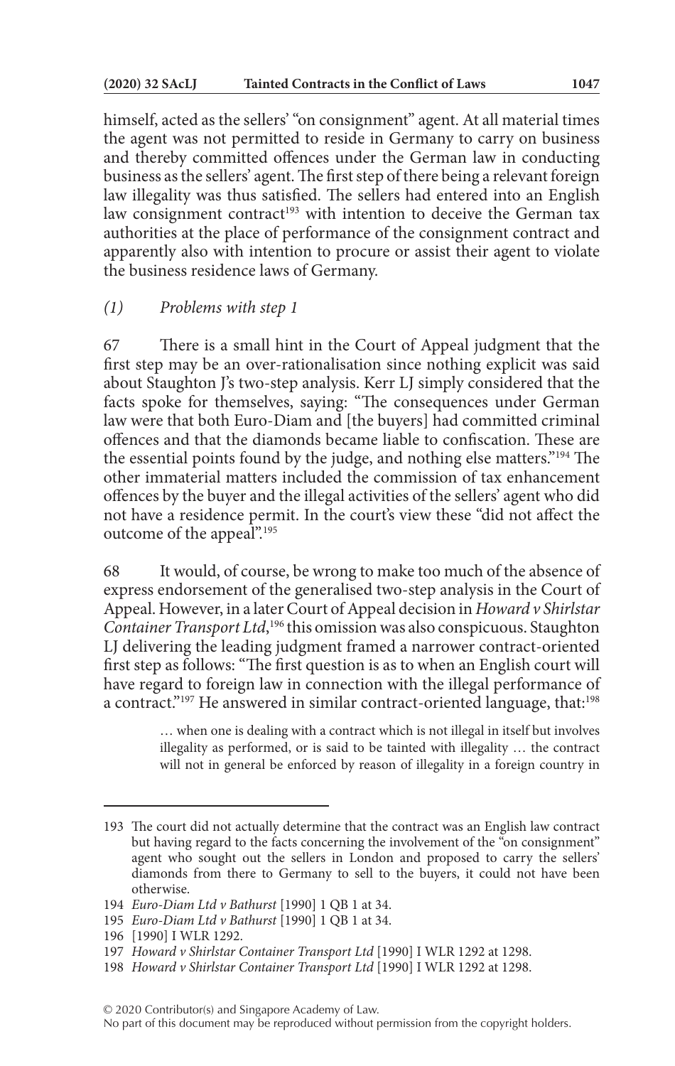himself, acted as the sellers' "on consignment" agent. At all material times the agent was not permitted to reside in Germany to carry on business and thereby committed offences under the German law in conducting business as the sellers' agent. The first step of there being a relevant foreign law illegality was thus satisfied. The sellers had entered into an English law consignment contract[193] with intention to deceive the German tax authorities at the place of performance of the consignment contract and apparently also with intention to procure or assist their agent to violate the business residence laws of Germany.

### *(1) Problems with step 1*

67 There is a small hint in the Court of Appeal judgment that the first step may be an over-rationalisation since nothing explicit was said about Staughton J's two-step analysis. Kerr LJ simply considered that the facts spoke for themselves, saying: "The consequences under German law were that both Euro-Diam and [the buyers] had committed criminal offences and that the diamonds became liable to confiscation. These are the essential points found by the judge, and nothing else matters."[194] The other immaterial matters included the commission of tax enhancement offences by the buyer and the illegal activities of the sellers' agent who did not have a residence permit. In the court's view these "did not affect the outcome of the appeal".[195]

68 It would, of course, be wrong to make too much of the absence of express endorsement of the generalised two-step analysis in the Court of Appeal. However, in a later Court of Appeal decision in *Howard v Shirlstar Container Transport Ltd*,[196] this omission was also conspicuous. Staughton LJ delivering the leading judgment framed a narrower contract-oriented first step as follows: "The first question is as to when an English court will have regard to foreign law in connection with the illegal performance of a contract."[197] He answered in similar contract-oriented language, that:[198]

> … when one is dealing with a contract which is not illegal in itself but involves illegality as performed, or is said to be tainted with illegality … the contract will not in general be enforced by reason of illegality in a foreign country in

---

193 The court did not actually determine that the contract was an English law contract but having regard to the facts concerning the involvement of the "on consignment" agent who sought out the sellers in London and proposed to carry the sellers' diamonds from there to Germany to sell to the buyers, it could not have been otherwise.

194 *Euro-Diam Ltd v Bathurst* [1990] 1 QB 1 at 34.

195 *Euro-Diam Ltd v Bathurst* [1990] 1 QB 1 at 34.

196 [1990] I WLR 1292.

197 *Howard v Shirlstar Container Transport Ltd* [1990] I WLR 1292 at 1298.

198 *Howard v Shirlstar Container Transport Ltd* [1990] I WLR 1292 at 1298.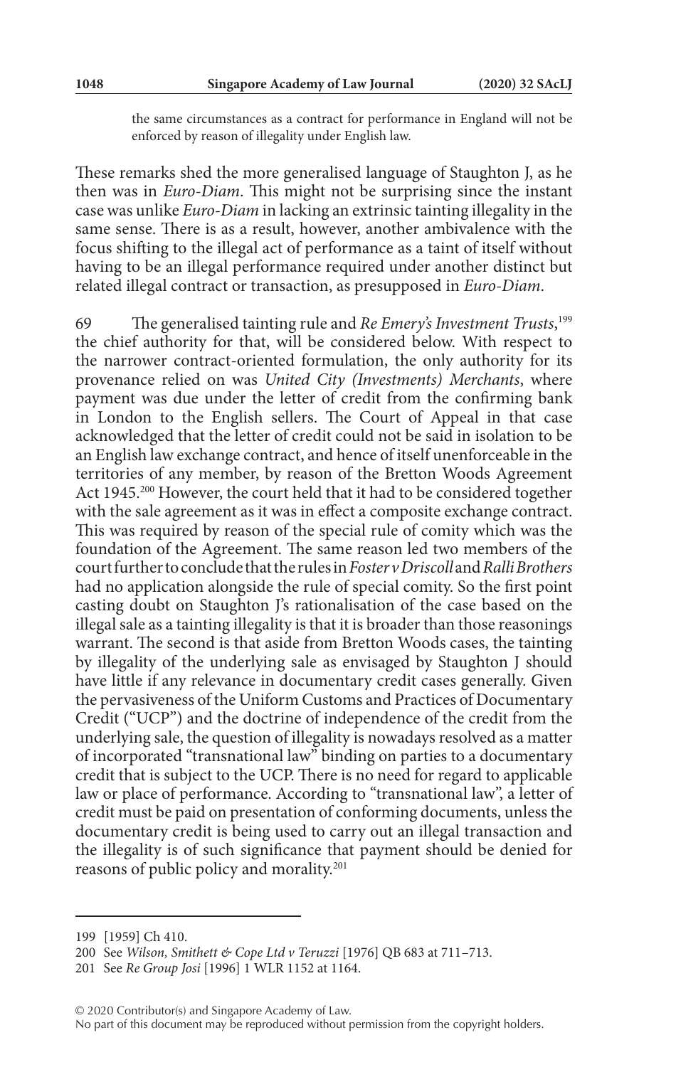the same circumstances as a contract for performance in England will not be enforced by reason of illegality under English law.

These remarks shed the more generalised language of Staughton J, as he then was in *Euro-Diam*. This might not be surprising since the instant case was unlike *Euro-Diam* in lacking an extrinsic tainting illegality in the same sense. There is as a result, however, another ambivalence with the focus shifting to the illegal act of performance as a taint of itself without having to be an illegal performance required under another distinct but related illegal contract or transaction, as presupposed in *Euro-Diam*.

69 The generalised tainting rule and *Re Emery's Investment Trusts*,[199] the chief authority for that, will be considered below. With respect to the narrower contract-oriented formulation, the only authority for its provenance relied on was *United City (Investments) Merchants*, where payment was due under the letter of credit from the confirming bank in London to the English sellers. The Court of Appeal in that case acknowledged that the letter of credit could not be said in isolation to be an English law exchange contract, and hence of itself unenforceable in the territories of any member, by reason of the Bretton Woods Agreement Act 1945.[200] However, the court held that it had to be considered together with the sale agreement as it was in effect a composite exchange contract. This was required by reason of the special rule of comity which was the foundation of the Agreement. The same reason led two members of the court further to conclude that the rules in *Foster v Driscoll* and *Ralli Brothers* had no application alongside the rule of special comity. So the first point casting doubt on Staughton J's rationalisation of the case based on the illegal sale as a tainting illegality is that it is broader than those reasonings warrant. The second is that aside from Bretton Woods cases, the tainting by illegality of the underlying sale as envisaged by Staughton J should have little if any relevance in documentary credit cases generally. Given the pervasiveness of the Uniform Customs and Practices of Documentary Credit ("UCP") and the doctrine of independence of the credit from the underlying sale, the question of illegality is nowadays resolved as a matter of incorporated "transnational law" binding on parties to a documentary credit that is subject to the UCP. There is no need for regard to applicable law or place of performance. According to "transnational law", a letter of credit must be paid on presentation of conforming documents, unless the documentary credit is being used to carry out an illegal transaction and the illegality is of such significance that payment should be denied for reasons of public policy and morality.[201]

---

199 [1959] Ch 410.

200 See *Wilson, Smithett & Cope Ltd v Teruzzi* [1976] QB 683 at 711–713.

201 See *Re Group Josi* [1996] 1 WLR 1152 at 1164.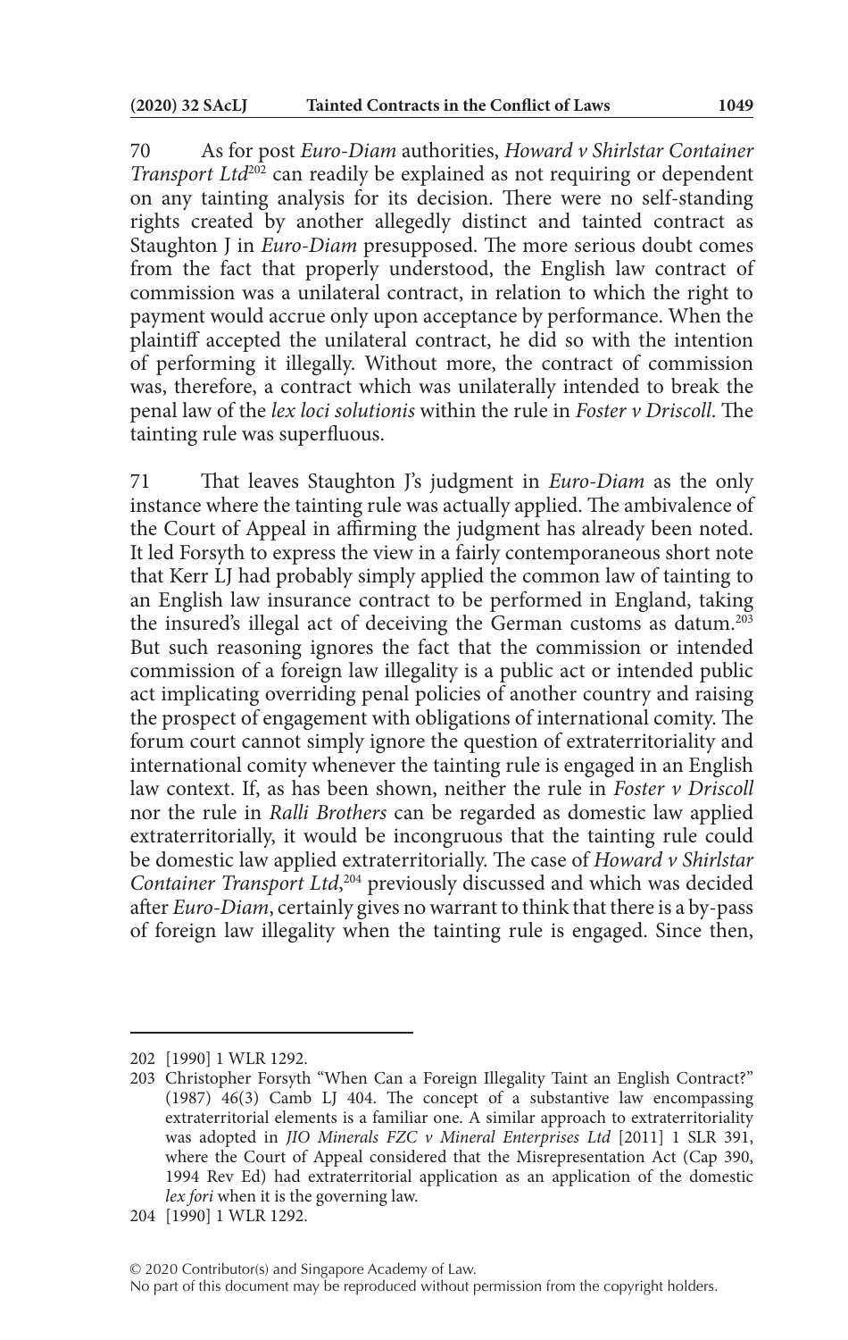70 As for post *Euro-Diam* authorities, *Howard v Shirlstar Container Transport Ltd*[202] can readily be explained as not requiring or dependent on any tainting analysis for its decision. There were no self-standing rights created by another allegedly distinct and tainted contract as Staughton J in *Euro-Diam* presupposed. The more serious doubt comes from the fact that properly understood, the English law contract of commission was a unilateral contract, in relation to which the right to payment would accrue only upon acceptance by performance. When the plaintiff accepted the unilateral contract, he did so with the intention of performing it illegally. Without more, the contract of commission was, therefore, a contract which was unilaterally intended to break the penal law of the *lex loci solutionis* within the rule in *Foster v Driscoll*. The tainting rule was superfluous.

71 That leaves Staughton J's judgment in *Euro-Diam* as the only instance where the tainting rule was actually applied. The ambivalence of the Court of Appeal in affirming the judgment has already been noted. It led Forsyth to express the view in a fairly contemporaneous short note that Kerr LJ had probably simply applied the common law of tainting to an English law insurance contract to be performed in England, taking the insured's illegal act of deceiving the German customs as datum.[203] But such reasoning ignores the fact that the commission or intended commission of a foreign law illegality is a public act or intended public act implicating overriding penal policies of another country and raising the prospect of engagement with obligations of international comity. The forum court cannot simply ignore the question of extraterritoriality and international comity whenever the tainting rule is engaged in an English law context. If, as has been shown, neither the rule in *Foster v Driscoll* nor the rule in *Ralli Brothers* can be regarded as domestic law applied extraterritorially, it would be incongruous that the tainting rule could be domestic law applied extraterritorially. The case of *Howard v Shirlstar Container Transport Ltd*,[204] previously discussed and which was decided after *Euro-Diam*, certainly gives no warrant to think that there is a by-pass of foreign law illegality when the tainting rule is engaged. Since then,

---

202 [1990] 1 WLR 1292.

203 Christopher Forsyth "When Can a Foreign Illegality Taint an English Contract?" (1987) 46(3) Camb LJ 404. The concept of a substantive law encompassing extraterritorial elements is a familiar one. A similar approach to extraterritoriality was adopted in *JIO Minerals FZC v Mineral Enterprises Ltd* [2011] 1 SLR 391, where the Court of Appeal considered that the Misrepresentation Act (Cap 390, 1994 Rev Ed) had extraterritorial application as an application of the domestic *lex fori* when it is the governing law.

204 [1990] 1 WLR 1292.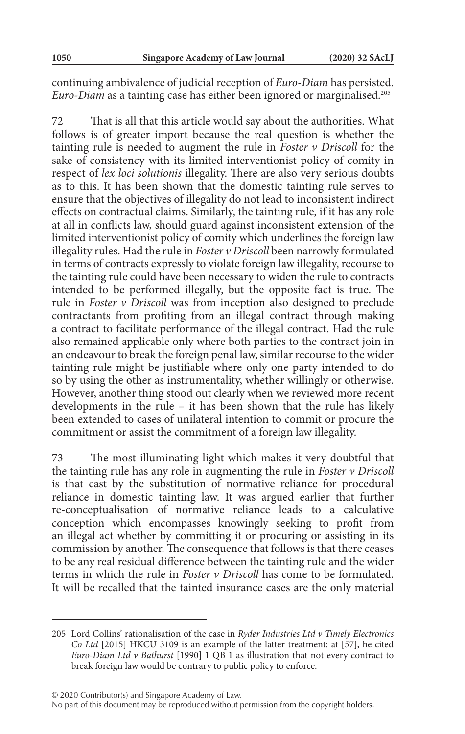continuing ambivalence of judicial reception of *Euro-Diam* has persisted. *Euro-Diam* as a tainting case has either been ignored or marginalised.[205]

72 That is all that this article would say about the authorities. What follows is of greater import because the real question is whether the tainting rule is needed to augment the rule in *Foster v Driscoll* for the sake of consistency with its limited interventionist policy of comity in respect of *lex loci solutionis* illegality. There are also very serious doubts as to this. It has been shown that the domestic tainting rule serves to ensure that the objectives of illegality do not lead to inconsistent indirect effects on contractual claims. Similarly, the tainting rule, if it has any role at all in conflicts law, should guard against inconsistent extension of the limited interventionist policy of comity which underlines the foreign law illegality rules. Had the rule in *Foster v Driscoll* been narrowly formulated in terms of contracts expressly to violate foreign law illegality, recourse to the tainting rule could have been necessary to widen the rule to contracts intended to be performed illegally, but the opposite fact is true. The rule in *Foster v Driscoll* was from inception also designed to preclude contractants from profiting from an illegal contract through making a contract to facilitate performance of the illegal contract. Had the rule also remained applicable only where both parties to the contract join in an endeavour to break the foreign penal law, similar recourse to the wider tainting rule might be justifiable where only one party intended to do so by using the other as instrumentality, whether willingly or otherwise. However, another thing stood out clearly when we reviewed more recent developments in the rule – it has been shown that the rule has likely been extended to cases of unilateral intention to commit or procure the commitment or assist the commitment of a foreign law illegality.

73 The most illuminating light which makes it very doubtful that the tainting rule has any role in augmenting the rule in *Foster v Driscoll* is that cast by the substitution of normative reliance for procedural reliance in domestic tainting law. It was argued earlier that further re-conceptualisation of normative reliance leads to a calculative conception which encompasses knowingly seeking to profit from an illegal act whether by committing it or procuring or assisting in its commission by another. The consequence that follows is that there ceases to be any real residual difference between the tainting rule and the wider terms in which the rule in *Foster v Driscoll* has come to be formulated. It will be recalled that the tainted insurance cases are the only material

205 Lord Collins' rationalisation of the case in *Ryder Industries Ltd v Timely Electronics Co Ltd* [2015] HKCU 3109 is an example of the latter treatment: at [57], he cited *Euro-Diam Ltd v Bathurst* [1990] 1 QB 1 as illustration that not every contract to break foreign law would be contrary to public policy to enforce.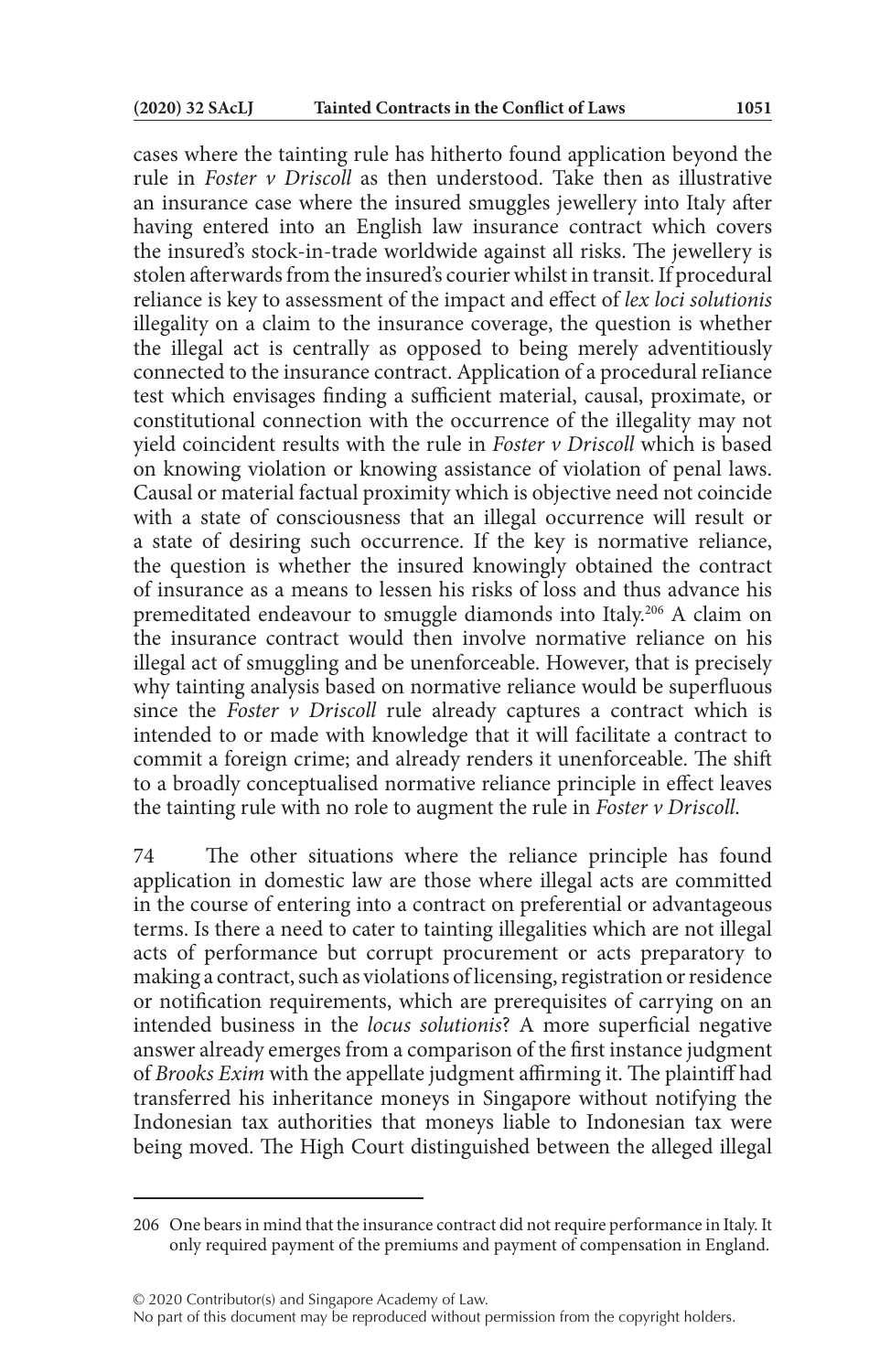cases where the tainting rule has hitherto found application beyond the rule in *Foster v Driscoll* as then understood. Take then as illustrative an insurance case where the insured smuggles jewellery into Italy after having entered into an English law insurance contract which covers the insured's stock-in-trade worldwide against all risks. The jewellery is stolen afterwards from the insured's courier whilst in transit. If procedural reliance is key to assessment of the impact and effect of *lex loci solutionis* illegality on a claim to the insurance coverage, the question is whether the illegal act is centrally as opposed to being merely adventitiously connected to the insurance contract. Application of a procedural reIiance test which envisages finding a sufficient material, causal, proximate, or constitutional connection with the occurrence of the illegality may not yield coincident results with the rule in *Foster v Driscoll* which is based on knowing violation or knowing assistance of violation of penal laws. Causal or material factual proximity which is objective need not coincide with a state of consciousness that an illegal occurrence will result or a state of desiring such occurrence. If the key is normative reliance, the question is whether the insured knowingly obtained the contract of insurance as a means to lessen his risks of loss and thus advance his premeditated endeavour to smuggle diamonds into Italy.[206] A claim on the insurance contract would then involve normative reliance on his illegal act of smuggling and be unenforceable. However, that is precisely why tainting analysis based on normative reliance would be superfluous since the *Foster v Driscoll* rule already captures a contract which is intended to or made with knowledge that it will facilitate a contract to commit a foreign crime; and already renders it unenforceable. The shift to a broadly conceptualised normative reliance principle in effect leaves the tainting rule with no role to augment the rule in *Foster v Driscoll*.

74 The other situations where the reliance principle has found application in domestic law are those where illegal acts are committed in the course of entering into a contract on preferential or advantageous terms. Is there a need to cater to tainting illegalities which are not illegal acts of performance but corrupt procurement or acts preparatory to making a contract, such as violations of licensing, registration or residence or notification requirements, which are prerequisites of carrying on an intended business in the *locus solutionis*? A more superficial negative answer already emerges from a comparison of the first instance judgment of *Brooks Exim* with the appellate judgment affirming it. The plaintiff had transferred his inheritance moneys in Singapore without notifying the Indonesian tax authorities that moneys liable to Indonesian tax were being moved. The High Court distinguished between the alleged illegal

---

206 One bears in mind that the insurance contract did not require performance in Italy. It only required payment of the premiums and payment of compensation in England.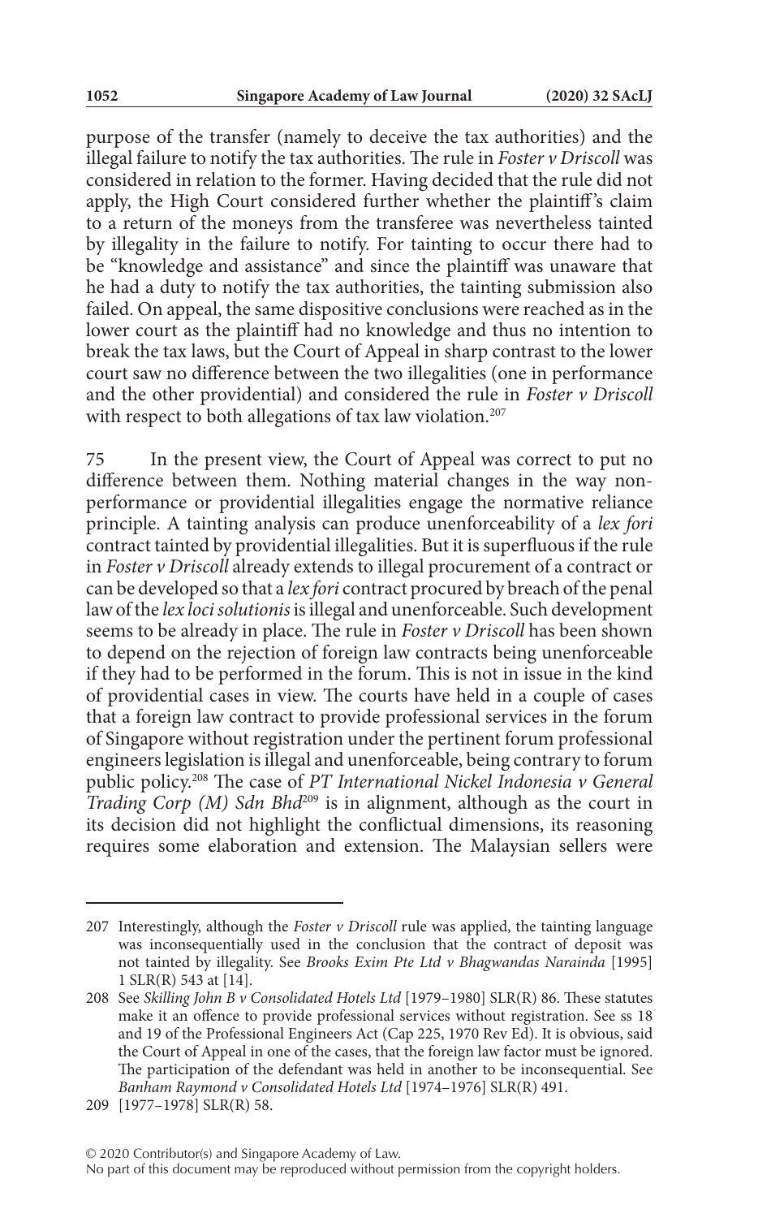purpose of the transfer (namely to deceive the tax authorities) and the illegal failure to notify the tax authorities. The rule in *Foster v Driscoll* was considered in relation to the former. Having decided that the rule did not apply, the High Court considered further whether the plaintiff's claim to a return of the moneys from the transferee was nevertheless tainted by illegality in the failure to notify. For tainting to occur there had to be "knowledge and assistance" and since the plaintiff was unaware that he had a duty to notify the tax authorities, the tainting submission also failed. On appeal, the same dispositive conclusions were reached as in the lower court as the plaintiff had no knowledge and thus no intention to break the tax laws, but the Court of Appeal in sharp contrast to the lower court saw no difference between the two illegalities (one in performance and the other providential) and considered the rule in *Foster v Driscoll* with respect to both allegations of tax law violation.[207]

75 In the present view, the Court of Appeal was correct to put no difference between them. Nothing material changes in the way non-performance or providential illegalities engage the normative reliance principle. A tainting analysis can produce unenforceability of a *lex fori* contract tainted by providential illegalities. But it is superfluous if the rule in *Foster v Driscoll* already extends to illegal procurement of a contract or can be developed so that a *lex fori* contract procured by breach of the penal law of the *lex loci solutionis* is illegal and unenforceable. Such development seems to be already in place. The rule in *Foster v Driscoll* has been shown to depend on the rejection of foreign law contracts being unenforceable if they had to be performed in the forum. This is not in issue in the kind of providential cases in view. The courts have held in a couple of cases that a foreign law contract to provide professional services in the forum of Singapore without registration under the pertinent forum professional engineers legislation is illegal and unenforceable, being contrary to forum public policy.[208] The case of *PT International Nickel Indonesia v General Trading Corp (M) Sdn Bhd*[209] is in alignment, although as the court in its decision did not highlight the conflictual dimensions, its reasoning requires some elaboration and extension. The Malaysian sellers were

---

207 Interestingly, although the *Foster v Driscoll* rule was applied, the tainting language was inconsequentially used in the conclusion that the contract of deposit was not tainted by illegality. See *Brooks Exim Pte Ltd v Bhagwandas Naraindas* [1995] 1 SLR(R) 543 at [14].

208 See *Skilling John B v Consolidated Hotels Ltd* [1979–1980] SLR(R) 86. These statutes make it an offence to provide professional services without registration. See ss 18 and 19 of the Professional Engineers Act (Cap 225, 1970 Rev Ed). It is obvious, said the Court of Appeal in one of the cases, that the foreign law factor must be ignored. The participation of the defendant was held in another to be inconsequential. See *Banham Raymond v Consolidated Hotels Ltd* [1974–1976] SLR(R) 491.

209 [1977–1978] SLR(R) 58.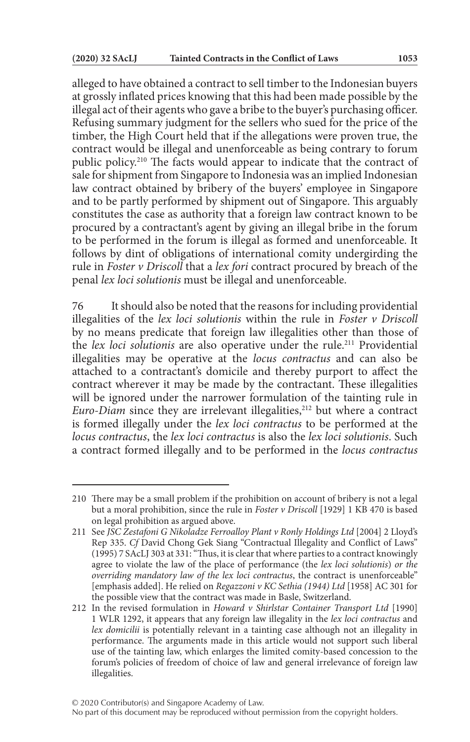alleged to have obtained a contract to sell timber to the Indonesian buyers at grossly inflated prices knowing that this had been made possible by the illegal act of their agents who gave a bribe to the buyer's purchasing officer. Refusing summary judgment for the sellers who sued for the price of the timber, the High Court held that if the allegations were proven true, the contract would be illegal and unenforceable as being contrary to forum public policy.[210] The facts would appear to indicate that the contract of sale for shipment from Singapore to Indonesia was an implied Indonesian law contract obtained by bribery of the buyers' employee in Singapore and to be partly performed by shipment out of Singapore. This arguably constitutes the case as authority that a foreign law contract known to be procured by a contractant's agent by giving an illegal bribe in the forum to be performed in the forum is illegal as formed and unenforceable. It follows by dint of obligations of international comity undergirding the rule in *Foster v Driscoll* that a *lex fori* contract procured by breach of the penal *lex loci solutionis* must be illegal and unenforceable.

76 It should also be noted that the reasons for including providential illegalities of the *lex loci solutionis* within the rule in *Foster v Driscoll* by no means predicate that foreign law illegalities other than those of the *lex loci solutionis* are also operative under the rule.[211] Providential illegalities may be operative at the *locus contractus* and can also be attached to a contractant's domicile and thereby purport to affect the contract wherever it may be made by the contractant. These illegalities will be ignored under the narrower formulation of the tainting rule in *Euro-Diam* since they are irrelevant illegalities,[212] but where a contract is formed illegally under the *lex loci contractus* to be performed at the *locus contractus*, the *lex loci contractus* is also the *lex loci solutionis*. Such a contract formed illegally and to be performed in the *locus contractus*

---

210 There may be a small problem if the prohibition on account of bribery is not a legal but a moral prohibition, since the rule in *Foster v Driscoll* [1929] 1 KB 470 is based on legal prohibition as argued above.

211 See *JSC Zestafoni G Nikoladze Ferroalloy Plant v Ronly Holdings Ltd* [2004] 2 Lloyd's Rep 335. *Cf* David Chong Gek Siang "Contractual Illegality and Conflict of Laws" (1995) 7 SAcLJ 303 at 331: "Thus, it is clear that where parties to a contract knowingly agree to violate the law of the place of performance (the *lex loci solutionis*) *or the overriding mandatory law of the lex loci contractus*, the contract is unenforceable" [emphasis added]. He relied on *Regazzoni v KC Sethia (1944) Ltd* [1958] AC 301 for the possible view that the contract was made in Basle, Switzerland.

212 In the revised formulation in *Howard v Shirlstar Container Transport Ltd* [1990] 1 WLR 1292, it appears that any foreign law illegality in the *lex loci contractus* and *lex domicilii* is potentially relevant in a tainting case although not an illegality in performance. The arguments made in this article would not support such liberal use of the tainting law, which enlarges the limited comity-based concession to the forum's policies of freedom of choice of law and general irrelevance of foreign law illegalities.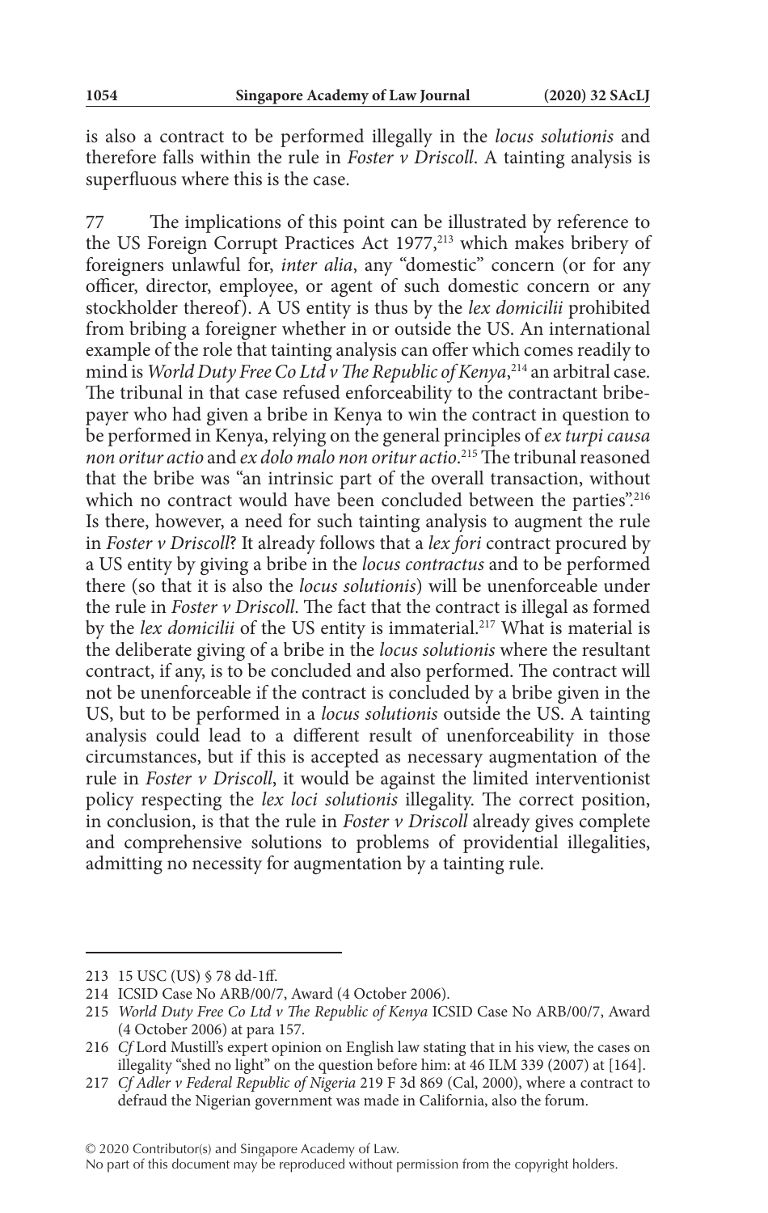is also a contract to be performed illegally in the *locus solutionis* and therefore falls within the rule in *Foster v Driscoll*. A tainting analysis is superfluous where this is the case.

77 The implications of this point can be illustrated by reference to the US Foreign Corrupt Practices Act 1977,[213] which makes bribery of foreigners unlawful for, *inter alia*, any "domestic" concern (or for any officer, director, employee, or agent of such domestic concern or any stockholder thereof). A US entity is thus by the *lex domicilii* prohibited from bribing a foreigner whether in or outside the US. An international example of the role that tainting analysis can offer which comes readily to mind is *World Duty Free Co Ltd v The Republic of Kenya*,[214] an arbitral case. The tribunal in that case refused enforceability to the contractant bribe-payer who had given a bribe in Kenya to win the contract in question to be performed in Kenya, relying on the general principles of *ex turpi causa non oritur actio* and *ex dolo malo non oritur actio*.[215] The tribunal reasoned that the bribe was "an intrinsic part of the overall transaction, without which no contract would have been concluded between the parties".[216] Is there, however, a need for such tainting analysis to augment the rule in *Foster v Driscoll*? It already follows that a *lex fori* contract procured by a US entity by giving a bribe in the *locus contractus* and to be performed there (so that it is also the *locus solutionis*) will be unenforceable under the rule in *Foster v Driscoll*. The fact that the contract is illegal as formed by the *lex domicilii* of the US entity is immaterial.[217] What is material is the deliberate giving of a bribe in the *locus solutionis* where the resultant contract, if any, is to be concluded and also performed. The contract will not be unenforceable if the contract is concluded by a bribe given in the US, but to be performed in a *locus solutionis* outside the US. A tainting analysis could lead to a different result of unenforceability in those circumstances, but if this is accepted as necessary augmentation of the rule in *Foster v Driscoll*, it would be against the limited interventionist policy respecting the *lex loci solutionis* illegality. The correct position, in conclusion, is that the rule in *Foster v Driscoll* already gives complete and comprehensive solutions to problems of providential illegalities, admitting no necessity for augmentation by a tainting rule.

---

213 15 USC (US) § 78 dd-1ff.

214 ICSID Case No ARB/00/7, Award (4 October 2006).

215 *World Duty Free Co Ltd v The Republic of Kenya* ICSID Case No ARB/00/7, Award (4 October 2006) at para 157.

216 *Cf* Lord Mustill's expert opinion on English law stating that in his view, the cases on illegality "shed no light" on the question before him: at 46 ILM 339 (2007) at [164].

217 *Cf Adler v Federal Republic of Nigeria* 219 F 3d 869 (Cal, 2000), where a contract to defraud the Nigerian government was made in California, also the forum.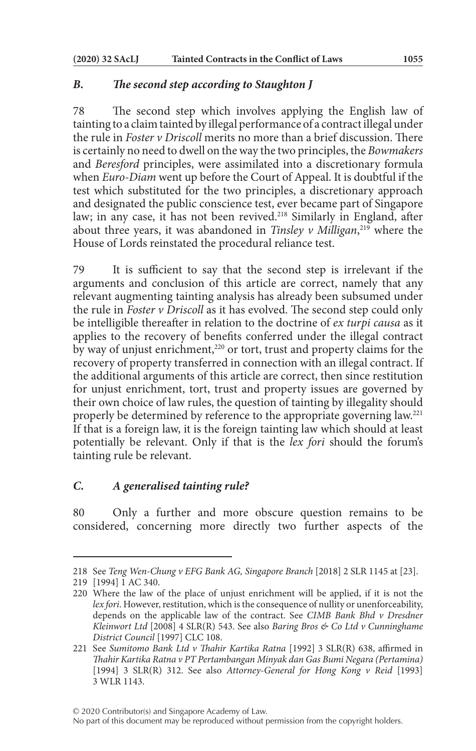### *B. The second step according to Staughton J*

78 The second step which involves applying the English law of tainting to a claim tainted by illegal performance of a contract illegal under the rule in *Foster v Driscoll* merits no more than a brief discussion. There is certainly no need to dwell on the way the two principles, the *Bowmakers* and *Beresford* principles, were assimilated into a discretionary formula when *Euro-Diam* went up before the Court of Appeal. It is doubtful if the test which substituted for the two principles, a discretionary approach and designated the public conscience test, ever became part of Singapore law; in any case, it has not been revived.[218] Similarly in England, after about three years, it was abandoned in *Tinsley v Milligan*,[219] where the House of Lords reinstated the procedural reliance test.

79 It is sufficient to say that the second step is irrelevant if the arguments and conclusion of this article are correct, namely that any relevant augmenting tainting analysis has already been subsumed under the rule in *Foster v Driscoll* as it has evolved. The second step could only be intelligible thereafter in relation to the doctrine of *ex turpi causa* as it applies to the recovery of benefits conferred under the illegal contract by way of unjust enrichment,[220] or tort, trust and property claims for the recovery of property transferred in connection with an illegal contract. If the additional arguments of this article are correct, then since restitution for unjust enrichment, tort, trust and property issues are governed by their own choice of law rules, the question of tainting by illegality should properly be determined by reference to the appropriate governing law.[221] If that is a foreign law, it is the foreign tainting law which should at least potentially be relevant. Only if that is the *lex fori* should the forum's tainting rule be relevant.

### *C. A generalised tainting rule?*

80 Only a further and more obscure question remains to be considered, concerning more directly two further aspects of the

---

218 See *Teng Wen-Chung v EFG Bank AG, Singapore Branch* [2018] 2 SLR 1145 at [23].

219 [1994] 1 AC 340.

220 Where the law of the place of unjust enrichment will be applied, if it is not the *lex fori*. However, restitution, which is the consequence of nullity or unenforceability, depends on the applicable law of the contract. See *CIMB Bank Bhd v Dresdner Kleinwort Ltd* [2008] 4 SLR(R) 543. See also *Baring Bros & Co Ltd v Cunninghame District Council* [1997] CLC 108.

221 See *Sumitomo Bank Ltd v Thahir Kartika Ratna* [1992] 3 SLR(R) 638, affirmed in *Thahir Kartika Ratna v PT Pertambangan Minyak dan Gas Bumi Negara (Pertamina)* [1994] 3 SLR(R) 312. See also *Attorney-General for Hong Kong v Reid* [1993] 3 WLR 1143.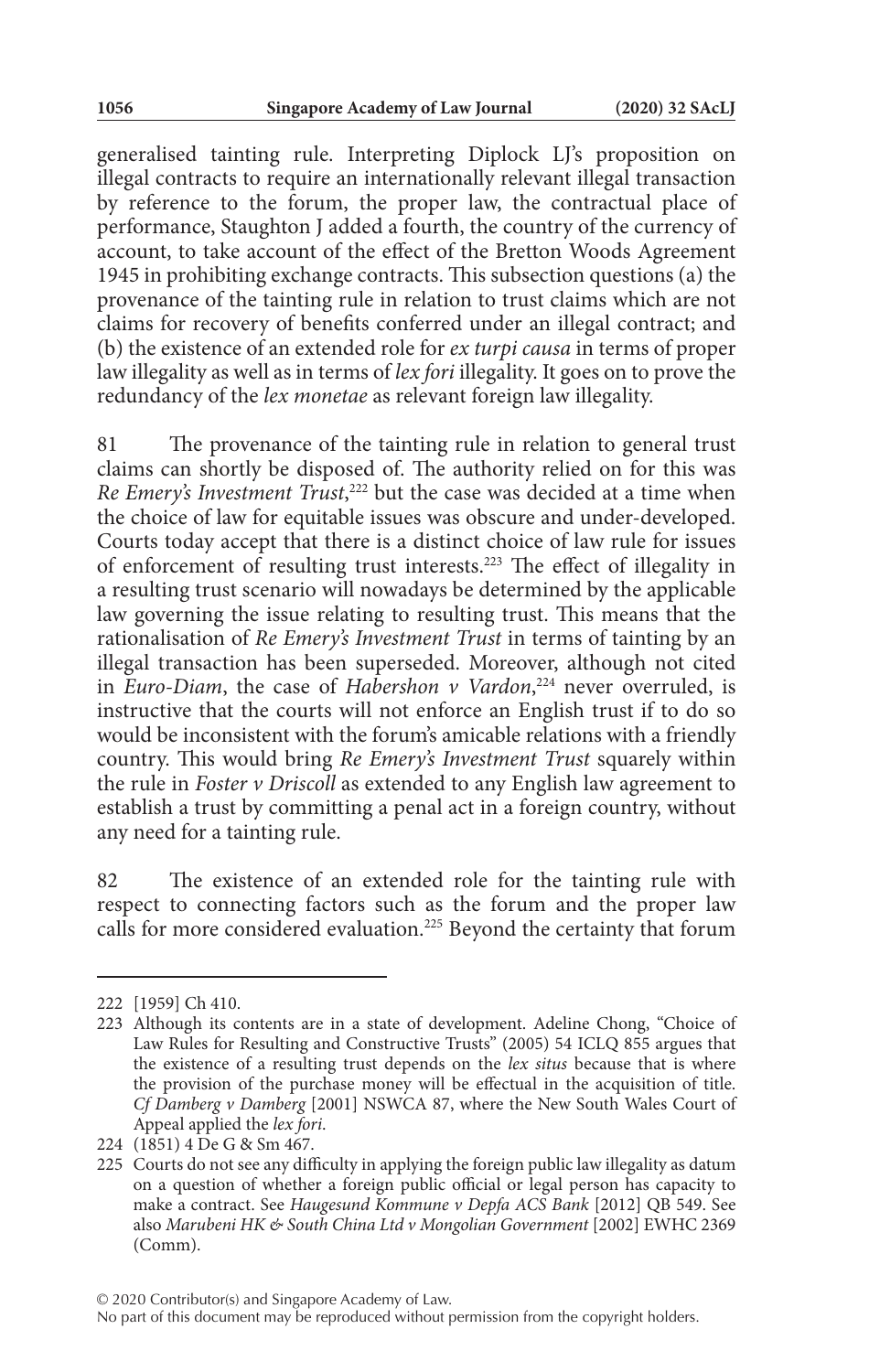generalised tainting rule. Interpreting Diplock LJ's proposition on illegal contracts to require an internationally relevant illegal transaction by reference to the forum, the proper law, the contractual place of performance, Staughton J added a fourth, the country of the currency of account, to take account of the effect of the Bretton Woods Agreement 1945 in prohibiting exchange contracts. This subsection questions (a) the provenance of the tainting rule in relation to trust claims which are not claims for recovery of benefits conferred under an illegal contract; and (b) the existence of an extended role for *ex turpi causa* in terms of proper law illegality as well as in terms of *lex fori* illegality. It goes on to prove the redundancy of the *lex monetae* as relevant foreign law illegality.

81 The provenance of the tainting rule in relation to general trust claims can shortly be disposed of. The authority relied on for this was *Re Emery's Investment Trust*,[222] but the case was decided at a time when the choice of law for equitable issues was obscure and under-developed. Courts today accept that there is a distinct choice of law rule for issues of enforcement of resulting trust interests.[223] The effect of illegality in a resulting trust scenario will nowadays be determined by the applicable law governing the issue relating to resulting trust. This means that the rationalisation of *Re Emery's Investment Trust* in terms of tainting by an illegal transaction has been superseded. Moreover, although not cited in *Euro-Diam*, the case of *Habershon v Vardon*,[224] never overruled, is instructive that the courts will not enforce an English trust if to do so would be inconsistent with the forum's amicable relations with a friendly country. This would bring *Re Emery's Investment Trust* squarely within the rule in *Foster v Driscoll* as extended to any English law agreement to establish a trust by committing a penal act in a foreign country, without any need for a tainting rule.

82 The existence of an extended role for the tainting rule with respect to connecting factors such as the forum and the proper law calls for more considered evaluation.[225] Beyond the certainty that forum

---

222 [1959] Ch 410.

223 Although its contents are in a state of development. Adeline Chong, "Choice of Law Rules for Resulting and Constructive Trusts" (2005) 54 ICLQ 855 argues that the existence of a resulting trust depends on the *lex situs* because that is where the provision of the purchase money will be effectual in the acquisition of title. *Cf Damberg v Damberg* [2001] NSWCA 87, where the New South Wales Court of Appeal applied the *lex fori*.

224 (1851) 4 De G & Sm 467.

225 Courts do not see any difficulty in applying the foreign public law illegality as datum on a question of whether a foreign public official or legal person has capacity to make a contract. See *Haugesund Kommune v Depfa ACS Bank* [2012] QB 549. See also *Marubeni HK & South China Ltd v Mongolian Government* [2002] EWHC 2369 (Comm).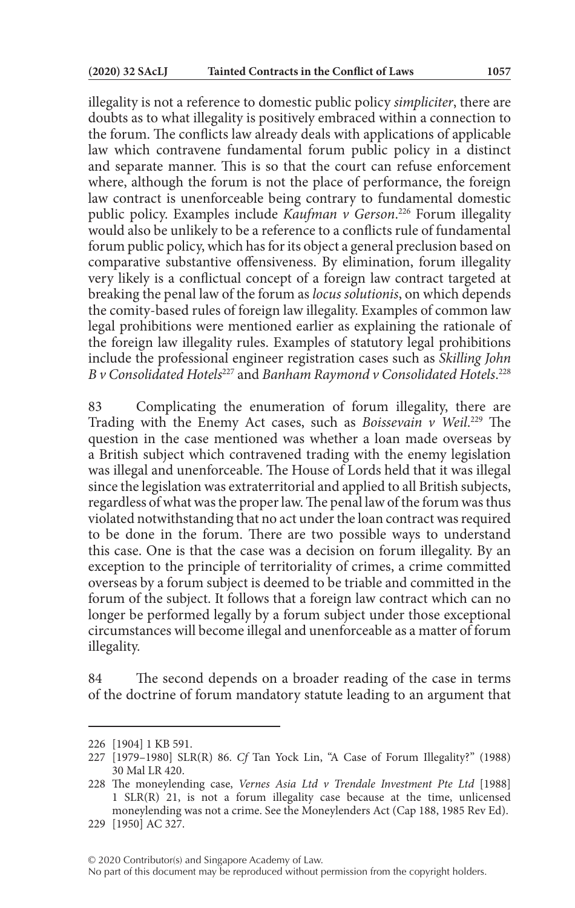illegality is not a reference to domestic public policy *simpliciter*, there are doubts as to what illegality is positively embraced within a connection to the forum. The conflicts law already deals with applications of applicable law which contravene fundamental forum public policy in a distinct and separate manner. This is so that the court can refuse enforcement where, although the forum is not the place of performance, the foreign law contract is unenforceable being contrary to fundamental domestic public policy. Examples include *Kaufman v Gerson*.[226] Forum illegality would also be unlikely to be a reference to a conflicts rule of fundamental forum public policy, which has for its object a general preclusion based on comparative substantive offensiveness. By elimination, forum illegality very likely is a conflictual concept of a foreign law contract targeted at breaking the penal law of the forum as *locus solutionis*, on which depends the comity-based rules of foreign law illegality. Examples of common law legal prohibitions were mentioned earlier as explaining the rationale of the foreign law illegality rules. Examples of statutory legal prohibitions include the professional engineer registration cases such as *Skilling John B v Consolidated Hotels*[227] and *Banham Raymond v Consolidated Hotels*.[228]

83 Complicating the enumeration of forum illegality, there are Trading with the Enemy Act cases, such as *Boissevain v Weil*.[229] The question in the case mentioned was whether a loan made overseas by a British subject which contravened trading with the enemy legislation was illegal and unenforceable. The House of Lords held that it was illegal since the legislation was extraterritorial and applied to all British subjects, regardless of what was the proper law. The penal law of the forum was thus violated notwithstanding that no act under the loan contract was required to be done in the forum. There are two possible ways to understand this case. One is that the case was a decision on forum illegality. By an exception to the principle of territoriality of crimes, a crime committed overseas by a forum subject is deemed to be triable and committed in the forum of the subject. It follows that a foreign law contract which can no longer be performed legally by a forum subject under those exceptional circumstances will become illegal and unenforceable as a matter of forum illegality.

84 The second depends on a broader reading of the case in terms of the doctrine of forum mandatory statute leading to an argument that

---

226 [1904] 1 KB 591.

227 [1979–1980] SLR(R) 86. *Cf* Tan Yock Lin, "A Case of Forum Illegality?" (1988) 30 Mal LR 420.

228 The moneylending case, *Vernes Asia Ltd v Trendale Investment Pte Ltd* [1988] 1 SLR(R) 21, is not a forum illegality case because at the time, unlicensed moneylending was not a crime. See the Moneylenders Act (Cap 188, 1985 Rev Ed).

229 [1950] AC 327.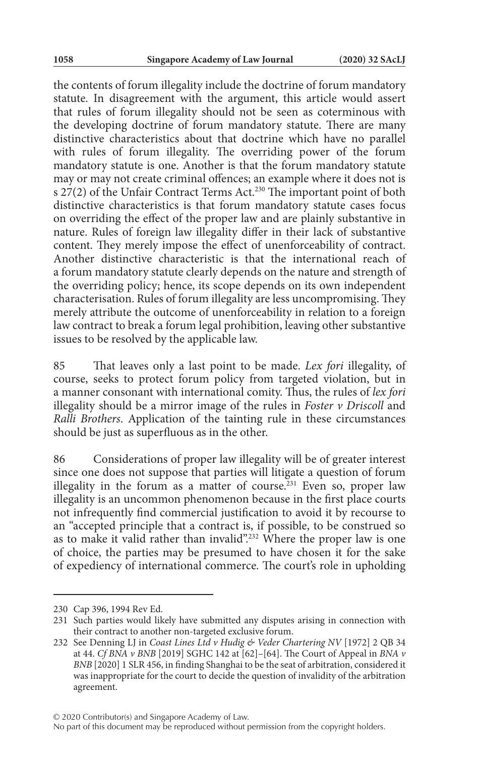the contents of forum illegality include the doctrine of forum mandatory statute. In disagreement with the argument, this article would assert that rules of forum illegality should not be seen as coterminous with the developing doctrine of forum mandatory statute. There are many distinctive characteristics about that doctrine which have no parallel with rules of forum illegality. The overriding power of the forum mandatory statute is one. Another is that the forum mandatory statute may or may not create criminal offences; an example where it does not is s 27(2) of the Unfair Contract Terms Act.[230] The important point of both distinctive characteristics is that forum mandatory statute cases focus on overriding the effect of the proper law and are plainly substantive in nature. Rules of foreign law illegality differ in their lack of substantive content. They merely impose the effect of unenforceability of contract. Another distinctive characteristic is that the international reach of a forum mandatory statute clearly depends on the nature and strength of the overriding policy; hence, its scope depends on its own independent characterisation. Rules of forum illegality are less uncompromising. They merely attribute the outcome of unenforceability in relation to a foreign law contract to break a forum legal prohibition, leaving other substantive issues to be resolved by the applicable law.

85 That leaves only a last point to be made. *Lex fori* illegality, of course, seeks to protect forum policy from targeted violation, but in a manner consonant with international comity. Thus, the rules of *lex fori* illegality should be a mirror image of the rules in *Foster v Driscoll* and *Ralli Brothers*. Application of the tainting rule in these circumstances should be just as superfluous as in the other.

86 Considerations of proper law illegality will be of greater interest since one does not suppose that parties will litigate a question of forum illegality in the forum as a matter of course.[231] Even so, proper law illegality is an uncommon phenomenon because in the first place courts not infrequently find commercial justification to avoid it by recourse to an "accepted principle that a contract is, if possible, to be construed so as to make it valid rather than invalid".[232] Where the proper law is one of choice, the parties may be presumed to have chosen it for the sake of expediency of international commerce. The court's role in upholding

---

230 Cap 396, 1994 Rev Ed.

231 Such parties would likely have submitted any disputes arising in connection with their contract to another non-targeted exclusive forum.

232 See Denning LJ in *Coast Lines Ltd v Hudig & Veder Chartering NV* [1972] 2 QB 34 at 44. *Cf BNA v BNB* [2019] SGHC 142 at [62]–[64]. The Court of Appeal in *BNA v BNB* [2020] 1 SLR 456, in finding Shanghai to be the seat of arbitration, considered it was inappropriate for the court to decide the question of invalidity of the arbitration agreement.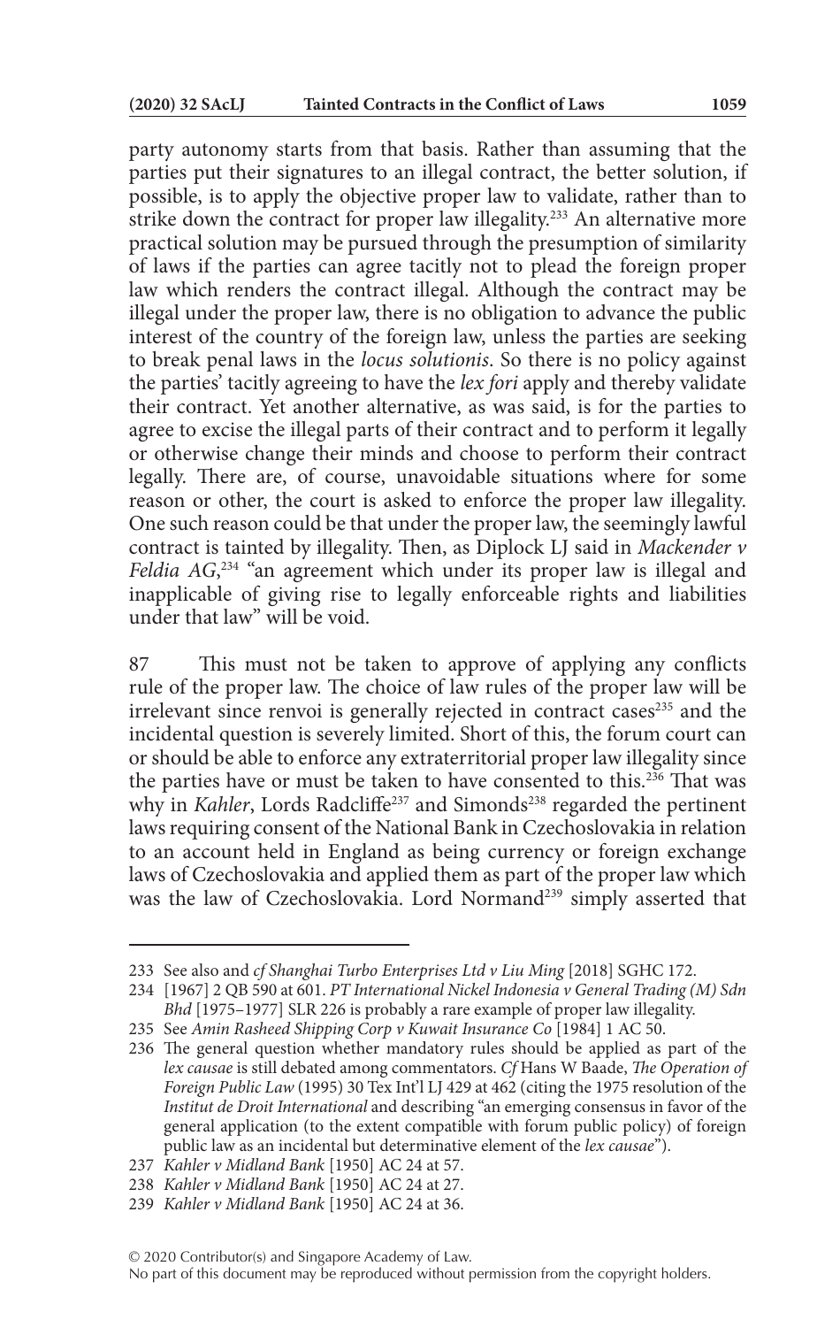party autonomy starts from that basis. Rather than assuming that the parties put their signatures to an illegal contract, the better solution, if possible, is to apply the objective proper law to validate, rather than to strike down the contract for proper law illegality.[233] An alternative more practical solution may be pursued through the presumption of similarity of laws if the parties can agree tacitly not to plead the foreign proper law which renders the contract illegal. Although the contract may be illegal under the proper law, there is no obligation to advance the public interest of the country of the foreign law, unless the parties are seeking to break penal laws in the *locus solutionis*. So there is no policy against the parties' tacitly agreeing to have the *lex fori* apply and thereby validate their contract. Yet another alternative, as was said, is for the parties to agree to excise the illegal parts of their contract and to perform it legally or otherwise change their minds and choose to perform their contract legally. There are, of course, unavoidable situations where for some reason or other, the court is asked to enforce the proper law illegality. One such reason could be that under the proper law, the seemingly lawful contract is tainted by illegality. Then, as Diplock LJ said in *Mackender v Feldia AG*,[234] "an agreement which under its proper law is illegal and inapplicable of giving rise to legally enforceable rights and liabilities under that law" will be void.

87 This must not be taken to approve of applying any conflicts rule of the proper law. The choice of law rules of the proper law will be irrelevant since renvoi is generally rejected in contract cases[235] and the incidental question is severely limited. Short of this, the forum court can or should be able to enforce any extraterritorial proper law illegality since the parties have or must be taken to have consented to this.[236] That was why in *Kahler*, Lords Radcliffe[237] and Simonds[238] regarded the pertinent laws requiring consent of the National Bank in Czechoslovakia in relation to an account held in England as being currency or foreign exchange laws of Czechoslovakia and applied them as part of the proper law which was the law of Czechoslovakia. Lord Normand[239] simply asserted that

---

233 See also and *cf Shanghai Turbo Enterprises Ltd v Liu Ming* [2018] SGHC 172.

234 [1967] 2 QB 590 at 601. *PT International Nickel Indonesia v General Trading (M) Sdn Bhd* [1975–1977] SLR 226 is probably a rare example of proper law illegality.

235 See *Amin Rasheed Shipping Corp v Kuwait Insurance Co* [1984] 1 AC 50.

236 The general question whether mandatory rules should be applied as part of the *lex causae* is still debated among commentators. *Cf* Hans W Baade, *The Operation of Foreign Public Law* (1995) 30 Tex Int'l LJ 429 at 462 (citing the 1975 resolution of the *Institut de Droit International* and describing "an emerging consensus in favor of the general application (to the extent compatible with forum public policy) of foreign public law as an incidental but determinative element of the *lex causae*").

237 *Kahler v Midland Bank* [1950] AC 24 at 57.

238 *Kahler v Midland Bank* [1950] AC 24 at 27.

239 *Kahler v Midland Bank* [1950] AC 24 at 36.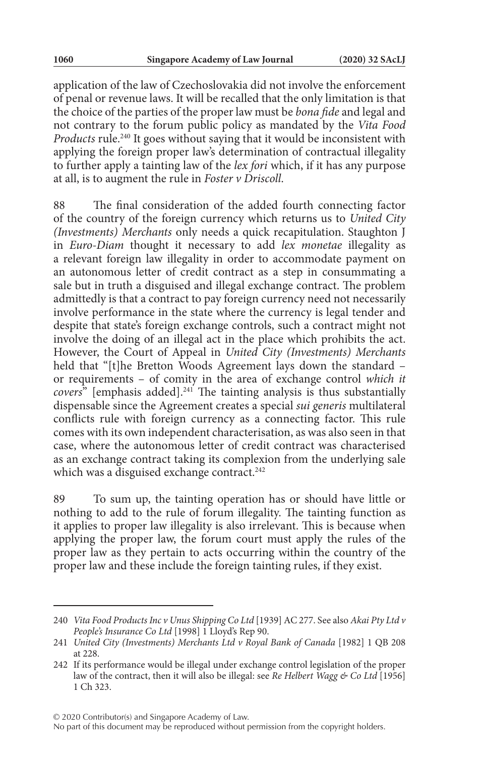application of the law of Czechoslovakia did not involve the enforcement of penal or revenue laws. It will be recalled that the only limitation is that the choice of the parties of the proper law must be *bona fide* and legal and not contrary to the forum public policy as mandated by the *Vita Food Products* rule.[240] It goes without saying that it would be inconsistent with applying the foreign proper law's determination of contractual illegality to further apply a tainting law of the *lex fori* which, if it has any purpose at all, is to augment the rule in *Foster v Driscoll*.

88 The final consideration of the added fourth connecting factor of the country of the foreign currency which returns us to *United City (Investments) Merchants* only needs a quick recapitulation. Staughton J in *Euro-Diam* thought it necessary to add *lex monetae* illegality as a relevant foreign law illegality in order to accommodate payment on an autonomous letter of credit contract as a step in consummating a sale but in truth a disguised and illegal exchange contract. The problem admittedly is that a contract to pay foreign currency need not necessarily involve performance in the state where the currency is legal tender and despite that state's foreign exchange controls, such a contract might not involve the doing of an illegal act in the place which prohibits the act. However, the Court of Appeal in *United City (Investments) Merchants* held that "[t]he Bretton Woods Agreement lays down the standard – or requirements – of comity in the area of exchange control *which it covers*" [emphasis added].[241] The tainting analysis is thus substantially dispensable since the Agreement creates a special *sui generis* multilateral conflicts rule with foreign currency as a connecting factor. This rule comes with its own independent characterisation, as was also seen in that case, where the autonomous letter of credit contract was characterised as an exchange contract taking its complexion from the underlying sale which was a disguised exchange contract.[242]

89 To sum up, the tainting operation has or should have little or nothing to add to the rule of forum illegality. The tainting function as it applies to proper law illegality is also irrelevant. This is because when applying the proper law, the forum court must apply the rules of the proper law as they pertain to acts occurring within the country of the proper law and these include the foreign tainting rules, if they exist.

---

240 *Vita Food Products Inc v Unus Shipping Co Ltd* [1939] AC 277. See also *Akai Pty Ltd v People's Insurance Co Ltd* [1998] 1 Lloyd's Rep 90.

241 *United City (Investments) Merchants Ltd v Royal Bank of Canada* [1982] 1 QB 208 at 228.

242 If its performance would be illegal under exchange control legislation of the proper law of the contract, then it will also be illegal: see *Re Helbert Wagg & Co Ltd* [1956] 1 Ch 323.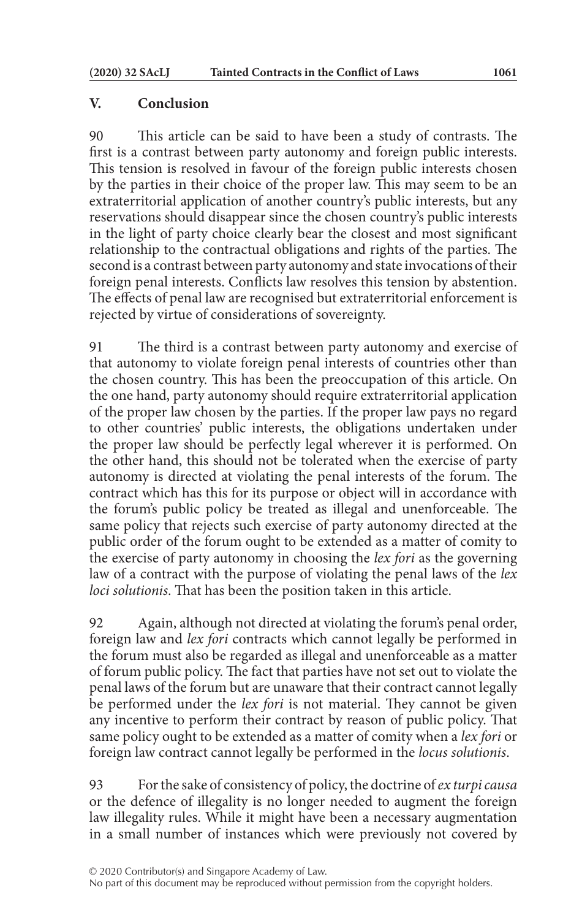## V. Conclusion

90 This article can be said to have been a study of contrasts. The first is a contrast between party autonomy and foreign public interests. This tension is resolved in favour of the foreign public interests chosen by the parties in their choice of the proper law. This may seem to be an extraterritorial application of another country's public interests, but any reservations should disappear since the chosen country's public interests in the light of party choice clearly bear the closest and most significant relationship to the contractual obligations and rights of the parties. The second is a contrast between party autonomy and state invocations of their foreign penal interests. Conflicts law resolves this tension by abstention. The effects of penal law are recognised but extraterritorial enforcement is rejected by virtue of considerations of sovereignty.

91 The third is a contrast between party autonomy and exercise of that autonomy to violate foreign penal interests of countries other than the chosen country. This has been the preoccupation of this article. On the one hand, party autonomy should require extraterritorial application of the proper law chosen by the parties. If the proper law pays no regard to other countries' public interests, the obligations undertaken under the proper law should be perfectly legal wherever it is performed. On the other hand, this should not be tolerated when the exercise of party autonomy is directed at violating the penal interests of the forum. The contract which has this for its purpose or object will in accordance with the forum's public policy be treated as illegal and unenforceable. The same policy that rejects such exercise of party autonomy directed at the public order of the forum ought to be extended as a matter of comity to the exercise of party autonomy in choosing the *lex fori* as the governing law of a contract with the purpose of violating the penal laws of the *lex loci solutionis*. That has been the position taken in this article.

92 Again, although not directed at violating the forum's penal order, foreign law and *lex fori* contracts which cannot legally be performed in the forum must also be regarded as illegal and unenforceable as a matter of forum public policy. The fact that parties have not set out to violate the penal laws of the forum but are unaware that their contract cannot legally be performed under the *lex fori* is not material. They cannot be given any incentive to perform their contract by reason of public policy. That same policy ought to be extended as a matter of comity when a *lex fori* or foreign law contract cannot legally be performed in the *locus solutionis*.

93 For the sake of consistency of policy, the doctrine of *ex turpi causa* or the defence of illegality is no longer needed to augment the foreign law illegality rules. While it might have been a necessary augmentation in a small number of instances which were previously not covered by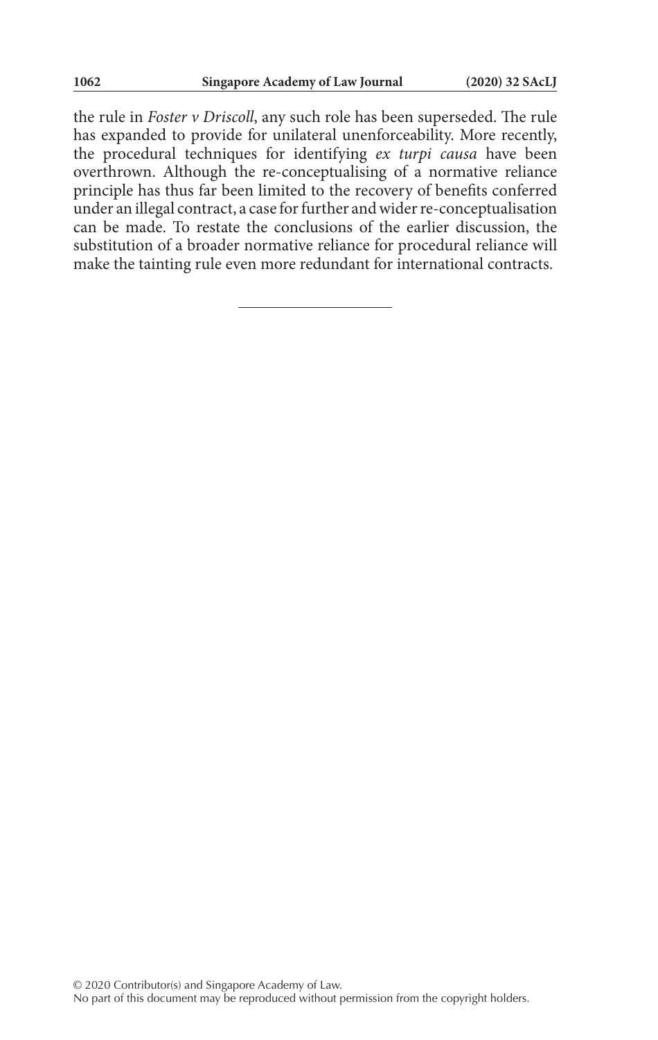the rule in *Foster v Driscoll*, any such role has been superseded. The rule has expanded to provide for unilateral unenforceability. More recently, the procedural techniques for identifying *ex turpi causa* have been overthrown. Although the re-conceptualising of a normative reliance principle has thus far been limited to the recovery of benefits conferred under an illegal contract, a case for further and wider re-conceptualisation can be made. To restate the conclusions of the earlier discussion, the substitution of a broader normative reliance for procedural reliance will make the tainting rule even more redundant for international contracts.

---